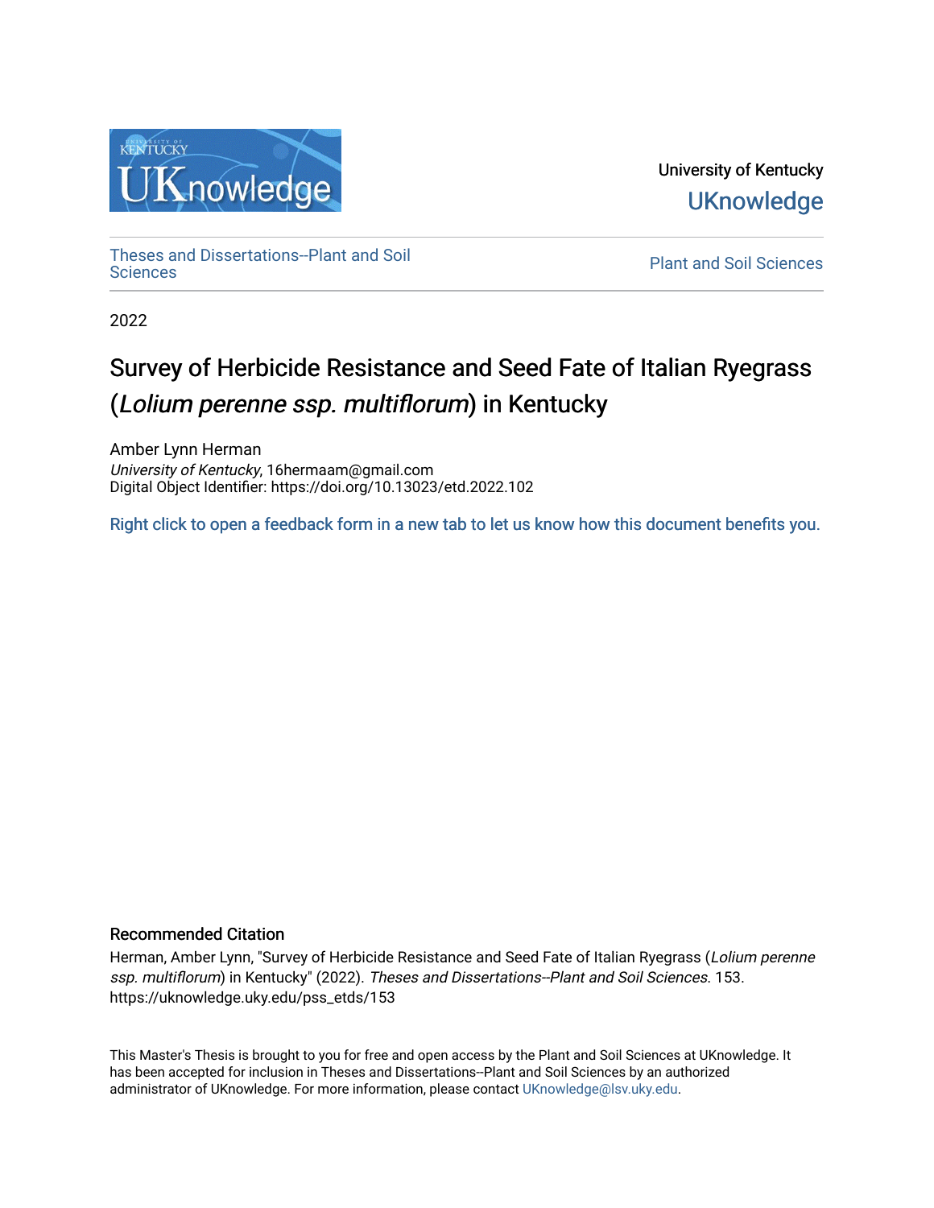University of Kentucky

UKnowledge

Theses and Dissertations--Plant and Soil Sciences

Plant and Soil Sciences

2022

# Survey of Herbicide Resistance and Seed Fate of Italian Ryegrass (*Lolium perenne ssp. multiflorum*) in Kentucky

Amber Lynn Herman
*University of Kentucky*, 16hermaam@gmail.com
Digital Object Identifier: https://doi.org/10.13023/etd.2022.102

Right click to open a feedback form in a new tab to let us know how this document benefits you.

## Recommended Citation

Herman, Amber Lynn, "Survey of Herbicide Resistance and Seed Fate of Italian Ryegrass (*Lolium perenne ssp. multiflorum*) in Kentucky" (2022). *Theses and Dissertations--Plant and Soil Sciences*. 153.
https://uknowledge.uky.edu/pss_etds/153

This Master's Thesis is brought to you for free and open access by the Plant and Soil Sciences at UKnowledge. It has been accepted for inclusion in Theses and Dissertations--Plant and Soil Sciences by an authorized administrator of UKnowledge. For more information, please contact UKnowledge@lsv.uky.edu.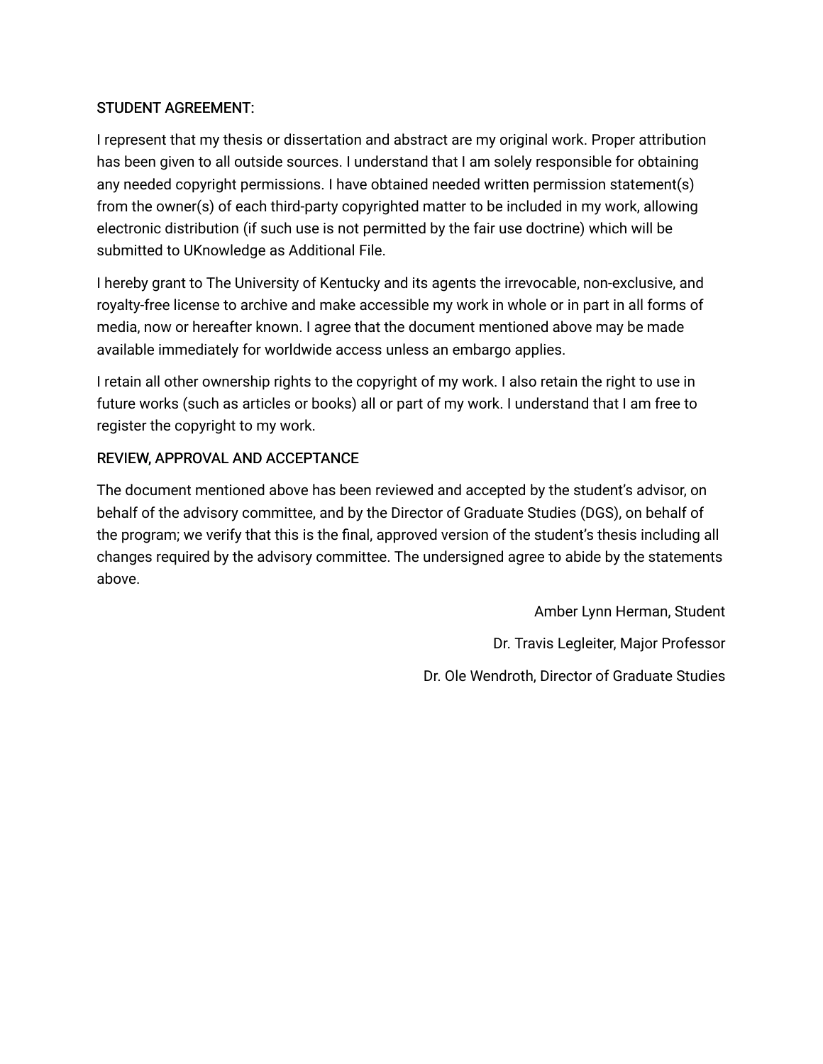STUDENT AGREEMENT:

I represent that my thesis or dissertation and abstract are my original work. Proper attribution has been given to all outside sources. I understand that I am solely responsible for obtaining any needed copyright permissions. I have obtained needed written permission statement(s) from the owner(s) of each third-party copyrighted matter to be included in my work, allowing electronic distribution (if such use is not permitted by the fair use doctrine) which will be submitted to UKnowledge as Additional File.

I hereby grant to The University of Kentucky and its agents the irrevocable, non-exclusive, and royalty-free license to archive and make accessible my work in whole or in part in all forms of media, now or hereafter known. I agree that the document mentioned above may be made available immediately for worldwide access unless an embargo applies.

I retain all other ownership rights to the copyright of my work. I also retain the right to use in future works (such as articles or books) all or part of my work. I understand that I am free to register the copyright to my work.

REVIEW, APPROVAL AND ACCEPTANCE

The document mentioned above has been reviewed and accepted by the student's advisor, on behalf of the advisory committee, and by the Director of Graduate Studies (DGS), on behalf of the program; we verify that this is the final, approved version of the student's thesis including all changes required by the advisory committee. The undersigned agree to abide by the statements above.

Amber Lynn Herman, Student

Dr. Travis Legleiter, Major Professor

Dr. Ole Wendroth, Director of Graduate Studies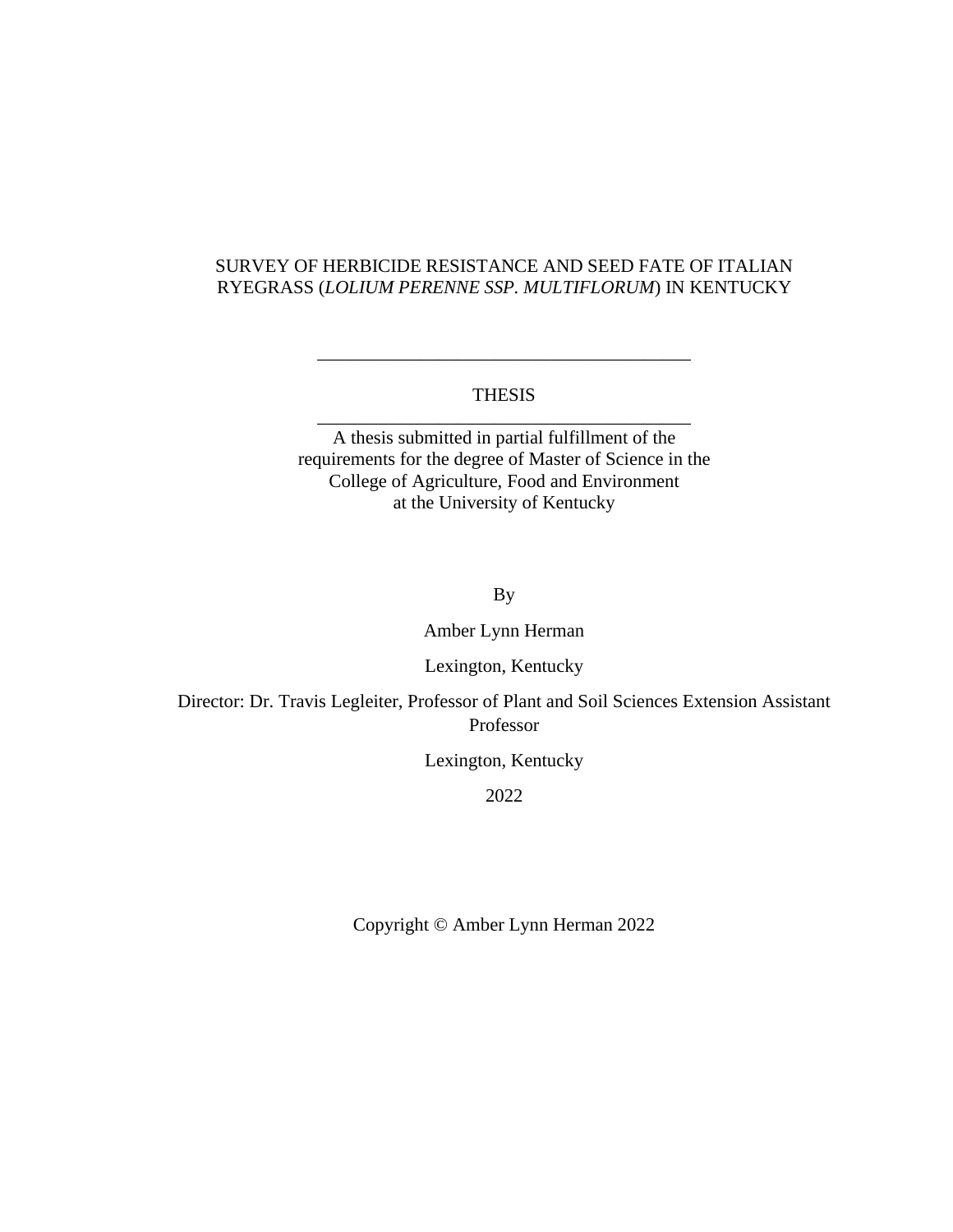# SURVEY OF HERBICIDE RESISTANCE AND SEED FATE OF ITALIAN RYEGRASS (*LOLIUM PERENNE SSP. MULTIFLORUM*) IN KENTUCKY

---

THESIS

---

A thesis submitted in partial fulfillment of the requirements for the degree of Master of Science in the College of Agriculture, Food and Environment at the University of Kentucky

By

Amber Lynn Herman

Lexington, Kentucky

Director: Dr. Travis Legleiter, Professor of Plant and Soil Sciences Extension Assistant Professor

Lexington, Kentucky

2022

Copyright © Amber Lynn Herman 2022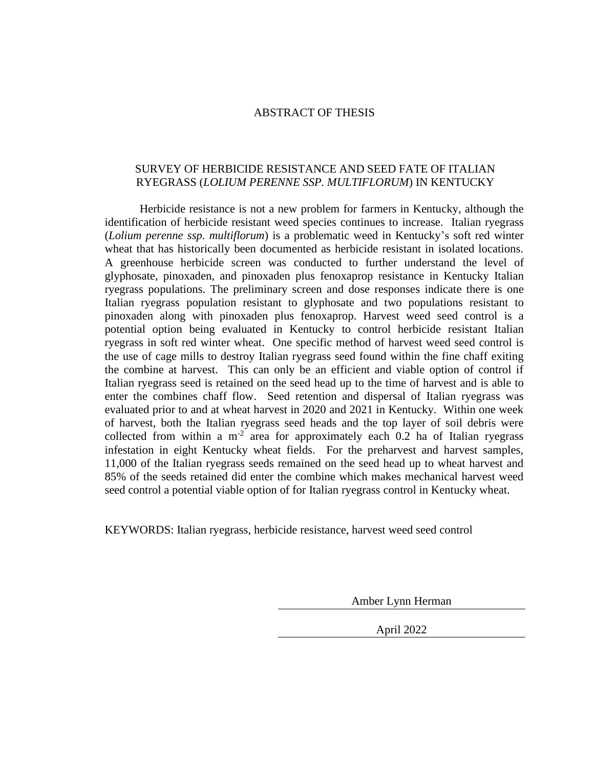# ABSTRACT OF THESIS

## SURVEY OF HERBICIDE RESISTANCE AND SEED FATE OF ITALIAN RYEGRASS (*LOLIUM PERENNE SSP. MULTIFLORUM*) IN KENTUCKY

Herbicide resistance is not a new problem for farmers in Kentucky, although the identification of herbicide resistant weed species continues to increase. Italian ryegrass (*Lolium perenne ssp. multiflorum*) is a problematic weed in Kentucky's soft red winter wheat that has historically been documented as herbicide resistant in isolated locations. A greenhouse herbicide screen was conducted to further understand the level of glyphosate, pinoxaden, and pinoxaden plus fenoxaprop resistance in Kentucky Italian ryegrass populations. The preliminary screen and dose responses indicate there is one Italian ryegrass population resistant to glyphosate and two populations resistant to pinoxaden along with pinoxaden plus fenoxaprop. Harvest weed seed control is a potential option being evaluated in Kentucky to control herbicide resistant Italian ryegrass in soft red winter wheat. One specific method of harvest weed seed control is the use of cage mills to destroy Italian ryegrass seed found within the fine chaff exiting the combine at harvest. This can only be an efficient and viable option of control if Italian ryegrass seed is retained on the seed head up to the time of harvest and is able to enter the combines chaff flow. Seed retention and dispersal of Italian ryegrass was evaluated prior to and at wheat harvest in 2020 and 2021 in Kentucky. Within one week of harvest, both the Italian ryegrass seed heads and the top layer of soil debris were collected from within a $m^{-2}$ area for approximately each 0.2 ha of Italian ryegrass infestation in eight Kentucky wheat fields. For the preharvest and harvest samples, 11,000 of the Italian ryegrass seeds remained on the seed head up to wheat harvest and 85% of the seeds retained did enter the combine which makes mechanical harvest weed seed control a potential viable option of for Italian ryegrass control in Kentucky wheat.

KEYWORDS: Italian ryegrass, herbicide resistance, harvest weed seed control

Amber Lynn Herman

April 2022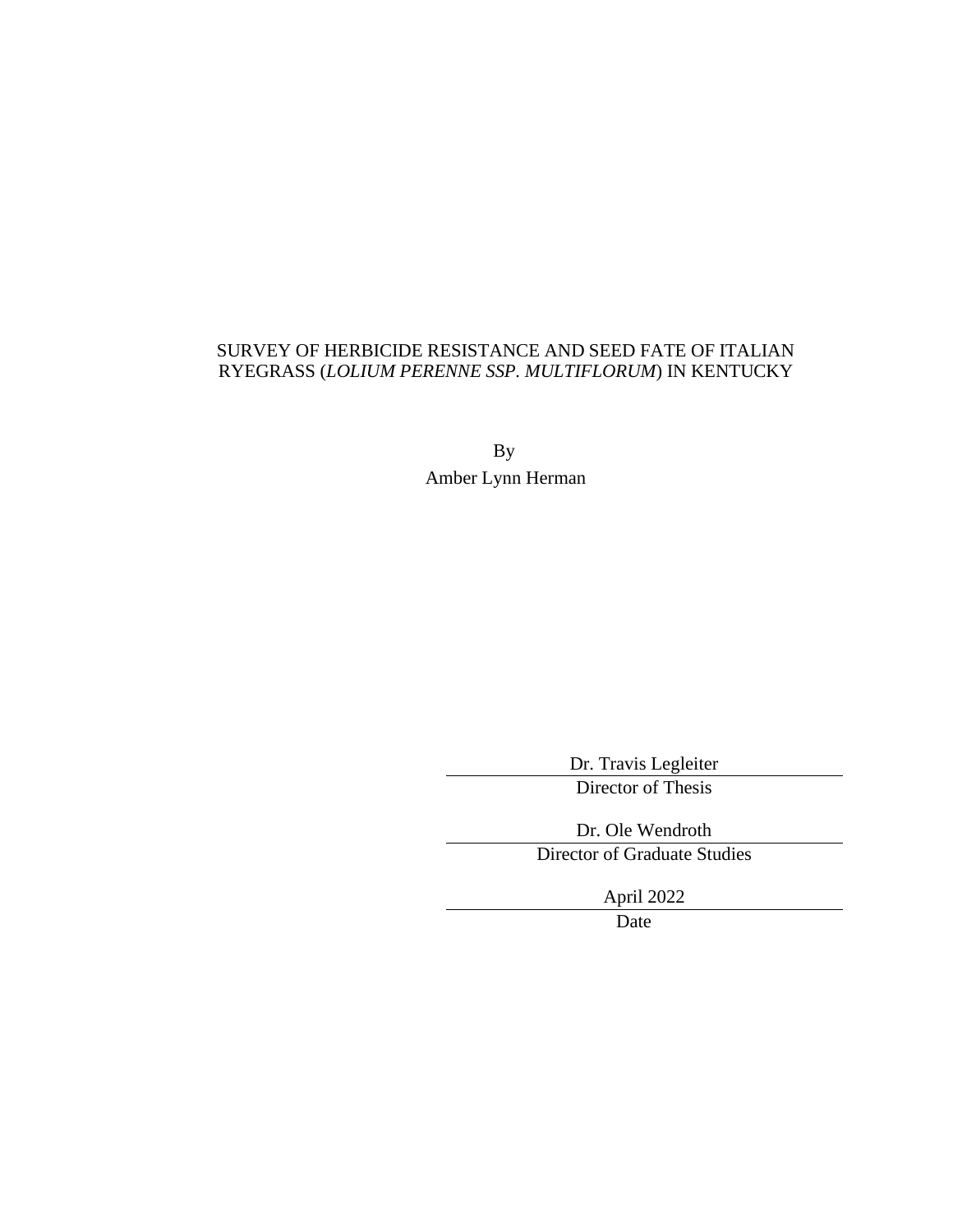SURVEY OF HERBICIDE RESISTANCE AND SEED FATE OF ITALIAN RYEGRASS (*LOLIUM PERENNE SSP. MULTIFLORUM*) IN KENTUCKY

By

Amber Lynn Herman

Dr. Travis Legleiter

Director of Thesis

Dr. Ole Wendroth

Director of Graduate Studies

April 2022

Date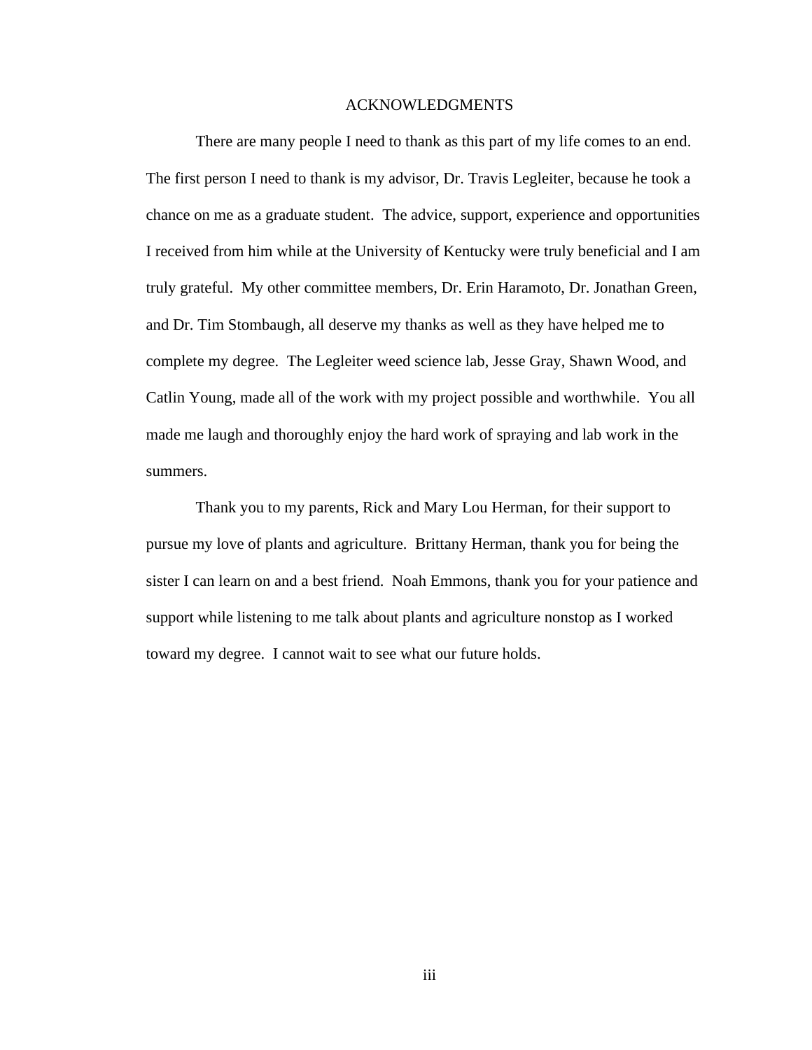# ACKNOWLEDGMENTS

There are many people I need to thank as this part of my life comes to an end. The first person I need to thank is my advisor, Dr. Travis Legleiter, because he took a chance on me as a graduate student. The advice, support, experience and opportunities I received from him while at the University of Kentucky were truly beneficial and I am truly grateful. My other committee members, Dr. Erin Haramoto, Dr. Jonathan Green, and Dr. Tim Stombaugh, all deserve my thanks as well as they have helped me to complete my degree. The Legleiter weed science lab, Jesse Gray, Shawn Wood, and Catlin Young, made all of the work with my project possible and worthwhile. You all made me laugh and thoroughly enjoy the hard work of spraying and lab work in the summers.

Thank you to my parents, Rick and Mary Lou Herman, for their support to pursue my love of plants and agriculture. Brittany Herman, thank you for being the sister I can learn on and a best friend. Noah Emmons, thank you for your patience and support while listening to me talk about plants and agriculture nonstop as I worked toward my degree. I cannot wait to see what our future holds.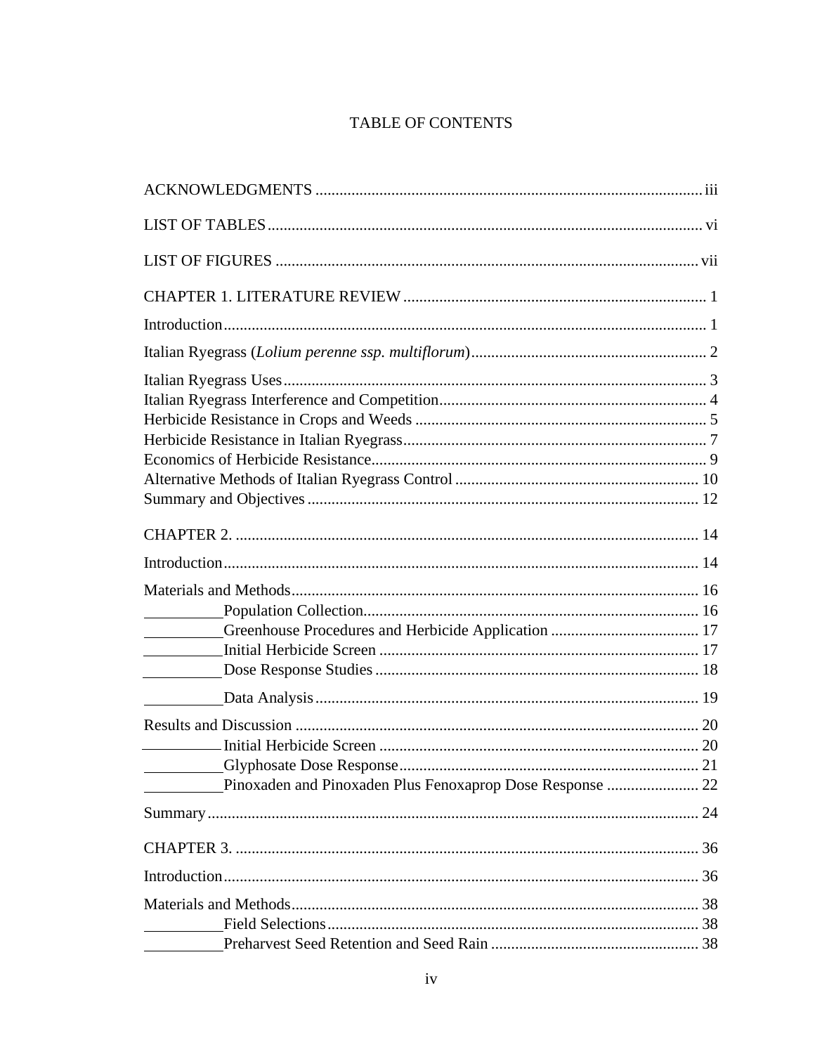# TABLE OF CONTENTS

ACKNOWLEDGMENTS ........................................................................................... iii

LIST OF TABLES ............................................................................................... vi

LIST OF FIGURES ............................................................................................. vii

CHAPTER 1. LITERATURE REVIEW ................................................................ 1

Introduction ......................................................................................................... 1

Italian Ryegrass (*Lolium perenne ssp. multiflorum*) ........................................ 2

Italian Ryegrass Uses ......................................................................................... 3
Italian Ryegrass Interference and Competition .................................................. 4
Herbicide Resistance in Crops and Weeds ........................................................ 5
Herbicide Resistance in Italian Ryegrass ........................................................... 7
Economics of Herbicide Resistance ................................................................... 9
Alternative Methods of Italian Ryegrass Control ............................................. 10
Summary and Objectives ................................................................................. 12

CHAPTER 2. ..................................................................................................... 14

Introduction ....................................................................................................... 14

Materials and Methods ..................................................................................... 16
- Population Collection .................................................................................... 16
- Greenhouse Procedures and Herbicide Application ..................................... 17
- Initial Herbicide Screen ................................................................................ 17
- Dose Response Studies ................................................................................ 18
- Data Analysis ................................................................................................ 19

Results and Discussion ..................................................................................... 20
- Initial Herbicide Screen ................................................................................ 20
- Glyphosate Dose Response .......................................................................... 21
- Pinoxaden and Pinoxaden Plus Fenoxaprop Dose Response ....................... 22

Summary ........................................................................................................... 24

CHAPTER 3. ..................................................................................................... 36

Introduction ....................................................................................................... 36

Materials and Methods ..................................................................................... 38
- Field Selections ............................................................................................. 38
- Preharvest Seed Retention and Seed Rain .................................................... 38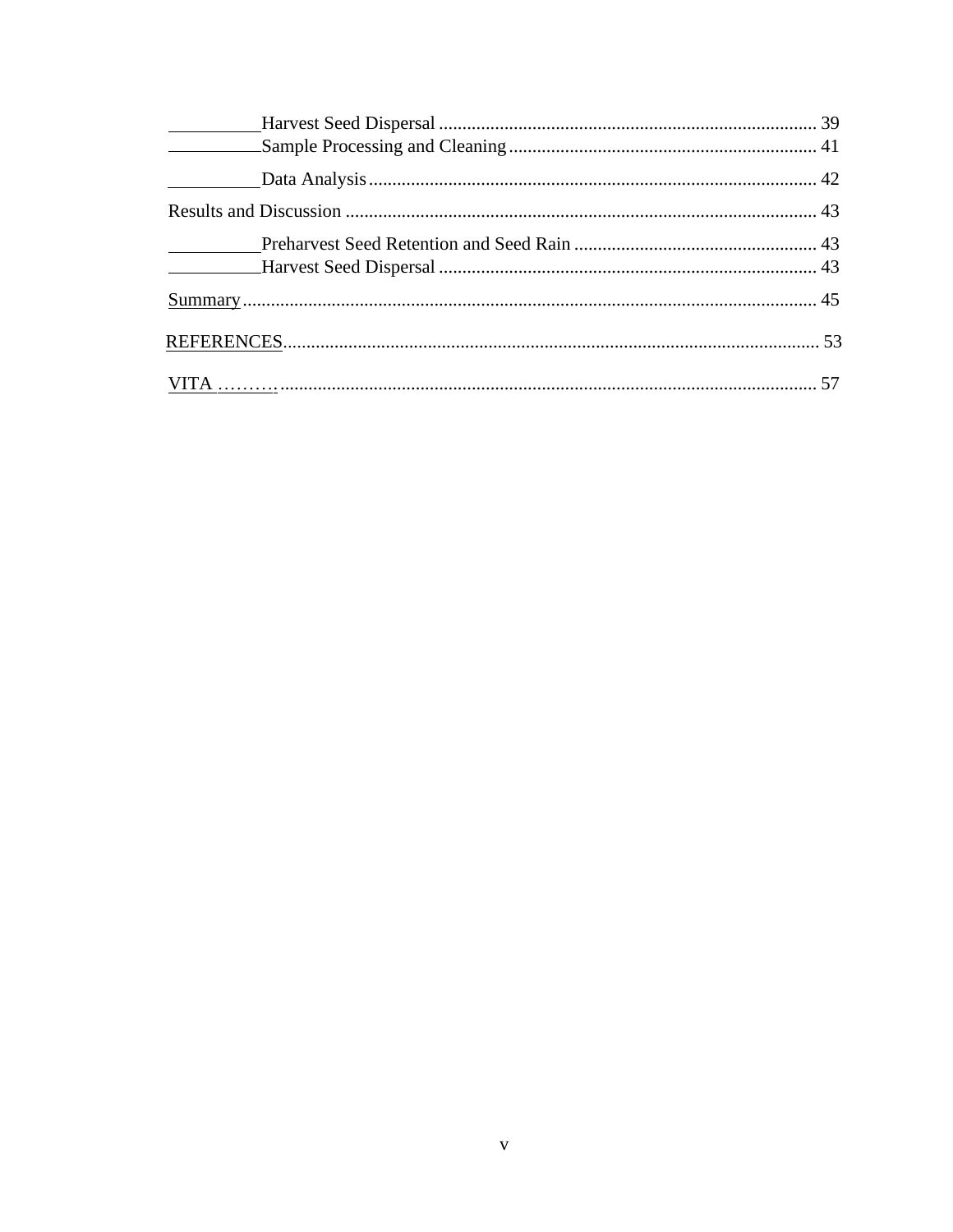Harvest Seed Dispersal ................................................................................ 39
Sample Processing and Cleaning ................................................................. 41
Data Analysis ................................................................................................ 42

Results and Discussion ..................................................................................... 43

Preharvest Seed Retention and Seed Rain .................................................... 43
Harvest Seed Dispersal ................................................................................. 43

Summary ........................................................................................................... 45

REFERENCES .................................................................................................. 53

VITA .................................................................................................................. 57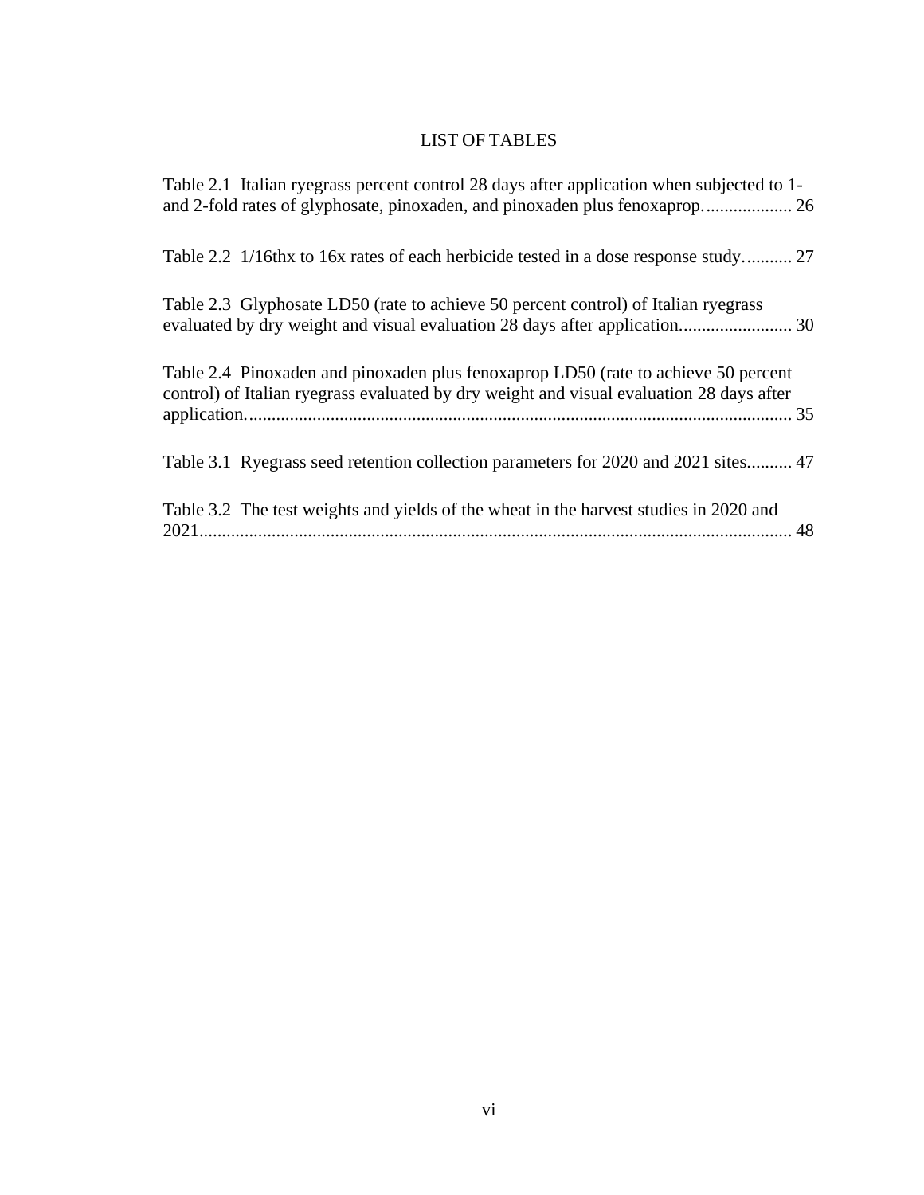# LIST OF TABLES

Table 2.1 Italian ryegrass percent control 28 days after application when subjected to 1- and 2-fold rates of glyphosate, pinoxaden, and pinoxaden plus fenoxaprop. .................. 26

Table 2.2 1/16thx to 16x rates of each herbicide tested in a dose response study........... 27

Table 2.3 Glyphosate LD50 (rate to achieve 50 percent control) of Italian ryegrass evaluated by dry weight and visual evaluation 28 days after application......................... 30

Table 2.4 Pinoxaden and pinoxaden plus fenoxaprop LD50 (rate to achieve 50 percent control) of Italian ryegrass evaluated by dry weight and visual evaluation 28 days after application. ........................................................................................................ 35

Table 3.1 Ryegrass seed retention collection parameters for 2020 and 2021 sites.......... 47

Table 3.2 The test weights and yields of the wheat in the harvest studies in 2020 and 2021................................................................................................................... 48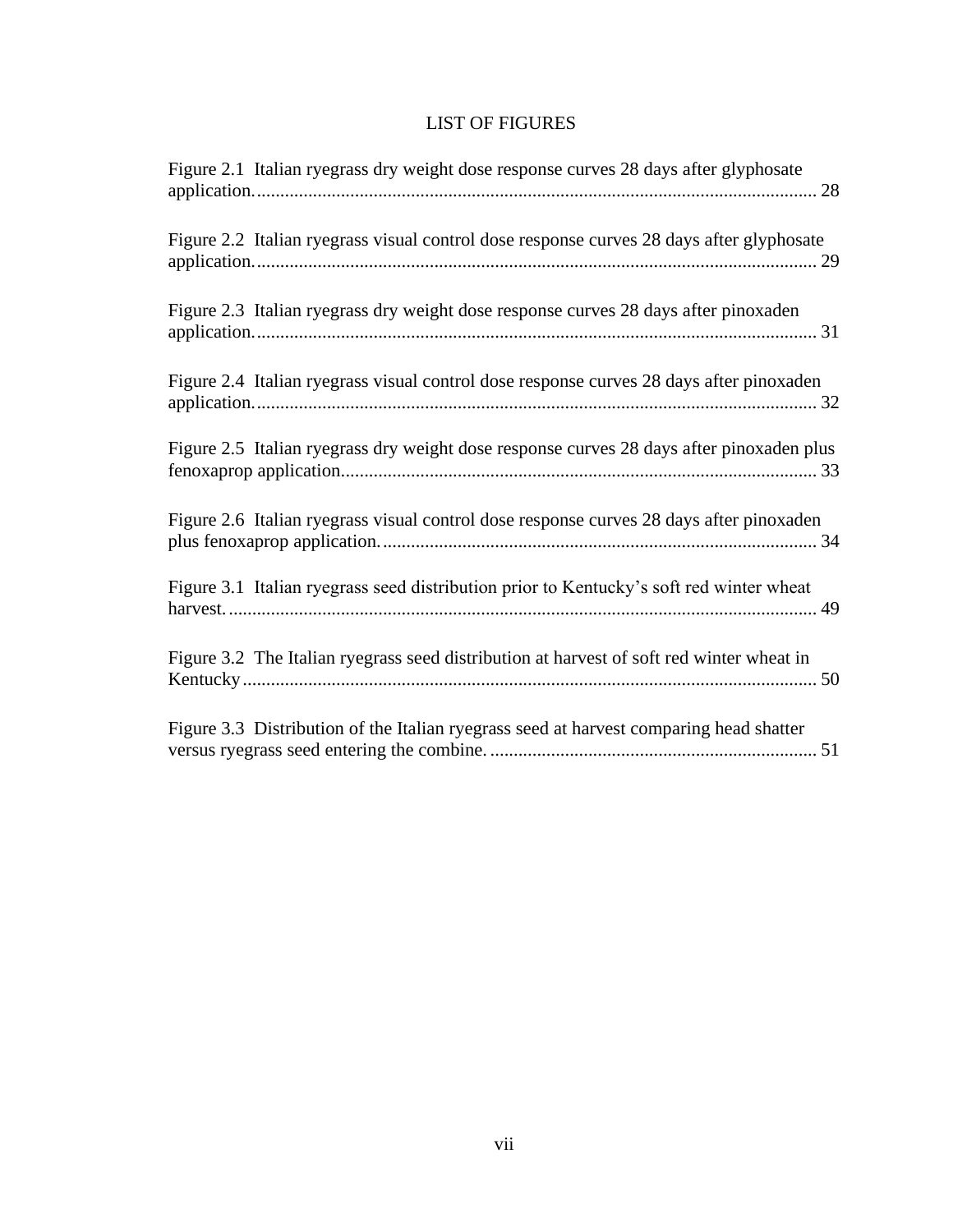# LIST OF FIGURES

Figure 2.1 Italian ryegrass dry weight dose response curves 28 days after glyphosate application. ........................................................................................................... 28

Figure 2.2 Italian ryegrass visual control dose response curves 28 days after glyphosate application. ........................................................................................................... 29

Figure 2.3 Italian ryegrass dry weight dose response curves 28 days after pinoxaden application. ........................................................................................................... 31

Figure 2.4 Italian ryegrass visual control dose response curves 28 days after pinoxaden application. ........................................................................................................... 32

Figure 2.5 Italian ryegrass dry weight dose response curves 28 days after pinoxaden plus fenoxaprop application. ........................................................................................ 33

Figure 2.6 Italian ryegrass visual control dose response curves 28 days after pinoxaden plus fenoxaprop application. ................................................................................ 34

Figure 3.1 Italian ryegrass seed distribution prior to Kentucky's soft red winter wheat harvest. ................................................................................................................ 49

Figure 3.2 The Italian ryegrass seed distribution at harvest of soft red winter wheat in Kentucky ............................................................................................................. 50

Figure 3.3 Distribution of the Italian ryegrass seed at harvest comparing head shatter versus ryegrass seed entering the combine. ....................................................................... 51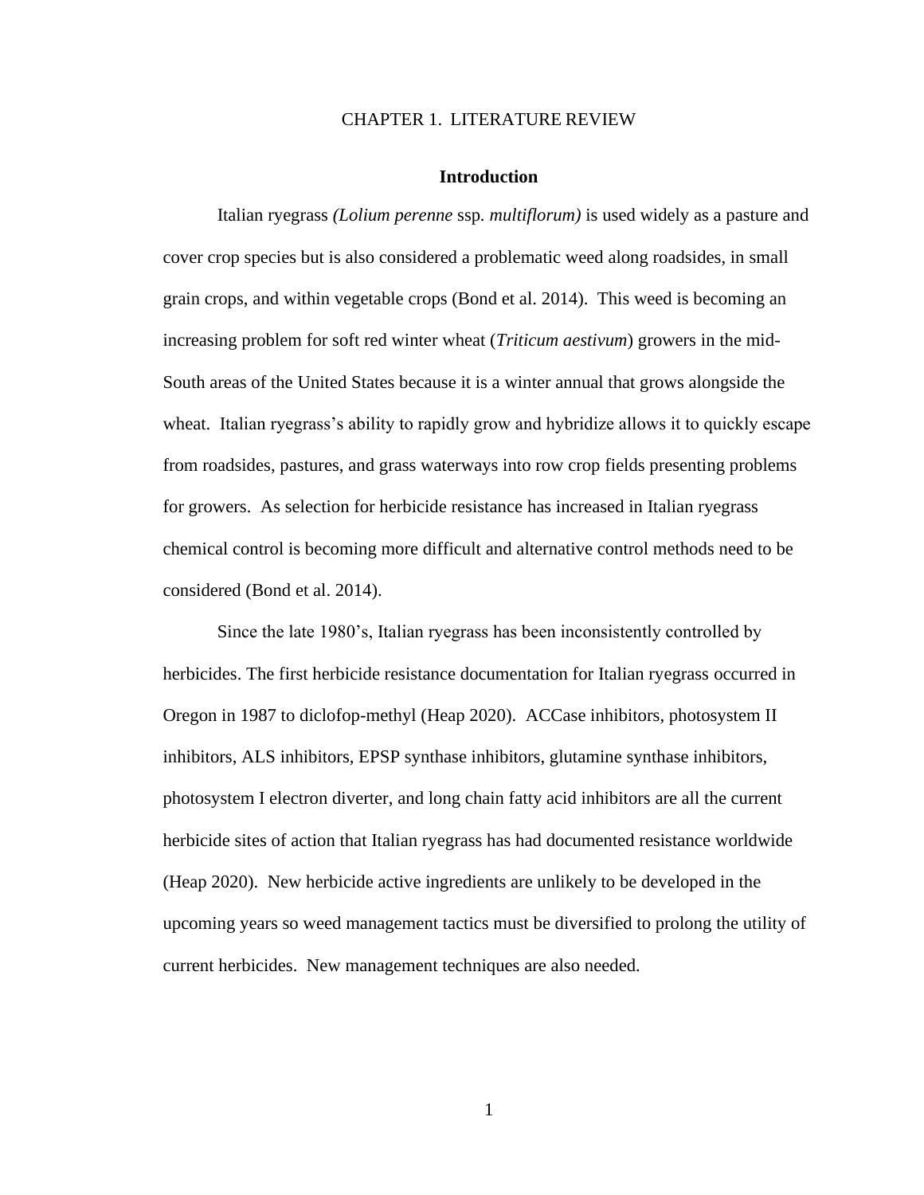# CHAPTER 1. LITERATURE REVIEW

## Introduction

Italian ryegrass *(Lolium perenne* ssp. *multiflorum)* is used widely as a pasture and cover crop species but is also considered a problematic weed along roadsides, in small grain crops, and within vegetable crops (Bond et al. 2014). This weed is becoming an increasing problem for soft red winter wheat (*Triticum aestivum*) growers in the mid-South areas of the United States because it is a winter annual that grows alongside the wheat. Italian ryegrass's ability to rapidly grow and hybridize allows it to quickly escape from roadsides, pastures, and grass waterways into row crop fields presenting problems for growers. As selection for herbicide resistance has increased in Italian ryegrass chemical control is becoming more difficult and alternative control methods need to be considered (Bond et al. 2014).

Since the late 1980's, Italian ryegrass has been inconsistently controlled by herbicides. The first herbicide resistance documentation for Italian ryegrass occurred in Oregon in 1987 to diclofop-methyl (Heap 2020). ACCase inhibitors, photosystem II inhibitors, ALS inhibitors, EPSP synthase inhibitors, glutamine synthase inhibitors, photosystem I electron diverter, and long chain fatty acid inhibitors are all the current herbicide sites of action that Italian ryegrass has had documented resistance worldwide (Heap 2020). New herbicide active ingredients are unlikely to be developed in the upcoming years so weed management tactics must be diversified to prolong the utility of current herbicides. New management techniques are also needed.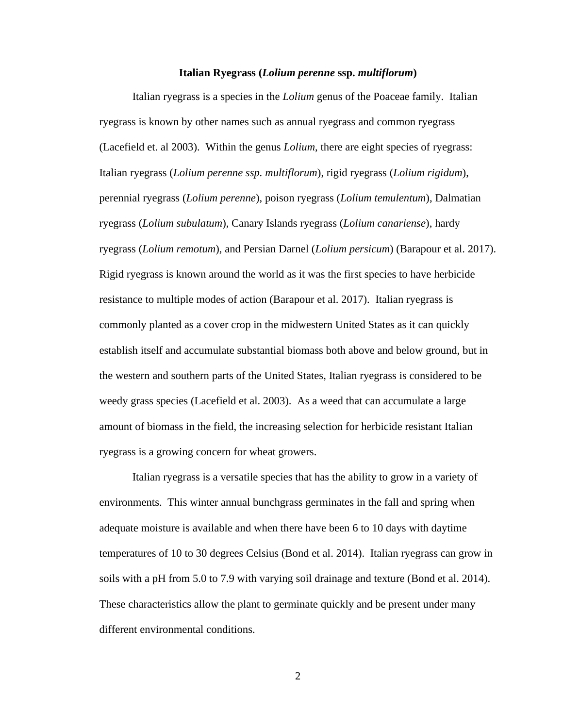## **Italian Ryegrass (*Lolium perenne* ssp. *multiflorum*)**

Italian ryegrass is a species in the *Lolium* genus of the Poaceae family. Italian ryegrass is known by other names such as annual ryegrass and common ryegrass (Lacefield et. al 2003). Within the genus *Lolium*, there are eight species of ryegrass: Italian ryegrass (*Lolium perenne ssp. multiflorum*), rigid ryegrass (*Lolium rigidum*), perennial ryegrass (*Lolium perenne*), poison ryegrass (*Lolium temulentum*), Dalmatian ryegrass (*Lolium subulatum*), Canary Islands ryegrass (*Lolium canariense*), hardy ryegrass (*Lolium remotum*), and Persian Darnel (*Lolium persicum*) (Barapour et al. 2017). Rigid ryegrass is known around the world as it was the first species to have herbicide resistance to multiple modes of action (Barapour et al. 2017). Italian ryegrass is commonly planted as a cover crop in the midwestern United States as it can quickly establish itself and accumulate substantial biomass both above and below ground, but in the western and southern parts of the United States, Italian ryegrass is considered to be weedy grass species (Lacefield et al. 2003). As a weed that can accumulate a large amount of biomass in the field, the increasing selection for herbicide resistant Italian ryegrass is a growing concern for wheat growers.

Italian ryegrass is a versatile species that has the ability to grow in a variety of environments. This winter annual bunchgrass germinates in the fall and spring when adequate moisture is available and when there have been 6 to 10 days with daytime temperatures of 10 to 30 degrees Celsius (Bond et al. 2014). Italian ryegrass can grow in soils with a pH from 5.0 to 7.9 with varying soil drainage and texture (Bond et al. 2014). These characteristics allow the plant to germinate quickly and be present under many different environmental conditions.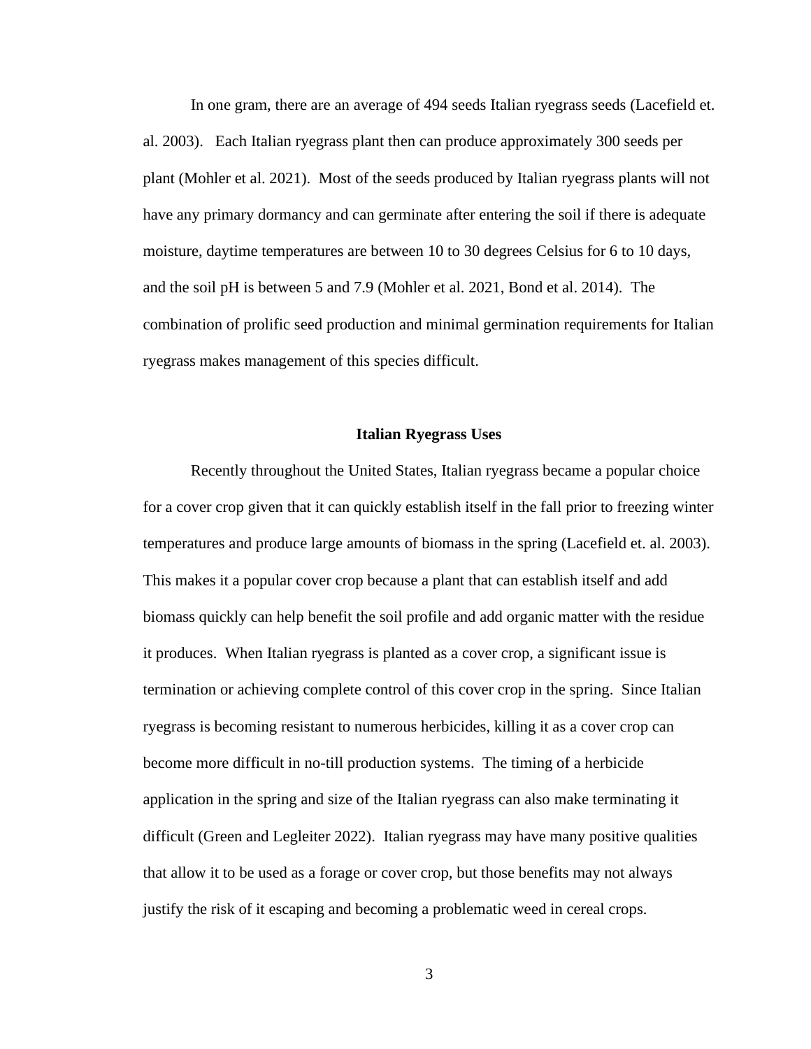In one gram, there are an average of 494 seeds Italian ryegrass seeds (Lacefield et. al. 2003). Each Italian ryegrass plant then can produce approximately 300 seeds per plant (Mohler et al. 2021). Most of the seeds produced by Italian ryegrass plants will not have any primary dormancy and can germinate after entering the soil if there is adequate moisture, daytime temperatures are between 10 to 30 degrees Celsius for 6 to 10 days, and the soil pH is between 5 and 7.9 (Mohler et al. 2021, Bond et al. 2014). The combination of prolific seed production and minimal germination requirements for Italian ryegrass makes management of this species difficult.

## Italian Ryegrass Uses

Recently throughout the United States, Italian ryegrass became a popular choice for a cover crop given that it can quickly establish itself in the fall prior to freezing winter temperatures and produce large amounts of biomass in the spring (Lacefield et. al. 2003). This makes it a popular cover crop because a plant that can establish itself and add biomass quickly can help benefit the soil profile and add organic matter with the residue it produces. When Italian ryegrass is planted as a cover crop, a significant issue is termination or achieving complete control of this cover crop in the spring. Since Italian ryegrass is becoming resistant to numerous herbicides, killing it as a cover crop can become more difficult in no-till production systems. The timing of a herbicide application in the spring and size of the Italian ryegrass can also make terminating it difficult (Green and Legleiter 2022). Italian ryegrass may have many positive qualities that allow it to be used as a forage or cover crop, but those benefits may not always justify the risk of it escaping and becoming a problematic weed in cereal crops.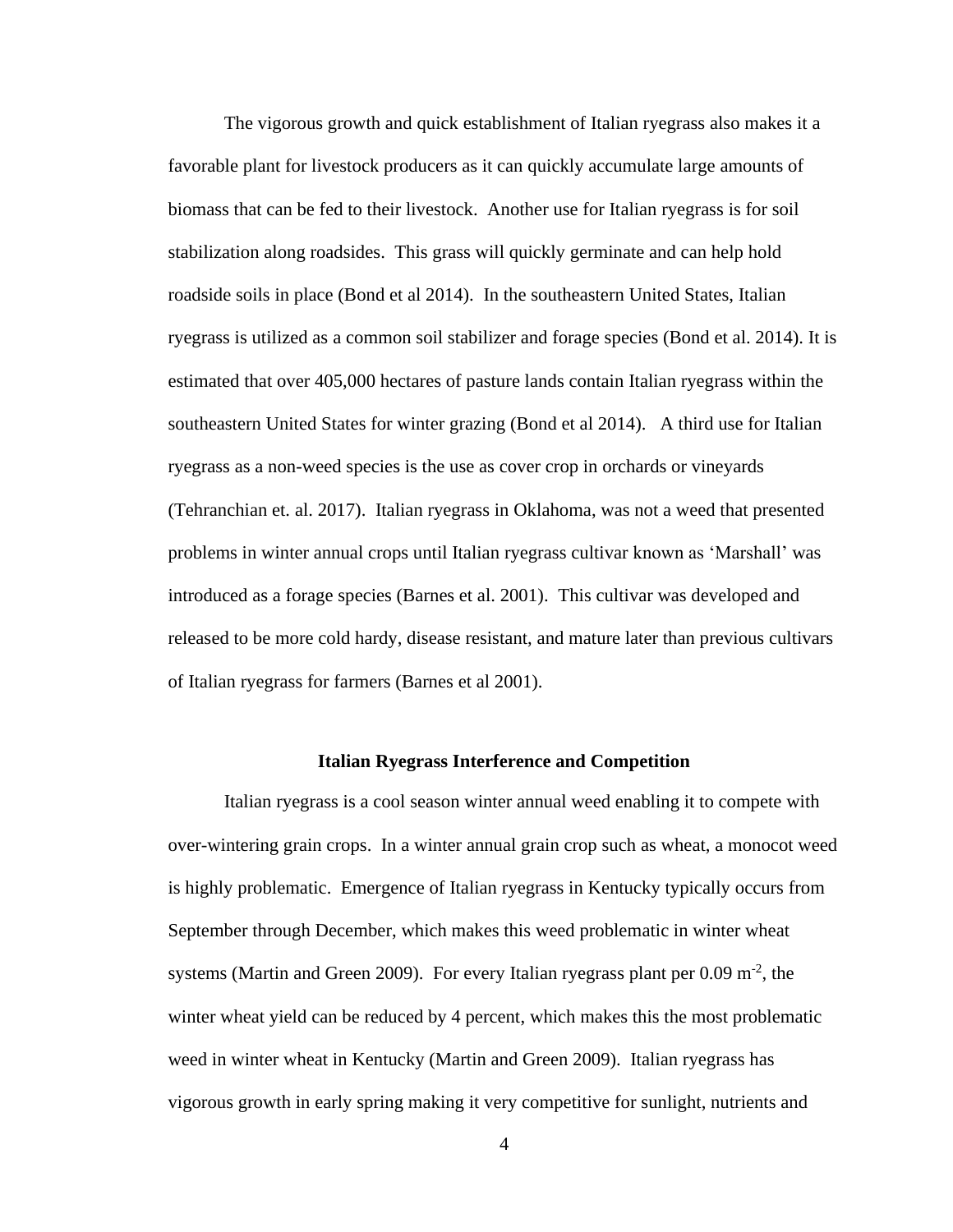The vigorous growth and quick establishment of Italian ryegrass also makes it a favorable plant for livestock producers as it can quickly accumulate large amounts of biomass that can be fed to their livestock. Another use for Italian ryegrass is for soil stabilization along roadsides. This grass will quickly germinate and can help hold roadside soils in place (Bond et al 2014). In the southeastern United States, Italian ryegrass is utilized as a common soil stabilizer and forage species (Bond et al. 2014). It is estimated that over 405,000 hectares of pasture lands contain Italian ryegrass within the southeastern United States for winter grazing (Bond et al 2014). A third use for Italian ryegrass as a non-weed species is the use as cover crop in orchards or vineyards (Tehranchian et. al. 2017). Italian ryegrass in Oklahoma, was not a weed that presented problems in winter annual crops until Italian ryegrass cultivar known as 'Marshall' was introduced as a forage species (Barnes et al. 2001). This cultivar was developed and released to be more cold hardy, disease resistant, and mature later than previous cultivars of Italian ryegrass for farmers (Barnes et al 2001).

## Italian Ryegrass Interference and Competition

Italian ryegrass is a cool season winter annual weed enabling it to compete with over-wintering grain crops. In a winter annual grain crop such as wheat, a monocot weed is highly problematic. Emergence of Italian ryegrass in Kentucky typically occurs from September through December, which makes this weed problematic in winter wheat systems (Martin and Green 2009). For every Italian ryegrass plant per 0.09 $m^{-2}$, the winter wheat yield can be reduced by 4 percent, which makes this the most problematic weed in winter wheat in Kentucky (Martin and Green 2009). Italian ryegrass has vigorous growth in early spring making it very competitive for sunlight, nutrients and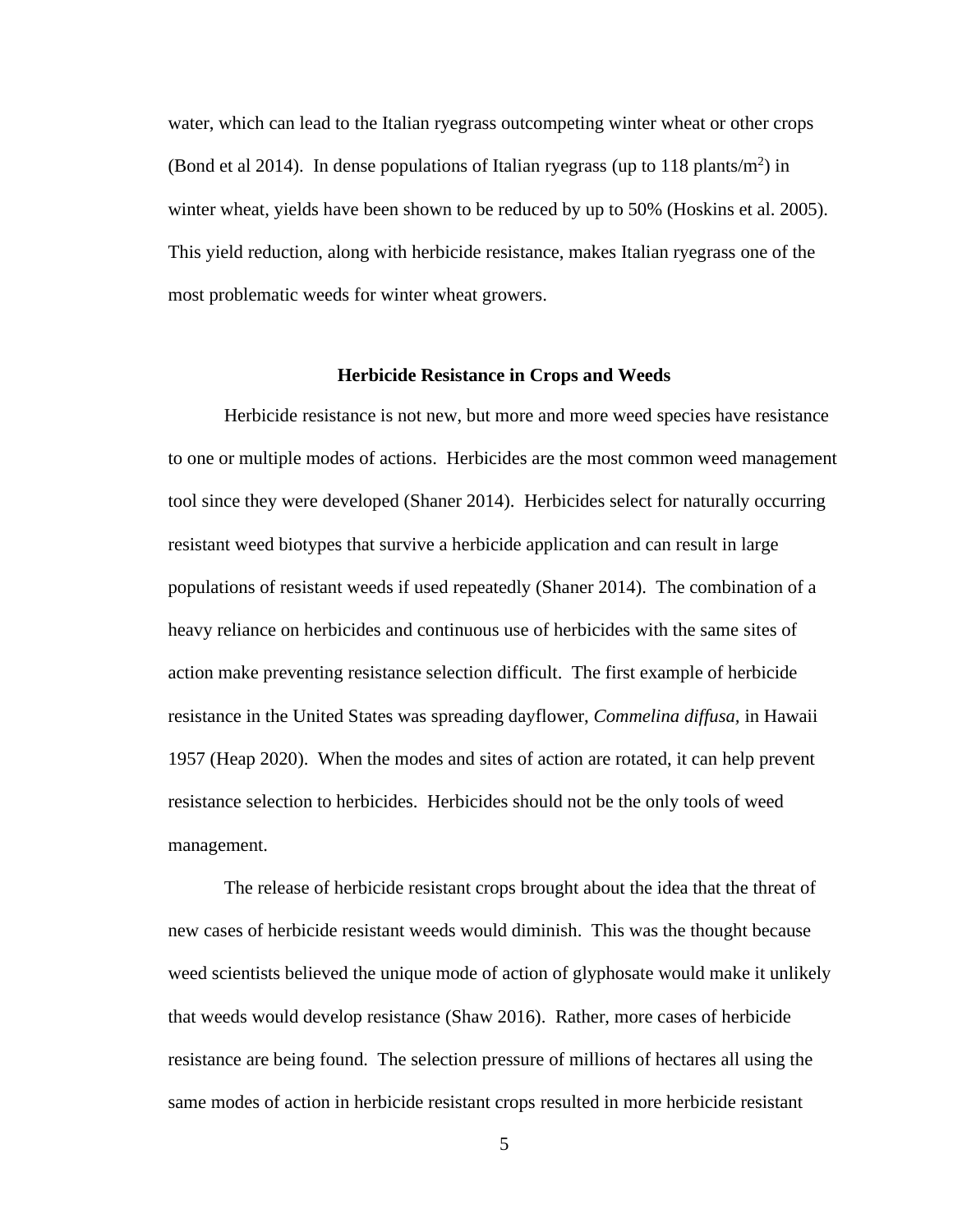water, which can lead to the Italian ryegrass outcompeting winter wheat or other crops (Bond et al 2014). In dense populations of Italian ryegrass (up to 118 plants/$m^2$) in winter wheat, yields have been shown to be reduced by up to 50% (Hoskins et al. 2005). This yield reduction, along with herbicide resistance, makes Italian ryegrass one of the most problematic weeds for winter wheat growers.

## Herbicide Resistance in Crops and Weeds

Herbicide resistance is not new, but more and more weed species have resistance to one or multiple modes of actions. Herbicides are the most common weed management tool since they were developed (Shaner 2014). Herbicides select for naturally occurring resistant weed biotypes that survive a herbicide application and can result in large populations of resistant weeds if used repeatedly (Shaner 2014). The combination of a heavy reliance on herbicides and continuous use of herbicides with the same sites of action make preventing resistance selection difficult. The first example of herbicide resistance in the United States was spreading dayflower, *Commelina diffusa,* in Hawaii 1957 (Heap 2020). When the modes and sites of action are rotated, it can help prevent resistance selection to herbicides. Herbicides should not be the only tools of weed management.

The release of herbicide resistant crops brought about the idea that the threat of new cases of herbicide resistant weeds would diminish. This was the thought because weed scientists believed the unique mode of action of glyphosate would make it unlikely that weeds would develop resistance (Shaw 2016). Rather, more cases of herbicide resistance are being found. The selection pressure of millions of hectares all using the same modes of action in herbicide resistant crops resulted in more herbicide resistant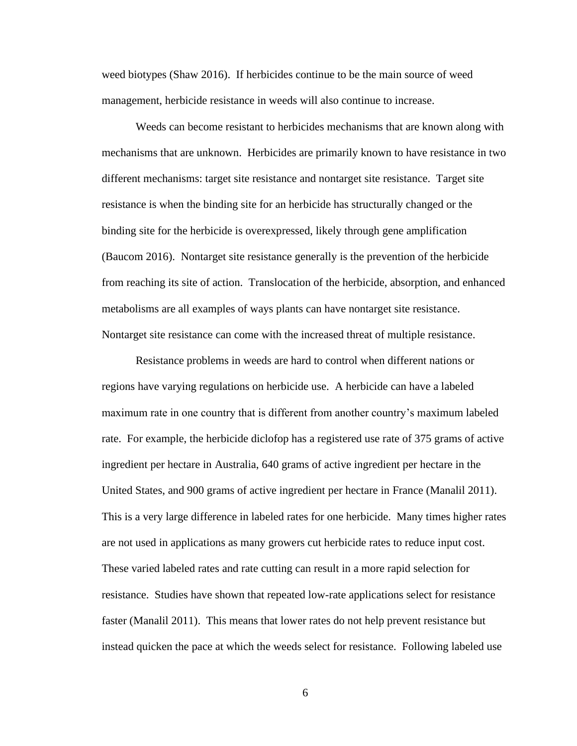weed biotypes (Shaw 2016). If herbicides continue to be the main source of weed management, herbicide resistance in weeds will also continue to increase.

Weeds can become resistant to herbicides mechanisms that are known along with mechanisms that are unknown. Herbicides are primarily known to have resistance in two different mechanisms: target site resistance and nontarget site resistance. Target site resistance is when the binding site for an herbicide has structurally changed or the binding site for the herbicide is overexpressed, likely through gene amplification (Baucom 2016). Nontarget site resistance generally is the prevention of the herbicide from reaching its site of action. Translocation of the herbicide, absorption, and enhanced metabolisms are all examples of ways plants can have nontarget site resistance. Nontarget site resistance can come with the increased threat of multiple resistance.

Resistance problems in weeds are hard to control when different nations or regions have varying regulations on herbicide use. A herbicide can have a labeled maximum rate in one country that is different from another country's maximum labeled rate. For example, the herbicide diclofop has a registered use rate of 375 grams of active ingredient per hectare in Australia, 640 grams of active ingredient per hectare in the United States, and 900 grams of active ingredient per hectare in France (Manalil 2011). This is a very large difference in labeled rates for one herbicide. Many times higher rates are not used in applications as many growers cut herbicide rates to reduce input cost. These varied labeled rates and rate cutting can result in a more rapid selection for resistance. Studies have shown that repeated low-rate applications select for resistance faster (Manalil 2011). This means that lower rates do not help prevent resistance but instead quicken the pace at which the weeds select for resistance. Following labeled use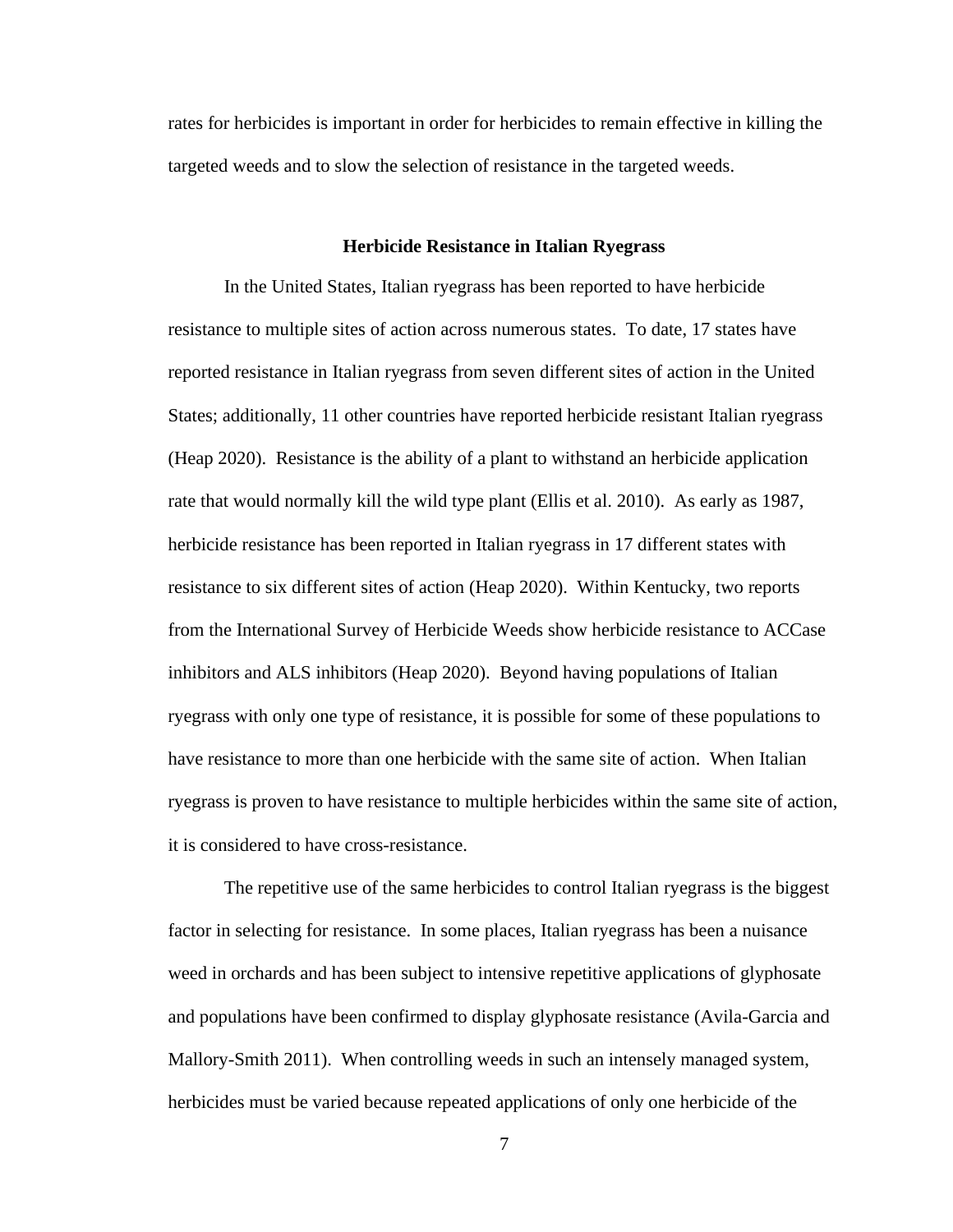rates for herbicides is important in order for herbicides to remain effective in killing the targeted weeds and to slow the selection of resistance in the targeted weeds.

## Herbicide Resistance in Italian Ryegrass

In the United States, Italian ryegrass has been reported to have herbicide resistance to multiple sites of action across numerous states. To date, 17 states have reported resistance in Italian ryegrass from seven different sites of action in the United States; additionally, 11 other countries have reported herbicide resistant Italian ryegrass (Heap 2020). Resistance is the ability of a plant to withstand an herbicide application rate that would normally kill the wild type plant (Ellis et al. 2010). As early as 1987, herbicide resistance has been reported in Italian ryegrass in 17 different states with resistance to six different sites of action (Heap 2020). Within Kentucky, two reports from the International Survey of Herbicide Weeds show herbicide resistance to ACCase inhibitors and ALS inhibitors (Heap 2020). Beyond having populations of Italian ryegrass with only one type of resistance, it is possible for some of these populations to have resistance to more than one herbicide with the same site of action. When Italian ryegrass is proven to have resistance to multiple herbicides within the same site of action, it is considered to have cross-resistance.

The repetitive use of the same herbicides to control Italian ryegrass is the biggest factor in selecting for resistance. In some places, Italian ryegrass has been a nuisance weed in orchards and has been subject to intensive repetitive applications of glyphosate and populations have been confirmed to display glyphosate resistance (Avila-Garcia and Mallory-Smith 2011). When controlling weeds in such an intensely managed system, herbicides must be varied because repeated applications of only one herbicide of the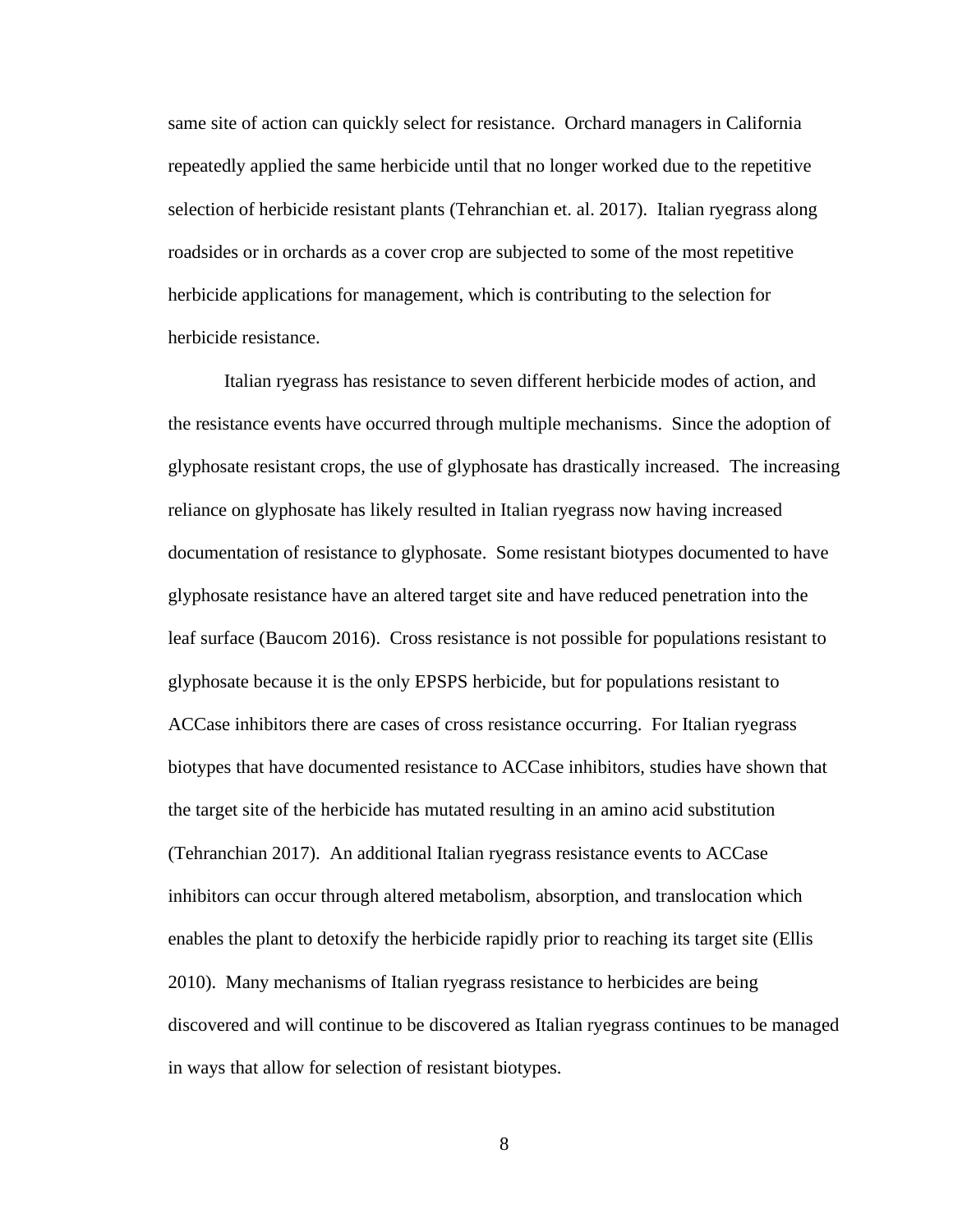same site of action can quickly select for resistance. Orchard managers in California repeatedly applied the same herbicide until that no longer worked due to the repetitive selection of herbicide resistant plants (Tehranchian et. al. 2017). Italian ryegrass along roadsides or in orchards as a cover crop are subjected to some of the most repetitive herbicide applications for management, which is contributing to the selection for herbicide resistance.

Italian ryegrass has resistance to seven different herbicide modes of action, and the resistance events have occurred through multiple mechanisms. Since the adoption of glyphosate resistant crops, the use of glyphosate has drastically increased. The increasing reliance on glyphosate has likely resulted in Italian ryegrass now having increased documentation of resistance to glyphosate. Some resistant biotypes documented to have glyphosate resistance have an altered target site and have reduced penetration into the leaf surface (Baucom 2016). Cross resistance is not possible for populations resistant to glyphosate because it is the only EPSPS herbicide, but for populations resistant to ACCase inhibitors there are cases of cross resistance occurring. For Italian ryegrass biotypes that have documented resistance to ACCase inhibitors, studies have shown that the target site of the herbicide has mutated resulting in an amino acid substitution (Tehranchian 2017). An additional Italian ryegrass resistance events to ACCase inhibitors can occur through altered metabolism, absorption, and translocation which enables the plant to detoxify the herbicide rapidly prior to reaching its target site (Ellis 2010). Many mechanisms of Italian ryegrass resistance to herbicides are being discovered and will continue to be discovered as Italian ryegrass continues to be managed in ways that allow for selection of resistant biotypes.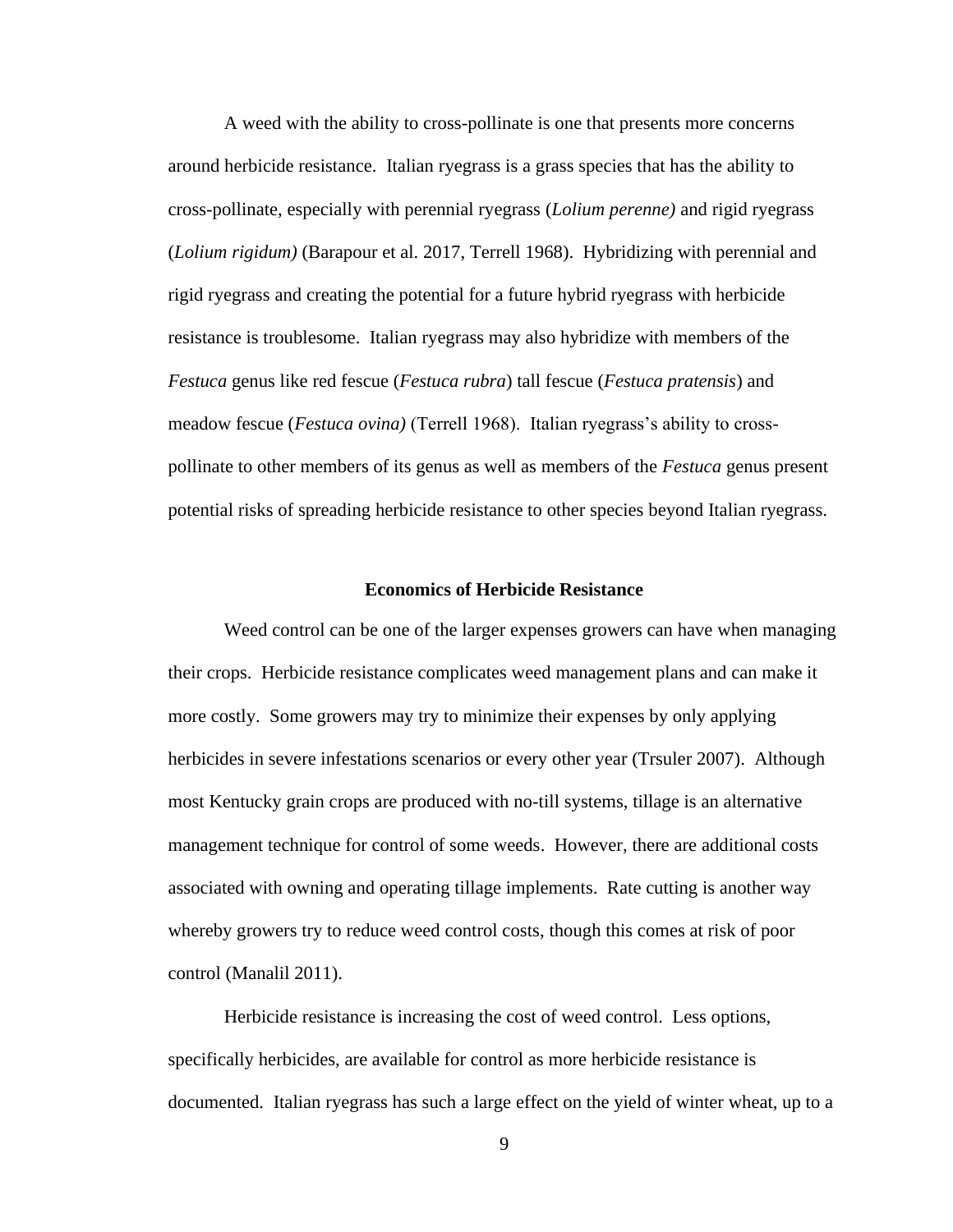A weed with the ability to cross-pollinate is one that presents more concerns around herbicide resistance. Italian ryegrass is a grass species that has the ability to cross-pollinate, especially with perennial ryegrass (*Lolium perenne)* and rigid ryegrass (*Lolium rigidum)* (Barapour et al. 2017, Terrell 1968). Hybridizing with perennial and rigid ryegrass and creating the potential for a future hybrid ryegrass with herbicide resistance is troublesome. Italian ryegrass may also hybridize with members of the *Festuca* genus like red fescue (*Festuca rubra*) tall fescue (*Festuca pratensis*) and meadow fescue (*Festuca ovina)* (Terrell 1968). Italian ryegrass's ability to cross-pollinate to other members of its genus as well as members of the *Festuca* genus present potential risks of spreading herbicide resistance to other species beyond Italian ryegrass.

## Economics of Herbicide Resistance

Weed control can be one of the larger expenses growers can have when managing their crops. Herbicide resistance complicates weed management plans and can make it more costly. Some growers may try to minimize their expenses by only applying herbicides in severe infestations scenarios or every other year (Trsuler 2007). Although most Kentucky grain crops are produced with no-till systems, tillage is an alternative management technique for control of some weeds. However, there are additional costs associated with owning and operating tillage implements. Rate cutting is another way whereby growers try to reduce weed control costs, though this comes at risk of poor control (Manalil 2011).

Herbicide resistance is increasing the cost of weed control. Less options, specifically herbicides, are available for control as more herbicide resistance is documented. Italian ryegrass has such a large effect on the yield of winter wheat, up to a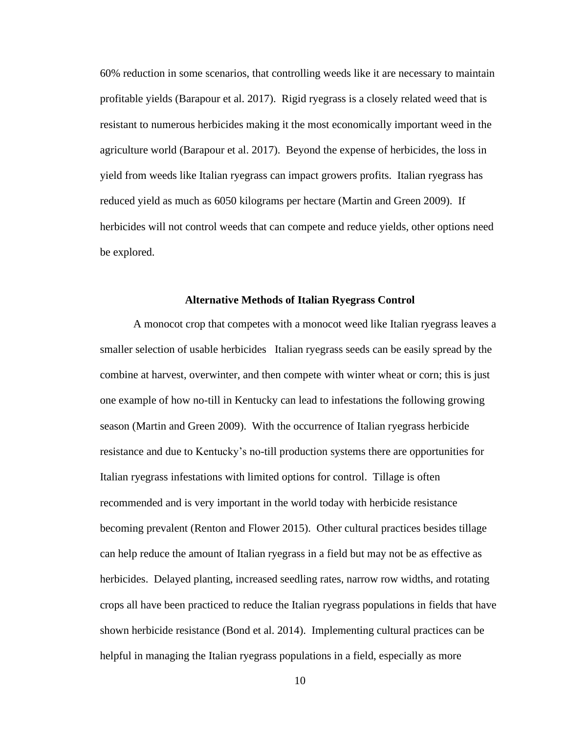60% reduction in some scenarios, that controlling weeds like it are necessary to maintain profitable yields (Barapour et al. 2017). Rigid ryegrass is a closely related weed that is resistant to numerous herbicides making it the most economically important weed in the agriculture world (Barapour et al. 2017). Beyond the expense of herbicides, the loss in yield from weeds like Italian ryegrass can impact growers profits. Italian ryegrass has reduced yield as much as 6050 kilograms per hectare (Martin and Green 2009). If herbicides will not control weeds that can compete and reduce yields, other options need be explored.

## Alternative Methods of Italian Ryegrass Control

A monocot crop that competes with a monocot weed like Italian ryegrass leaves a smaller selection of usable herbicides Italian ryegrass seeds can be easily spread by the combine at harvest, overwinter, and then compete with winter wheat or corn; this is just one example of how no-till in Kentucky can lead to infestations the following growing season (Martin and Green 2009). With the occurrence of Italian ryegrass herbicide resistance and due to Kentucky's no-till production systems there are opportunities for Italian ryegrass infestations with limited options for control. Tillage is often recommended and is very important in the world today with herbicide resistance becoming prevalent (Renton and Flower 2015). Other cultural practices besides tillage can help reduce the amount of Italian ryegrass in a field but may not be as effective as herbicides. Delayed planting, increased seedling rates, narrow row widths, and rotating crops all have been practiced to reduce the Italian ryegrass populations in fields that have shown herbicide resistance (Bond et al. 2014). Implementing cultural practices can be helpful in managing the Italian ryegrass populations in a field, especially as more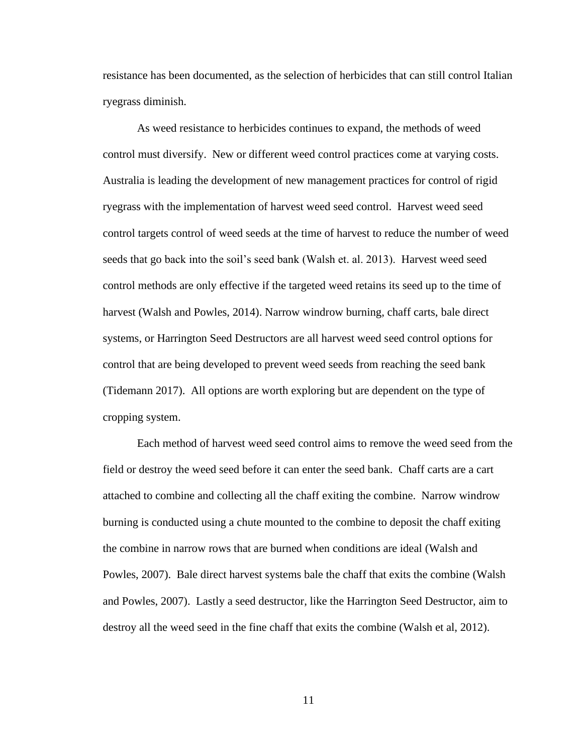resistance has been documented, as the selection of herbicides that can still control Italian ryegrass diminish.

As weed resistance to herbicides continues to expand, the methods of weed control must diversify. New or different weed control practices come at varying costs. Australia is leading the development of new management practices for control of rigid ryegrass with the implementation of harvest weed seed control. Harvest weed seed control targets control of weed seeds at the time of harvest to reduce the number of weed seeds that go back into the soil's seed bank (Walsh et. al. 2013). Harvest weed seed control methods are only effective if the targeted weed retains its seed up to the time of harvest (Walsh and Powles, 2014). Narrow windrow burning, chaff carts, bale direct systems, or Harrington Seed Destructors are all harvest weed seed control options for control that are being developed to prevent weed seeds from reaching the seed bank (Tidemann 2017). All options are worth exploring but are dependent on the type of cropping system.

Each method of harvest weed seed control aims to remove the weed seed from the field or destroy the weed seed before it can enter the seed bank. Chaff carts are a cart attached to combine and collecting all the chaff exiting the combine. Narrow windrow burning is conducted using a chute mounted to the combine to deposit the chaff exiting the combine in narrow rows that are burned when conditions are ideal (Walsh and Powles, 2007). Bale direct harvest systems bale the chaff that exits the combine (Walsh and Powles, 2007). Lastly a seed destructor, like the Harrington Seed Destructor, aim to destroy all the weed seed in the fine chaff that exits the combine (Walsh et al, 2012).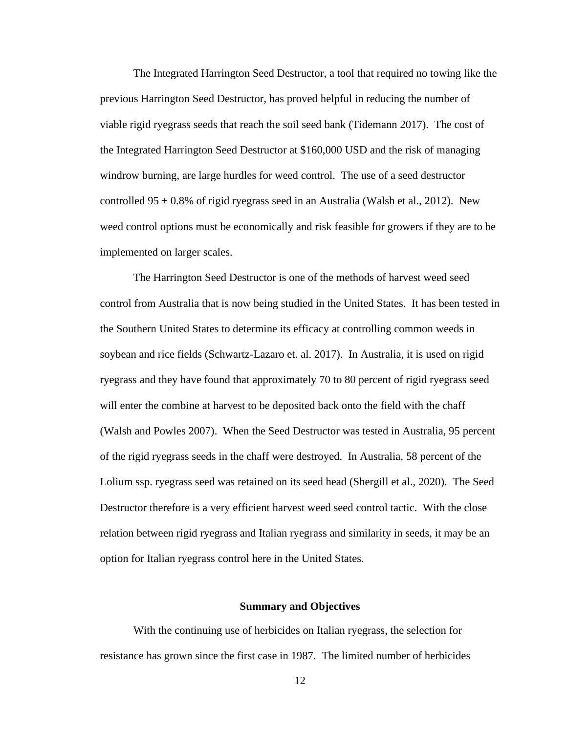The Integrated Harrington Seed Destructor, a tool that required no towing like the previous Harrington Seed Destructor, has proved helpful in reducing the number of viable rigid ryegrass seeds that reach the soil seed bank (Tidemann 2017). The cost of the Integrated Harrington Seed Destructor at $160,000 USD and the risk of managing windrow burning, are large hurdles for weed control. The use of a seed destructor controlled 95 ± 0.8% of rigid ryegrass seed in an Australia (Walsh et al., 2012). New weed control options must be economically and risk feasible for growers if they are to be implemented on larger scales.

The Harrington Seed Destructor is one of the methods of harvest weed seed control from Australia that is now being studied in the United States. It has been tested in the Southern United States to determine its efficacy at controlling common weeds in soybean and rice fields (Schwartz-Lazaro et. al. 2017). In Australia, it is used on rigid ryegrass and they have found that approximately 70 to 80 percent of rigid ryegrass seed will enter the combine at harvest to be deposited back onto the field with the chaff (Walsh and Powles 2007). When the Seed Destructor was tested in Australia, 95 percent of the rigid ryegrass seeds in the chaff were destroyed. In Australia, 58 percent of the Lolium ssp. ryegrass seed was retained on its seed head (Shergill et al., 2020). The Seed Destructor therefore is a very efficient harvest weed seed control tactic. With the close relation between rigid ryegrass and Italian ryegrass and similarity in seeds, it may be an option for Italian ryegrass control here in the United States.

## Summary and Objectives

With the continuing use of herbicides on Italian ryegrass, the selection for resistance has grown since the first case in 1987. The limited number of herbicides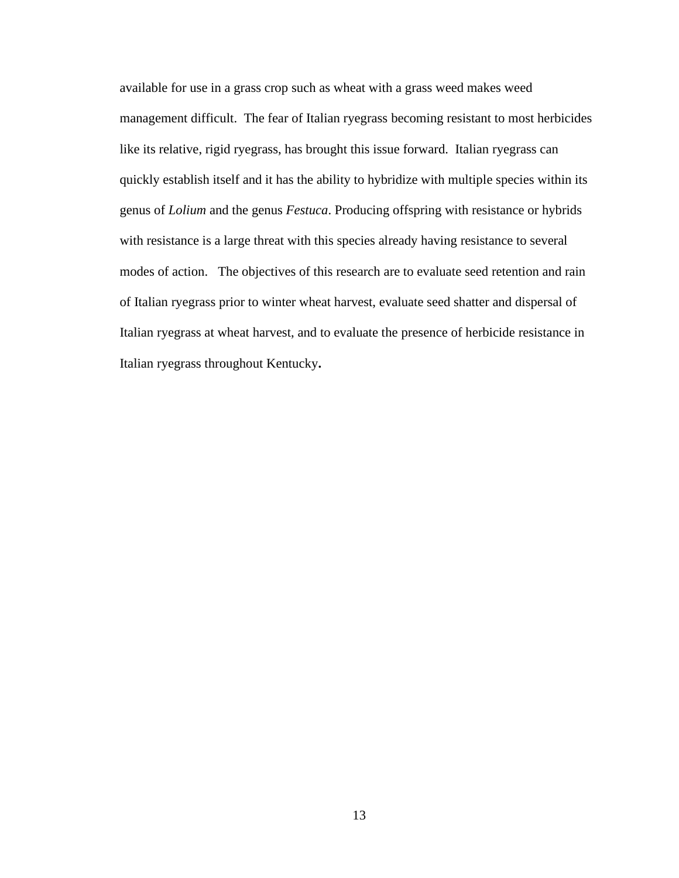available for use in a grass crop such as wheat with a grass weed makes weed management difficult. The fear of Italian ryegrass becoming resistant to most herbicides like its relative, rigid ryegrass, has brought this issue forward. Italian ryegrass can quickly establish itself and it has the ability to hybridize with multiple species within its genus of *Lolium* and the genus *Festuca*. Producing offspring with resistance or hybrids with resistance is a large threat with this species already having resistance to several modes of action. The objectives of this research are to evaluate seed retention and rain of Italian ryegrass prior to winter wheat harvest, evaluate seed shatter and dispersal of Italian ryegrass at wheat harvest, and to evaluate the presence of herbicide resistance in Italian ryegrass throughout Kentucky.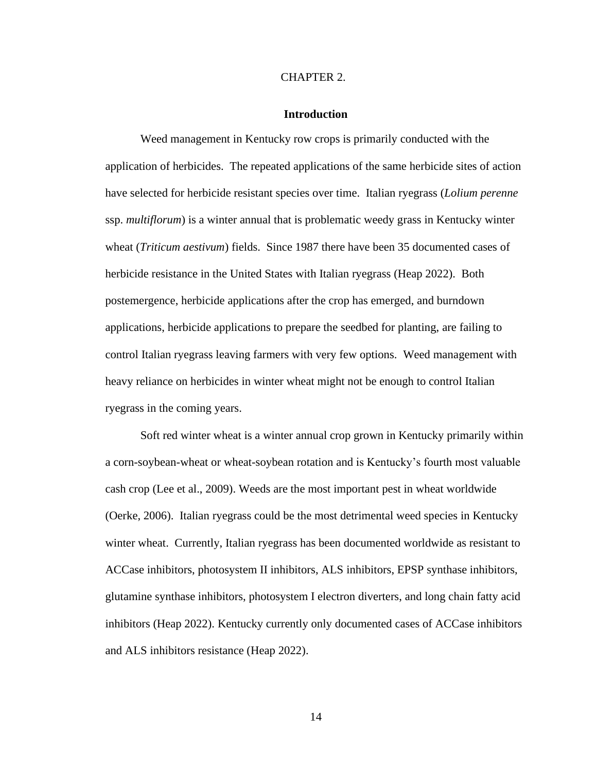# CHAPTER 2.

## Introduction

Weed management in Kentucky row crops is primarily conducted with the application of herbicides. The repeated applications of the same herbicide sites of action have selected for herbicide resistant species over time. Italian ryegrass (*Lolium perenne* ssp. *multiflorum*) is a winter annual that is problematic weedy grass in Kentucky winter wheat (*Triticum aestivum*) fields. Since 1987 there have been 35 documented cases of herbicide resistance in the United States with Italian ryegrass (Heap 2022). Both postemergence, herbicide applications after the crop has emerged, and burndown applications, herbicide applications to prepare the seedbed for planting, are failing to control Italian ryegrass leaving farmers with very few options. Weed management with heavy reliance on herbicides in winter wheat might not be enough to control Italian ryegrass in the coming years.

Soft red winter wheat is a winter annual crop grown in Kentucky primarily within a corn-soybean-wheat or wheat-soybean rotation and is Kentucky's fourth most valuable cash crop (Lee et al., 2009). Weeds are the most important pest in wheat worldwide (Oerke, 2006). Italian ryegrass could be the most detrimental weed species in Kentucky winter wheat. Currently, Italian ryegrass has been documented worldwide as resistant to ACCase inhibitors, photosystem II inhibitors, ALS inhibitors, EPSP synthase inhibitors, glutamine synthase inhibitors, photosystem I electron diverters, and long chain fatty acid inhibitors (Heap 2022). Kentucky currently only documented cases of ACCase inhibitors and ALS inhibitors resistance (Heap 2022).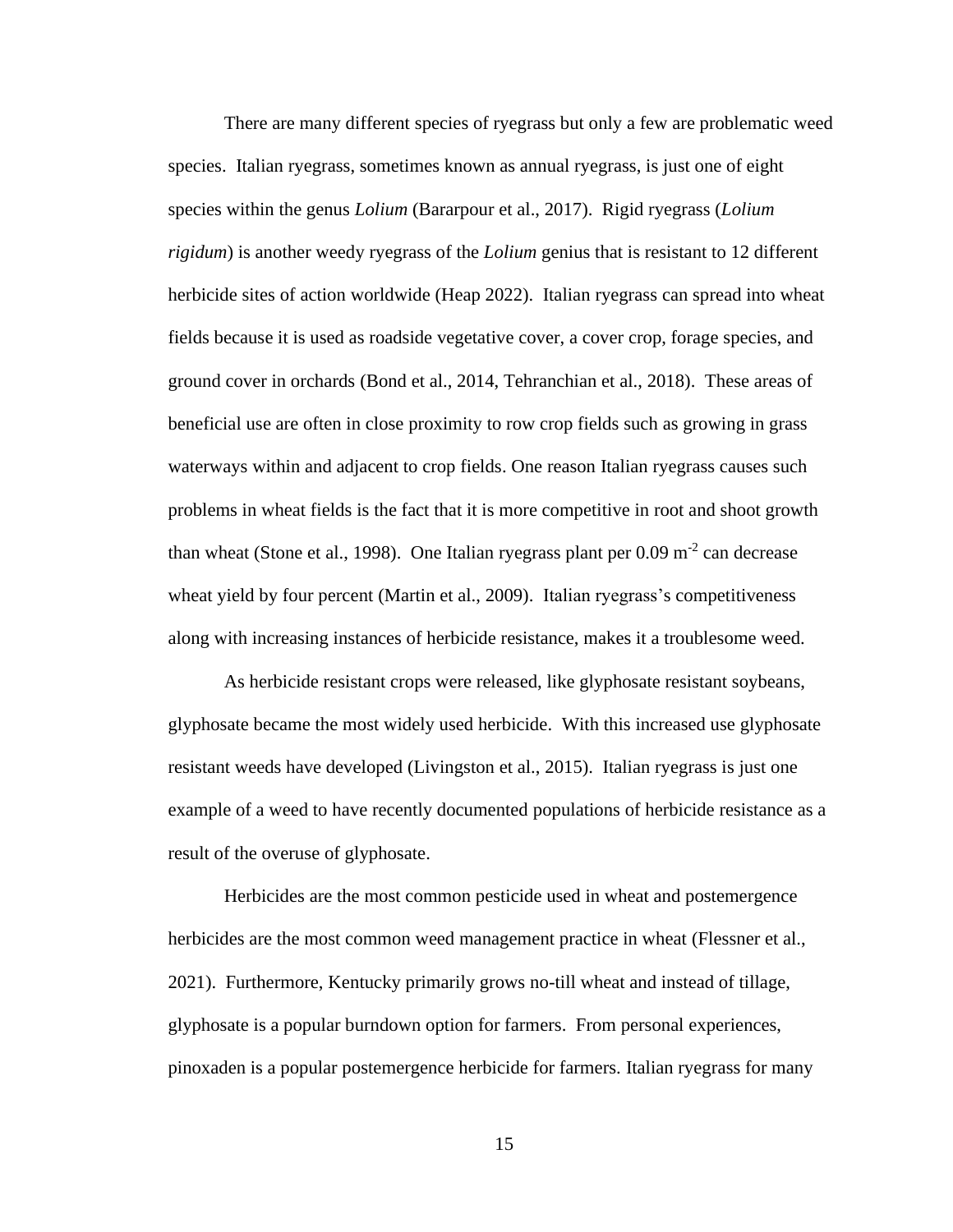There are many different species of ryegrass but only a few are problematic weed species. Italian ryegrass, sometimes known as annual ryegrass, is just one of eight species within the genus *Lolium* (Bararpour et al., 2017). Rigid ryegrass (*Lolium rigidum*) is another weedy ryegrass of the *Lolium* genius that is resistant to 12 different herbicide sites of action worldwide (Heap 2022). Italian ryegrass can spread into wheat fields because it is used as roadside vegetative cover, a cover crop, forage species, and ground cover in orchards (Bond et al., 2014, Tehranchian et al., 2018). These areas of beneficial use are often in close proximity to row crop fields such as growing in grass waterways within and adjacent to crop fields. One reason Italian ryegrass causes such problems in wheat fields is the fact that it is more competitive in root and shoot growth than wheat (Stone et al., 1998). One Italian ryegrass plant per 0.09 $m^{-2}$ can decrease wheat yield by four percent (Martin et al., 2009). Italian ryegrass's competitiveness along with increasing instances of herbicide resistance, makes it a troublesome weed.

As herbicide resistant crops were released, like glyphosate resistant soybeans, glyphosate became the most widely used herbicide. With this increased use glyphosate resistant weeds have developed (Livingston et al., 2015). Italian ryegrass is just one example of a weed to have recently documented populations of herbicide resistance as a result of the overuse of glyphosate.

Herbicides are the most common pesticide used in wheat and postemergence herbicides are the most common weed management practice in wheat (Flessner et al., 2021). Furthermore, Kentucky primarily grows no-till wheat and instead of tillage, glyphosate is a popular burndown option for farmers. From personal experiences, pinoxaden is a popular postemergence herbicide for farmers. Italian ryegrass for many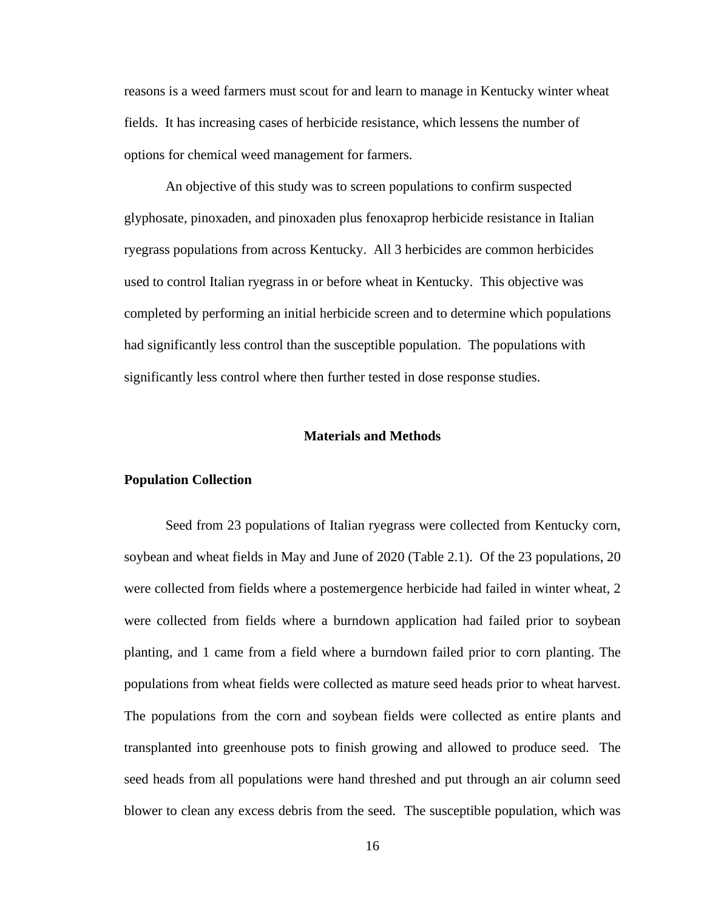reasons is a weed farmers must scout for and learn to manage in Kentucky winter wheat fields. It has increasing cases of herbicide resistance, which lessens the number of options for chemical weed management for farmers.

An objective of this study was to screen populations to confirm suspected glyphosate, pinoxaden, and pinoxaden plus fenoxaprop herbicide resistance in Italian ryegrass populations from across Kentucky. All 3 herbicides are common herbicides used to control Italian ryegrass in or before wheat in Kentucky. This objective was completed by performing an initial herbicide screen and to determine which populations had significantly less control than the susceptible population. The populations with significantly less control where then further tested in dose response studies.

## Materials and Methods

### Population Collection

Seed from 23 populations of Italian ryegrass were collected from Kentucky corn, soybean and wheat fields in May and June of 2020 (Table 2.1). Of the 23 populations, 20 were collected from fields where a postemergence herbicide had failed in winter wheat, 2 were collected from fields where a burndown application had failed prior to soybean planting, and 1 came from a field where a burndown failed prior to corn planting. The populations from wheat fields were collected as mature seed heads prior to wheat harvest. The populations from the corn and soybean fields were collected as entire plants and transplanted into greenhouse pots to finish growing and allowed to produce seed. The seed heads from all populations were hand threshed and put through an air column seed blower to clean any excess debris from the seed. The susceptible population, which was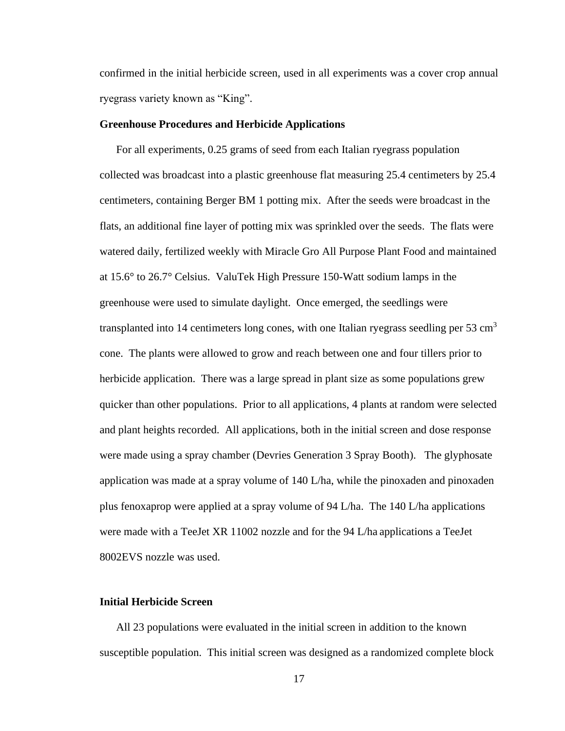confirmed in the initial herbicide screen, used in all experiments was a cover crop annual ryegrass variety known as "King".

**Greenhouse Procedures and Herbicide Applications**

For all experiments, 0.25 grams of seed from each Italian ryegrass population collected was broadcast into a plastic greenhouse flat measuring 25.4 centimeters by 25.4 centimeters, containing Berger BM 1 potting mix. After the seeds were broadcast in the flats, an additional fine layer of potting mix was sprinkled over the seeds. The flats were watered daily, fertilized weekly with Miracle Gro All Purpose Plant Food and maintained at 15.6° to 26.7° Celsius. ValuTek High Pressure 150-Watt sodium lamps in the greenhouse were used to simulate daylight. Once emerged, the seedlings were transplanted into 14 centimeters long cones, with one Italian ryegrass seedling per 53 $cm^3$ cone. The plants were allowed to grow and reach between one and four tillers prior to herbicide application. There was a large spread in plant size as some populations grew quicker than other populations. Prior to all applications, 4 plants at random were selected and plant heights recorded. All applications, both in the initial screen and dose response were made using a spray chamber (Devries Generation 3 Spray Booth). The glyphosate application was made at a spray volume of 140 L/ha, while the pinoxaden and pinoxaden plus fenoxaprop were applied at a spray volume of 94 L/ha. The 140 L/ha applications were made with a TeeJet XR 11002 nozzle and for the 94 L/ha applications a TeeJet 8002EVS nozzle was used.

**Initial Herbicide Screen**

All 23 populations were evaluated in the initial screen in addition to the known susceptible population. This initial screen was designed as a randomized complete block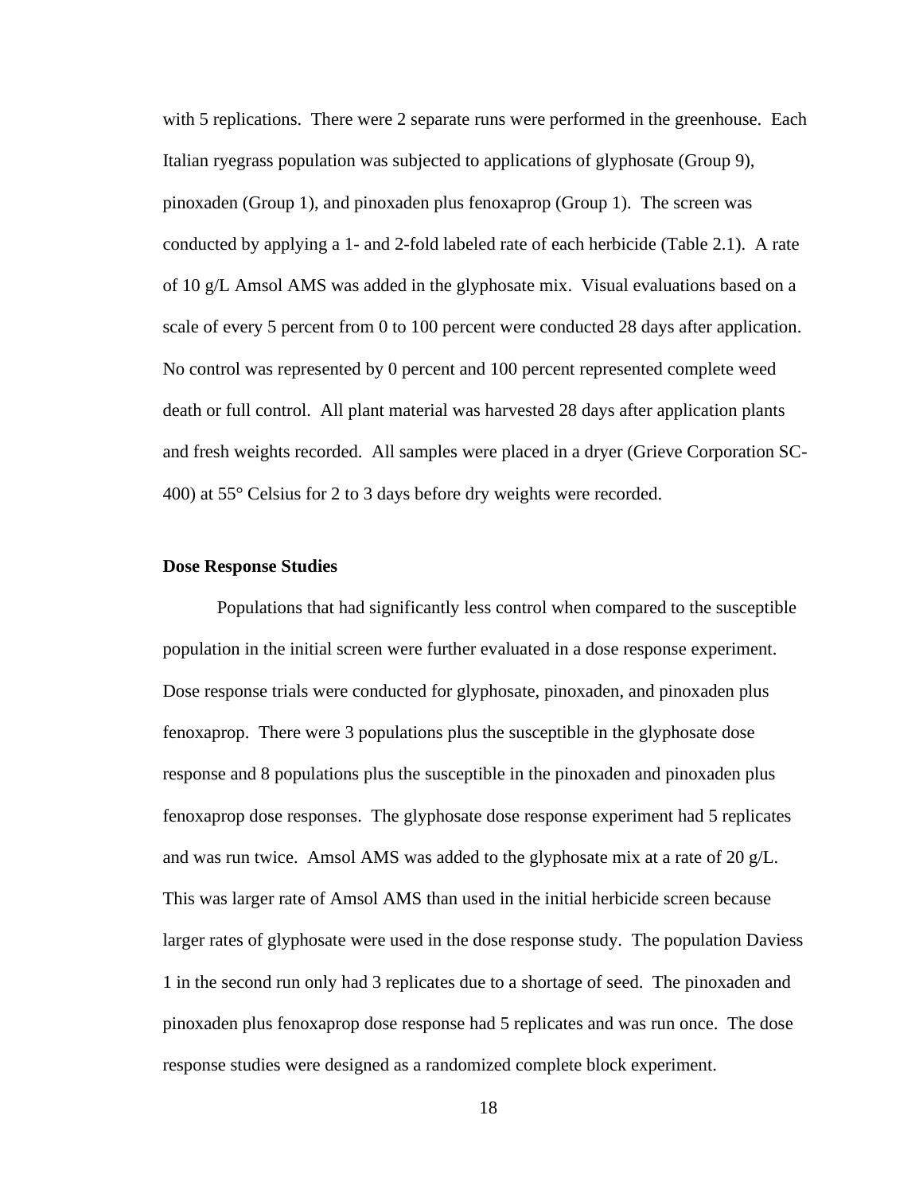with 5 replications. There were 2 separate runs were performed in the greenhouse. Each Italian ryegrass population was subjected to applications of glyphosate (Group 9), pinoxaden (Group 1), and pinoxaden plus fenoxaprop (Group 1). The screen was conducted by applying a 1- and 2-fold labeled rate of each herbicide (Table 2.1). A rate of 10 g/L Amsol AMS was added in the glyphosate mix. Visual evaluations based on a scale of every 5 percent from 0 to 100 percent were conducted 28 days after application. No control was represented by 0 percent and 100 percent represented complete weed death or full control. All plant material was harvested 28 days after application plants and fresh weights recorded. All samples were placed in a dryer (Grieve Corporation SC-400) at 55° Celsius for 2 to 3 days before dry weights were recorded.

**Dose Response Studies**

Populations that had significantly less control when compared to the susceptible population in the initial screen were further evaluated in a dose response experiment. Dose response trials were conducted for glyphosate, pinoxaden, and pinoxaden plus fenoxaprop. There were 3 populations plus the susceptible in the glyphosate dose response and 8 populations plus the susceptible in the pinoxaden and pinoxaden plus fenoxaprop dose responses. The glyphosate dose response experiment had 5 replicates and was run twice. Amsol AMS was added to the glyphosate mix at a rate of 20 g/L. This was larger rate of Amsol AMS than used in the initial herbicide screen because larger rates of glyphosate were used in the dose response study. The population Daviess 1 in the second run only had 3 replicates due to a shortage of seed. The pinoxaden and pinoxaden plus fenoxaprop dose response had 5 replicates and was run once. The dose response studies were designed as a randomized complete block experiment.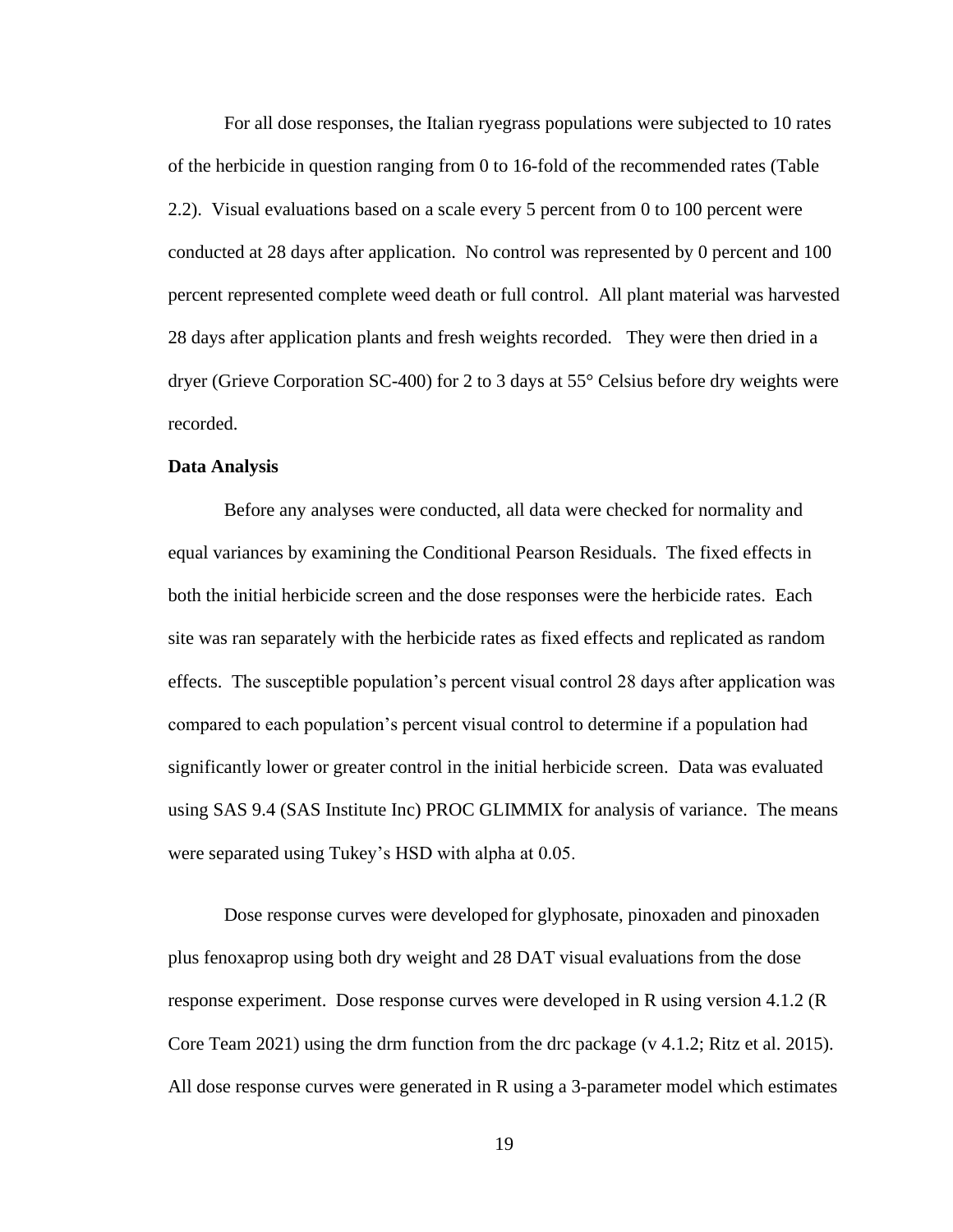For all dose responses, the Italian ryegrass populations were subjected to 10 rates of the herbicide in question ranging from 0 to 16-fold of the recommended rates (Table 2.2). Visual evaluations based on a scale every 5 percent from 0 to 100 percent were conducted at 28 days after application. No control was represented by 0 percent and 100 percent represented complete weed death or full control. All plant material was harvested 28 days after application plants and fresh weights recorded. They were then dried in a dryer (Grieve Corporation SC-400) for 2 to 3 days at 55° Celsius before dry weights were recorded.

**Data Analysis**

Before any analyses were conducted, all data were checked for normality and equal variances by examining the Conditional Pearson Residuals. The fixed effects in both the initial herbicide screen and the dose responses were the herbicide rates. Each site was ran separately with the herbicide rates as fixed effects and replicated as random effects. The susceptible population's percent visual control 28 days after application was compared to each population's percent visual control to determine if a population had significantly lower or greater control in the initial herbicide screen. Data was evaluated using SAS 9.4 (SAS Institute Inc) PROC GLIMMIX for analysis of variance. The means were separated using Tukey's HSD with alpha at 0.05.

Dose response curves were developed for glyphosate, pinoxaden and pinoxaden plus fenoxaprop using both dry weight and 28 DAT visual evaluations from the dose response experiment. Dose response curves were developed in R using version 4.1.2 (R Core Team 2021) using the drm function from the drc package (v 4.1.2; Ritz et al. 2015). All dose response curves were generated in R using a 3-parameter model which estimates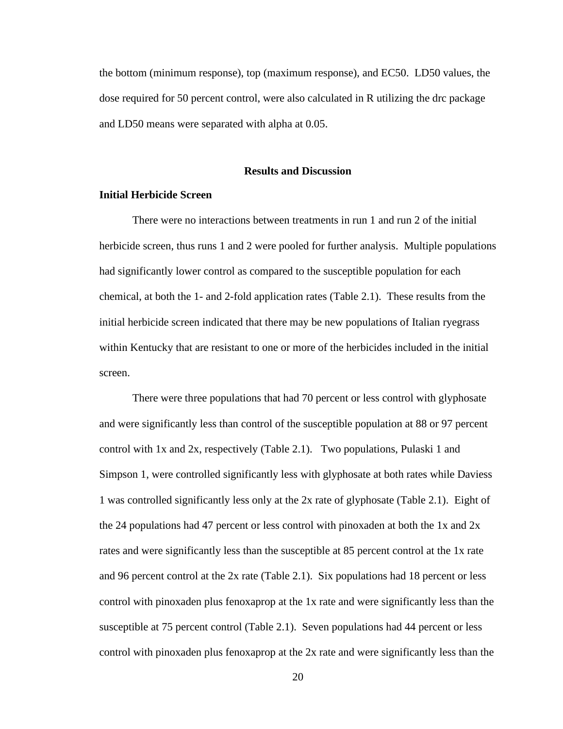the bottom (minimum response), top (maximum response), and EC50. LD50 values, the dose required for 50 percent control, were also calculated in R utilizing the drc package and LD50 means were separated with alpha at 0.05.

## Results and Discussion

### Initial Herbicide Screen

There were no interactions between treatments in run 1 and run 2 of the initial herbicide screen, thus runs 1 and 2 were pooled for further analysis. Multiple populations had significantly lower control as compared to the susceptible population for each chemical, at both the 1- and 2-fold application rates (Table 2.1). These results from the initial herbicide screen indicated that there may be new populations of Italian ryegrass within Kentucky that are resistant to one or more of the herbicides included in the initial screen.

There were three populations that had 70 percent or less control with glyphosate and were significantly less than control of the susceptible population at 88 or 97 percent control with 1x and 2x, respectively (Table 2.1). Two populations, Pulaski 1 and Simpson 1, were controlled significantly less with glyphosate at both rates while Daviess 1 was controlled significantly less only at the 2x rate of glyphosate (Table 2.1). Eight of the 24 populations had 47 percent or less control with pinoxaden at both the 1x and 2x rates and were significantly less than the susceptible at 85 percent control at the 1x rate and 96 percent control at the 2x rate (Table 2.1). Six populations had 18 percent or less control with pinoxaden plus fenoxaprop at the 1x rate and were significantly less than the susceptible at 75 percent control (Table 2.1). Seven populations had 44 percent or less control with pinoxaden plus fenoxaprop at the 2x rate and were significantly less than the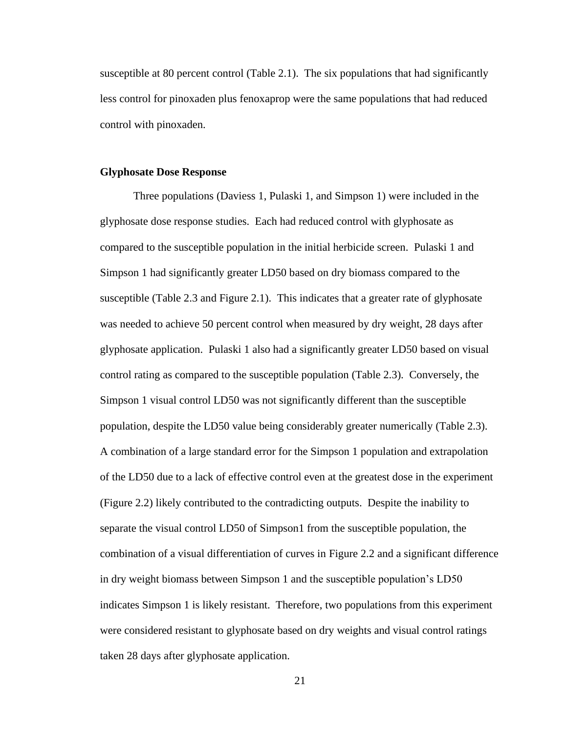susceptible at 80 percent control (Table 2.1). The six populations that had significantly less control for pinoxaden plus fenoxaprop were the same populations that had reduced control with pinoxaden.

**Glyphosate Dose Response**

Three populations (Daviess 1, Pulaski 1, and Simpson 1) were included in the glyphosate dose response studies. Each had reduced control with glyphosate as compared to the susceptible population in the initial herbicide screen. Pulaski 1 and Simpson 1 had significantly greater LD50 based on dry biomass compared to the susceptible (Table 2.3 and Figure 2.1). This indicates that a greater rate of glyphosate was needed to achieve 50 percent control when measured by dry weight, 28 days after glyphosate application. Pulaski 1 also had a significantly greater LD50 based on visual control rating as compared to the susceptible population (Table 2.3). Conversely, the Simpson 1 visual control LD50 was not significantly different than the susceptible population, despite the LD50 value being considerably greater numerically (Table 2.3). A combination of a large standard error for the Simpson 1 population and extrapolation of the LD50 due to a lack of effective control even at the greatest dose in the experiment (Figure 2.2) likely contributed to the contradicting outputs. Despite the inability to separate the visual control LD50 of Simpson1 from the susceptible population, the combination of a visual differentiation of curves in Figure 2.2 and a significant difference in dry weight biomass between Simpson 1 and the susceptible population's LD50 indicates Simpson 1 is likely resistant. Therefore, two populations from this experiment were considered resistant to glyphosate based on dry weights and visual control ratings taken 28 days after glyphosate application.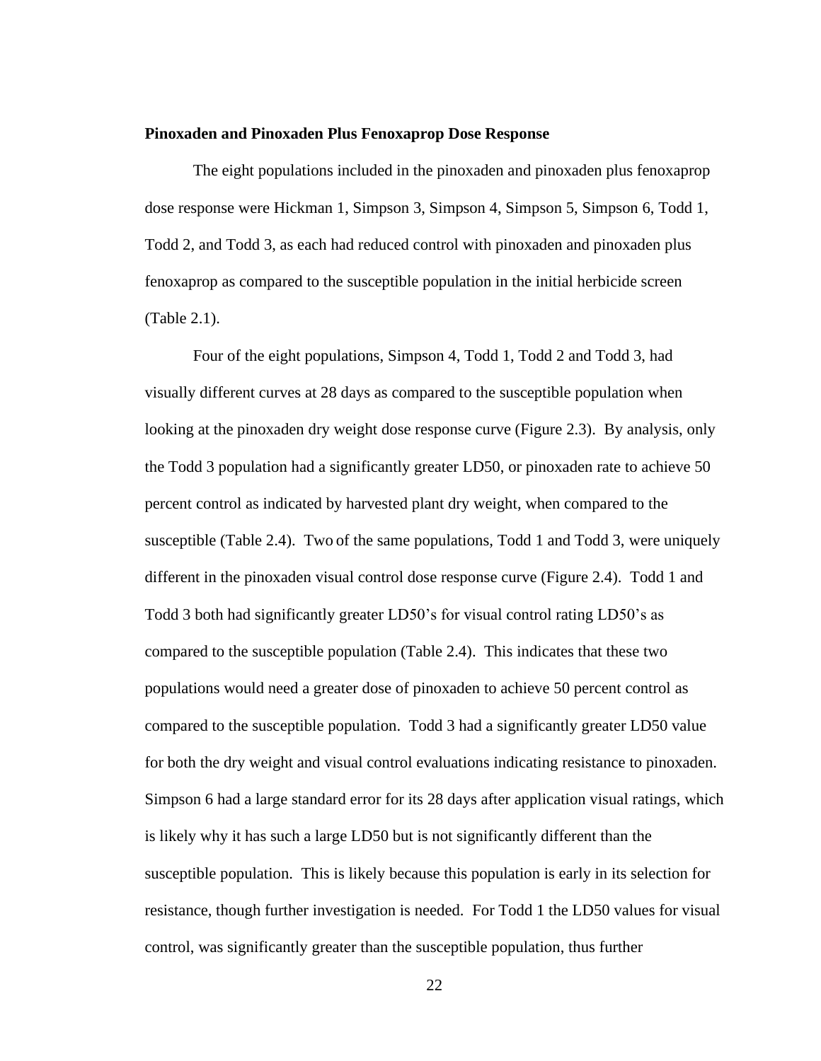**Pinoxaden and Pinoxaden Plus Fenoxaprop Dose Response**

The eight populations included in the pinoxaden and pinoxaden plus fenoxaprop dose response were Hickman 1, Simpson 3, Simpson 4, Simpson 5, Simpson 6, Todd 1, Todd 2, and Todd 3, as each had reduced control with pinoxaden and pinoxaden plus fenoxaprop as compared to the susceptible population in the initial herbicide screen (Table 2.1).

Four of the eight populations, Simpson 4, Todd 1, Todd 2 and Todd 3, had visually different curves at 28 days as compared to the susceptible population when looking at the pinoxaden dry weight dose response curve (Figure 2.3). By analysis, only the Todd 3 population had a significantly greater LD50, or pinoxaden rate to achieve 50 percent control as indicated by harvested plant dry weight, when compared to the susceptible (Table 2.4). Two of the same populations, Todd 1 and Todd 3, were uniquely different in the pinoxaden visual control dose response curve (Figure 2.4). Todd 1 and Todd 3 both had significantly greater LD50's for visual control rating LD50's as compared to the susceptible population (Table 2.4). This indicates that these two populations would need a greater dose of pinoxaden to achieve 50 percent control as compared to the susceptible population. Todd 3 had a significantly greater LD50 value for both the dry weight and visual control evaluations indicating resistance to pinoxaden. Simpson 6 had a large standard error for its 28 days after application visual ratings, which is likely why it has such a large LD50 but is not significantly different than the susceptible population. This is likely because this population is early in its selection for resistance, though further investigation is needed. For Todd 1 the LD50 values for visual control, was significantly greater than the susceptible population, thus further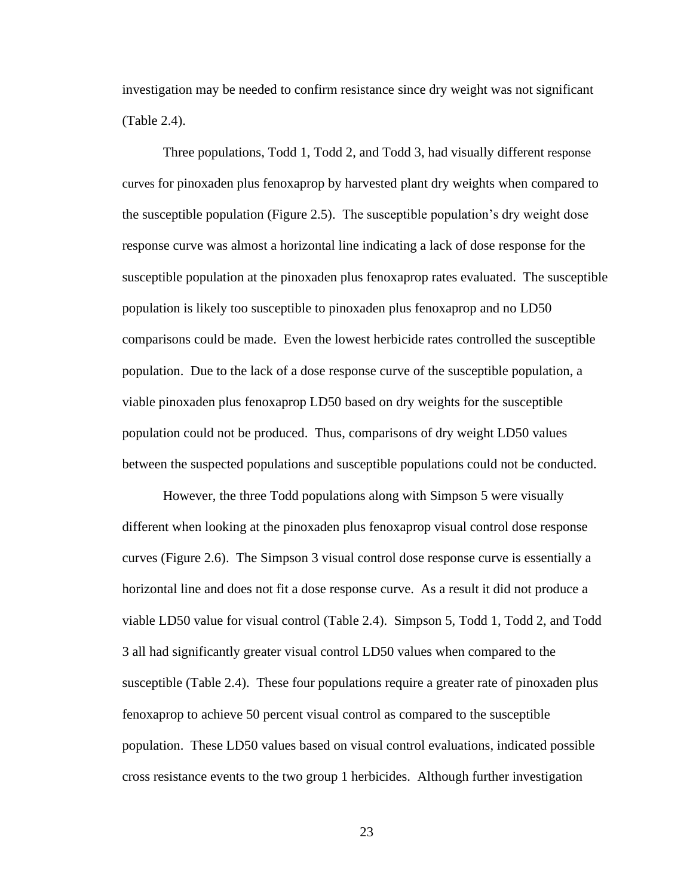investigation may be needed to confirm resistance since dry weight was not significant (Table 2.4).

Three populations, Todd 1, Todd 2, and Todd 3, had visually different response curves for pinoxaden plus fenoxaprop by harvested plant dry weights when compared to the susceptible population (Figure 2.5). The susceptible population's dry weight dose response curve was almost a horizontal line indicating a lack of dose response for the susceptible population at the pinoxaden plus fenoxaprop rates evaluated. The susceptible population is likely too susceptible to pinoxaden plus fenoxaprop and no LD50 comparisons could be made. Even the lowest herbicide rates controlled the susceptible population. Due to the lack of a dose response curve of the susceptible population, a viable pinoxaden plus fenoxaprop LD50 based on dry weights for the susceptible population could not be produced. Thus, comparisons of dry weight LD50 values between the suspected populations and susceptible populations could not be conducted.

However, the three Todd populations along with Simpson 5 were visually different when looking at the pinoxaden plus fenoxaprop visual control dose response curves (Figure 2.6). The Simpson 3 visual control dose response curve is essentially a horizontal line and does not fit a dose response curve. As a result it did not produce a viable LD50 value for visual control (Table 2.4). Simpson 5, Todd 1, Todd 2, and Todd 3 all had significantly greater visual control LD50 values when compared to the susceptible (Table 2.4). These four populations require a greater rate of pinoxaden plus fenoxaprop to achieve 50 percent visual control as compared to the susceptible population. These LD50 values based on visual control evaluations, indicated possible cross resistance events to the two group 1 herbicides. Although further investigation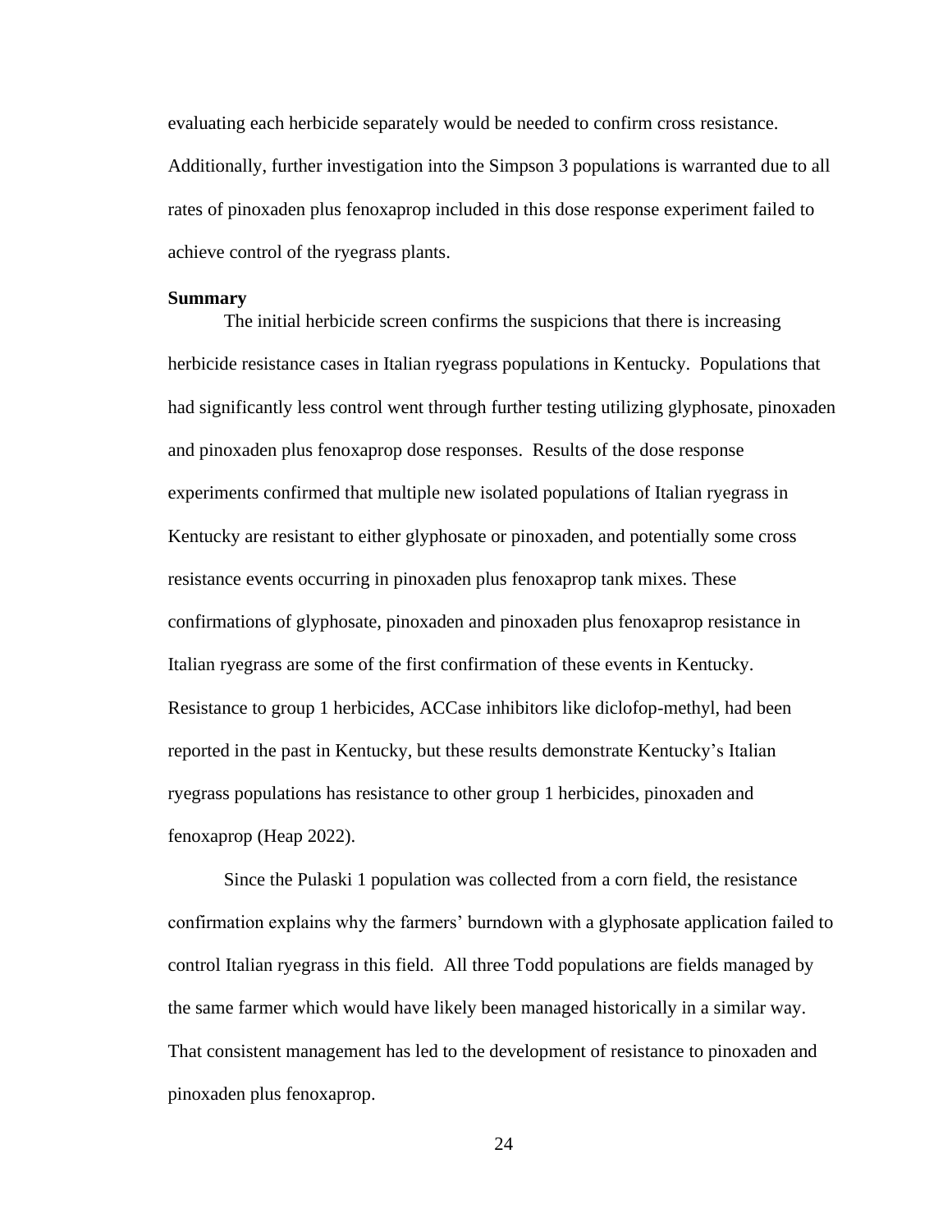evaluating each herbicide separately would be needed to confirm cross resistance. Additionally, further investigation into the Simpson 3 populations is warranted due to all rates of pinoxaden plus fenoxaprop included in this dose response experiment failed to achieve control of the ryegrass plants.

**Summary**

The initial herbicide screen confirms the suspicions that there is increasing herbicide resistance cases in Italian ryegrass populations in Kentucky. Populations that had significantly less control went through further testing utilizing glyphosate, pinoxaden and pinoxaden plus fenoxaprop dose responses. Results of the dose response experiments confirmed that multiple new isolated populations of Italian ryegrass in Kentucky are resistant to either glyphosate or pinoxaden, and potentially some cross resistance events occurring in pinoxaden plus fenoxaprop tank mixes. These confirmations of glyphosate, pinoxaden and pinoxaden plus fenoxaprop resistance in Italian ryegrass are some of the first confirmation of these events in Kentucky. Resistance to group 1 herbicides, ACCase inhibitors like diclofop-methyl, had been reported in the past in Kentucky, but these results demonstrate Kentucky's Italian ryegrass populations has resistance to other group 1 herbicides, pinoxaden and fenoxaprop (Heap 2022).

Since the Pulaski 1 population was collected from a corn field, the resistance confirmation explains why the farmers' burndown with a glyphosate application failed to control Italian ryegrass in this field. All three Todd populations are fields managed by the same farmer which would have likely been managed historically in a similar way. That consistent management has led to the development of resistance to pinoxaden and pinoxaden plus fenoxaprop.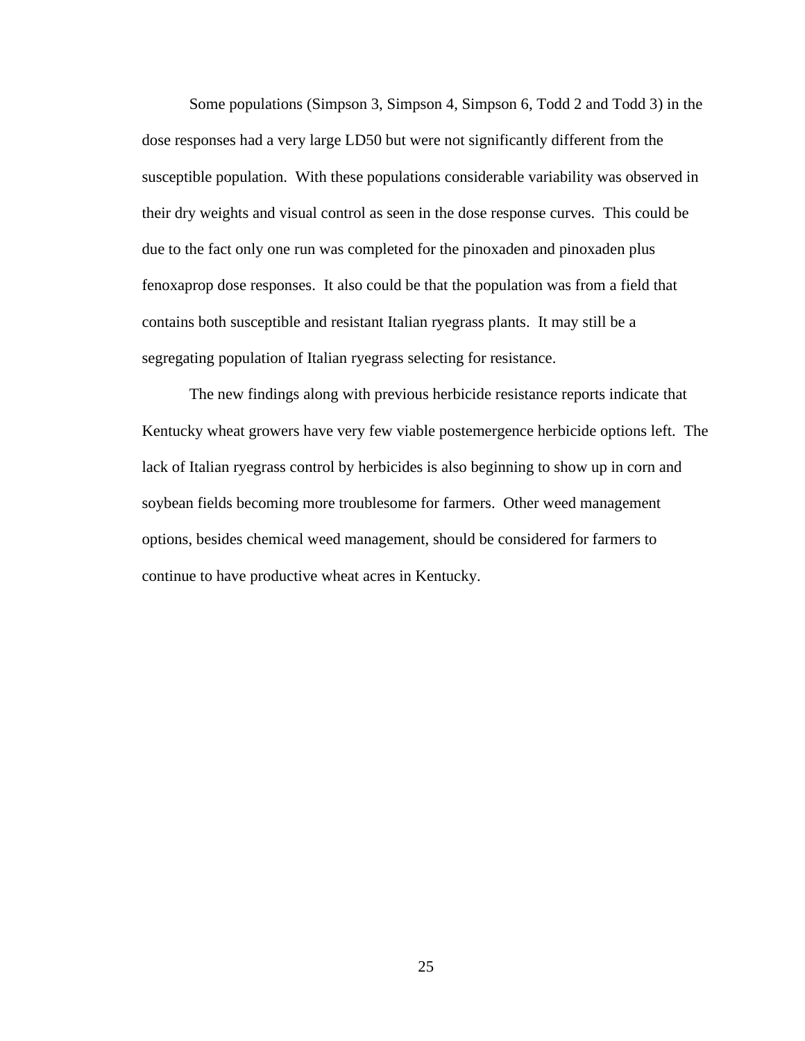Some populations (Simpson 3, Simpson 4, Simpson 6, Todd 2 and Todd 3) in the dose responses had a very large LD50 but were not significantly different from the susceptible population. With these populations considerable variability was observed in their dry weights and visual control as seen in the dose response curves. This could be due to the fact only one run was completed for the pinoxaden and pinoxaden plus fenoxaprop dose responses. It also could be that the population was from a field that contains both susceptible and resistant Italian ryegrass plants. It may still be a segregating population of Italian ryegrass selecting for resistance.

The new findings along with previous herbicide resistance reports indicate that Kentucky wheat growers have very few viable postemergence herbicide options left. The lack of Italian ryegrass control by herbicides is also beginning to show up in corn and soybean fields becoming more troublesome for farmers. Other weed management options, besides chemical weed management, should be considered for farmers to continue to have productive wheat acres in Kentucky.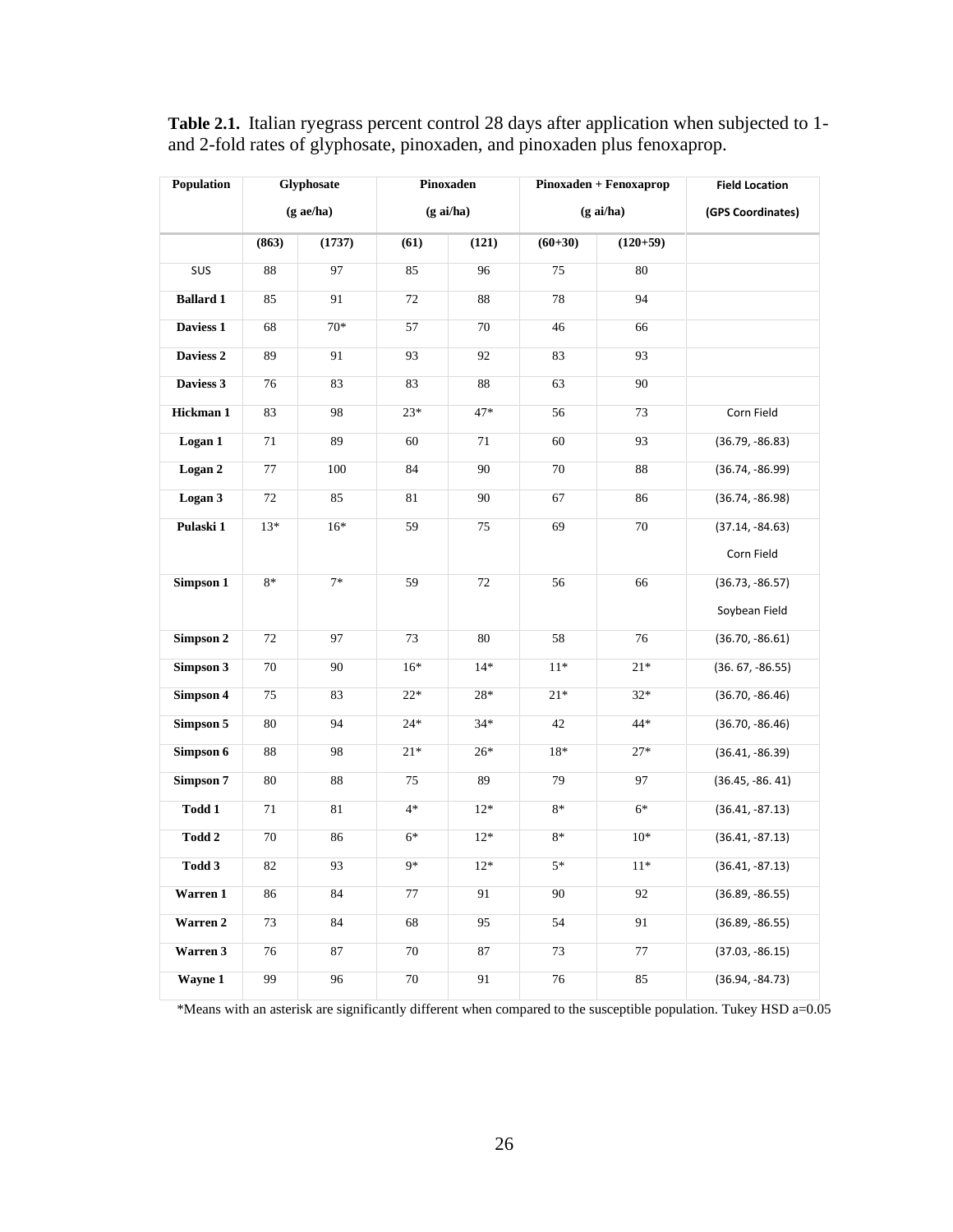**Table 2.1.** Italian ryegrass percent control 28 days after application when subjected to 1- and 2-fold rates of glyphosate, pinoxaden, and pinoxaden plus fenoxaprop.

| Population | Glyphosate (g ae/ha) | | Pinoxaden (g ai/ha) | | Pinoxaden + Fenoxaprop (g ai/ha) | | Field Location (GPS Coordinates) |
|---|---|---|---|---|---|---|---|
| | (863) | (1737) | (61) | (121) | (60+30) | (120+59) | |
| SUS | 88 | 97 | 85 | 96 | 75 | 80 | |
| Ballard 1 | 85 | 91 | 72 | 88 | 78 | 94 | |
| Daviess 1 | 68 | 70* | 57 | 70 | 46 | 66 | |
| Daviess 2 | 89 | 91 | 93 | 92 | 83 | 93 | |
| Daviess 3 | 76 | 83 | 83 | 88 | 63 | 90 | |
| Hickman 1 | 83 | 98 | 23* | 47* | 56 | 73 | Corn Field |
| Logan 1 | 71 | 89 | 60 | 71 | 60 | 93 | (36.79, -86.83) |
| Logan 2 | 77 | 100 | 84 | 90 | 70 | 88 | (36.74, -86.99) |
| Logan 3 | 72 | 85 | 81 | 90 | 67 | 86 | (36.74, -86.98) |
| Pulaski 1 | 13* | 16* | 59 | 75 | 69 | 70 | (37.14, -84.63) Corn Field |
| Simpson 1 | 8* | 7* | 59 | 72 | 56 | 66 | (36.73, -86.57) Soybean Field |
| Simpson 2 | 72 | 97 | 73 | 80 | 58 | 76 | (36.70, -86.61) |
| Simpson 3 | 70 | 90 | 16* | 14* | 11* | 21* | (36. 67, -86.55) |
| Simpson 4 | 75 | 83 | 22* | 28* | 21* | 32* | (36.70, -86.46) |
| Simpson 5 | 80 | 94 | 24* | 34* | 42 | 44* | (36.70, -86.46) |
| Simpson 6 | 88 | 98 | 21* | 26* | 18* | 27* | (36.41, -86.39) |
| Simpson 7 | 80 | 88 | 75 | 89 | 79 | 97 | (36.45, -86. 41) |
| Todd 1 | 71 | 81 | 4* | 12* | 8* | 6* | (36.41, -87.13) |
| Todd 2 | 70 | 86 | 6* | 12* | 8* | 10* | (36.41, -87.13) |
| Todd 3 | 82 | 93 | 9* | 12* | 5* | 11* | (36.41, -87.13) |
| Warren 1 | 86 | 84 | 77 | 91 | 90 | 92 | (36.89, -86.55) |
| Warren 2 | 73 | 84 | 68 | 95 | 54 | 91 | (36.89, -86.55) |
| Warren 3 | 76 | 87 | 70 | 87 | 73 | 77 | (37.03, -86.15) |
| Wayne 1 | 99 | 96 | 70 | 91 | 76 | 85 | (36.94, -84.73) |

*Means with an asterisk are significantly different when compared to the susceptible population. Tukey HSD a=0.05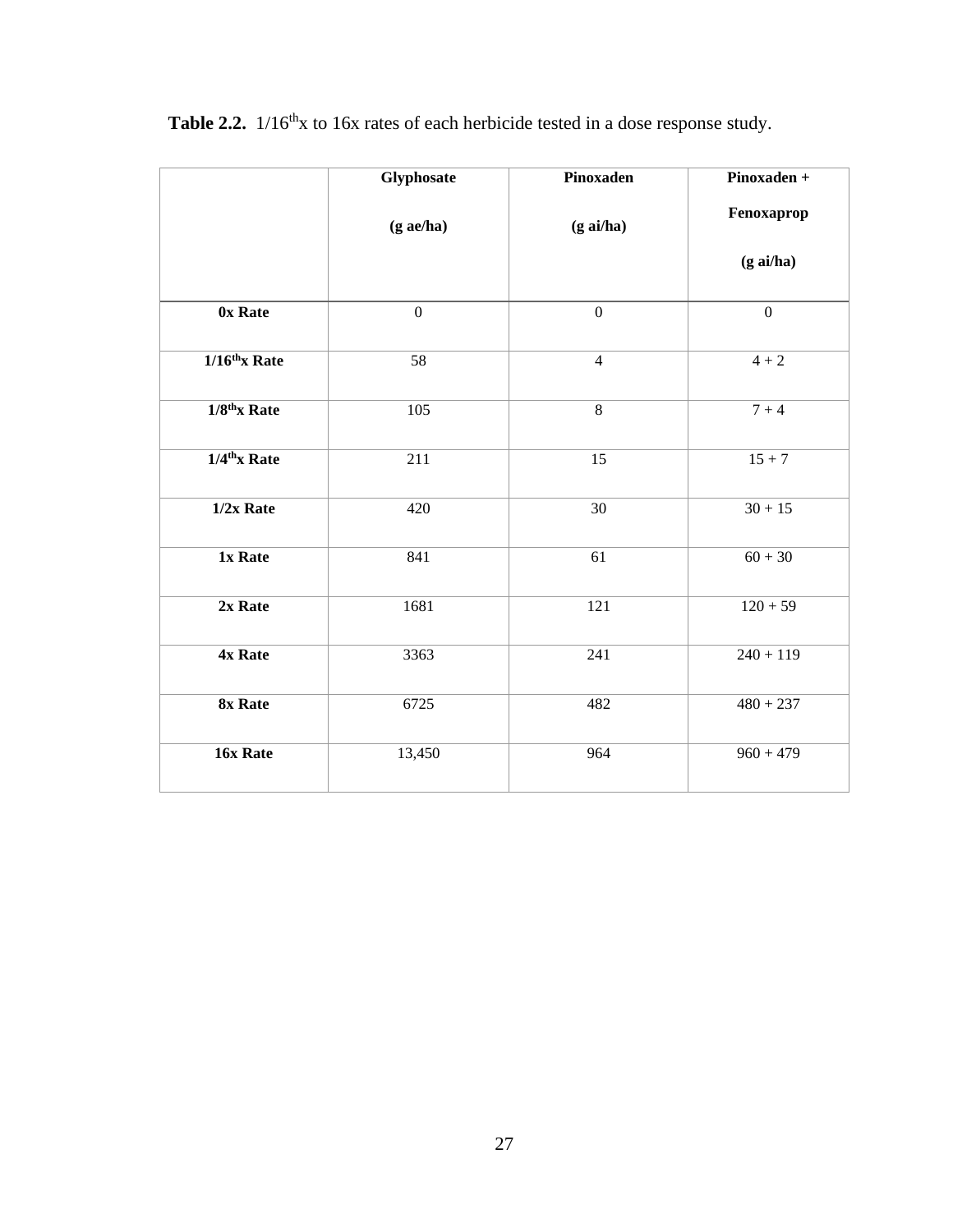**Table 2.2.** 1/16thx to 16x rates of each herbicide tested in a dose response study.

| | Glyphosate (g ae/ha) | Pinoxaden (g ai/ha) | Pinoxaden + Fenoxaprop (g ai/ha) |
|---|---|---|---|
| **0x Rate** | 0 | 0 | 0 |
| **1/16thx Rate** | 58 | 4 | 4 + 2 |
| **1/8thx Rate** | 105 | 8 | 7 + 4 |
| **1/4thx Rate** | 211 | 15 | 15 + 7 |
| **1/2x Rate** | 420 | 30 | 30 + 15 |
| **1x Rate** | 841 | 61 | 60 + 30 |
| **2x Rate** | 1681 | 121 | 120 + 59 |
| **4x Rate** | 3363 | 241 | 240 + 119 |
| **8x Rate** | 6725 | 482 | 480 + 237 |
| **16x Rate** | 13,450 | 964 | 960 + 479 |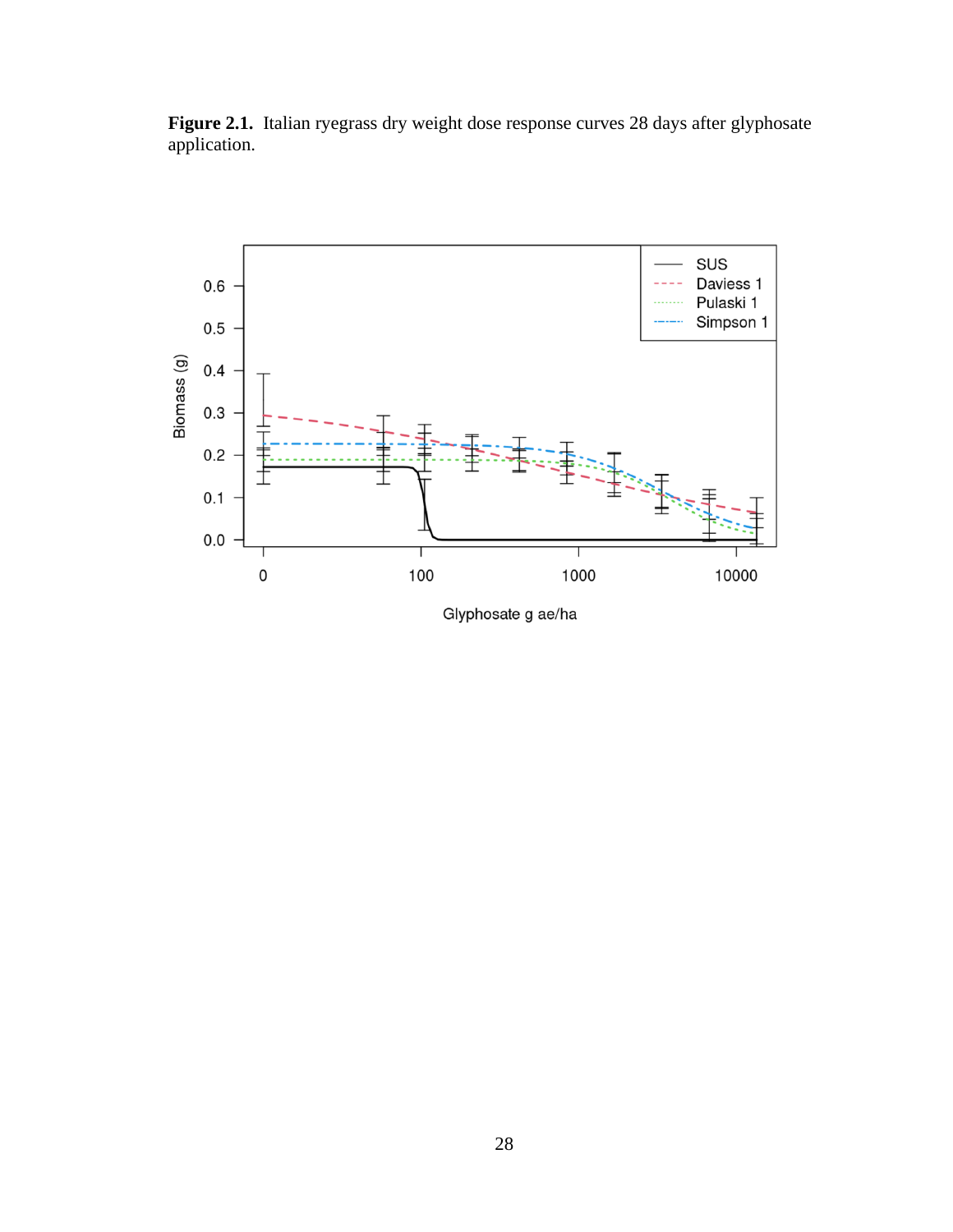**Figure 2.1.** Italian ryegrass dry weight dose response curves 28 days after glyphosate application.

SUS
Daviess 1
Pulaski 1
Simpson 1

Biomass (g)

0.6
0.5
0.4
0.3
0.2
0.1
0.0

0
100
1000
10000

Glyphosate g ae/ha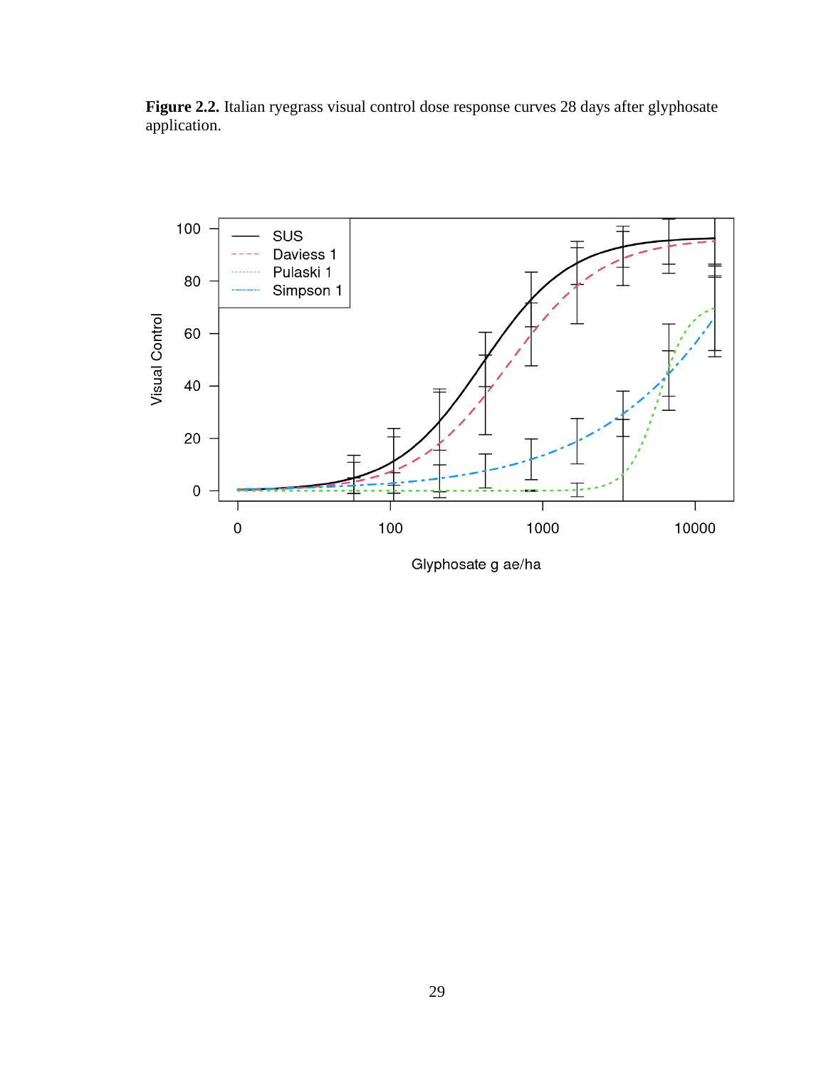**Figure 2.2.** Italian ryegrass visual control dose response curves 28 days after glyphosate application.

SUS
Daviess 1
Pulaski 1
Simpson 1

Visual Control

100
80
60
40
20
0

0
100
1000
10000

Glyphosate g ae/ha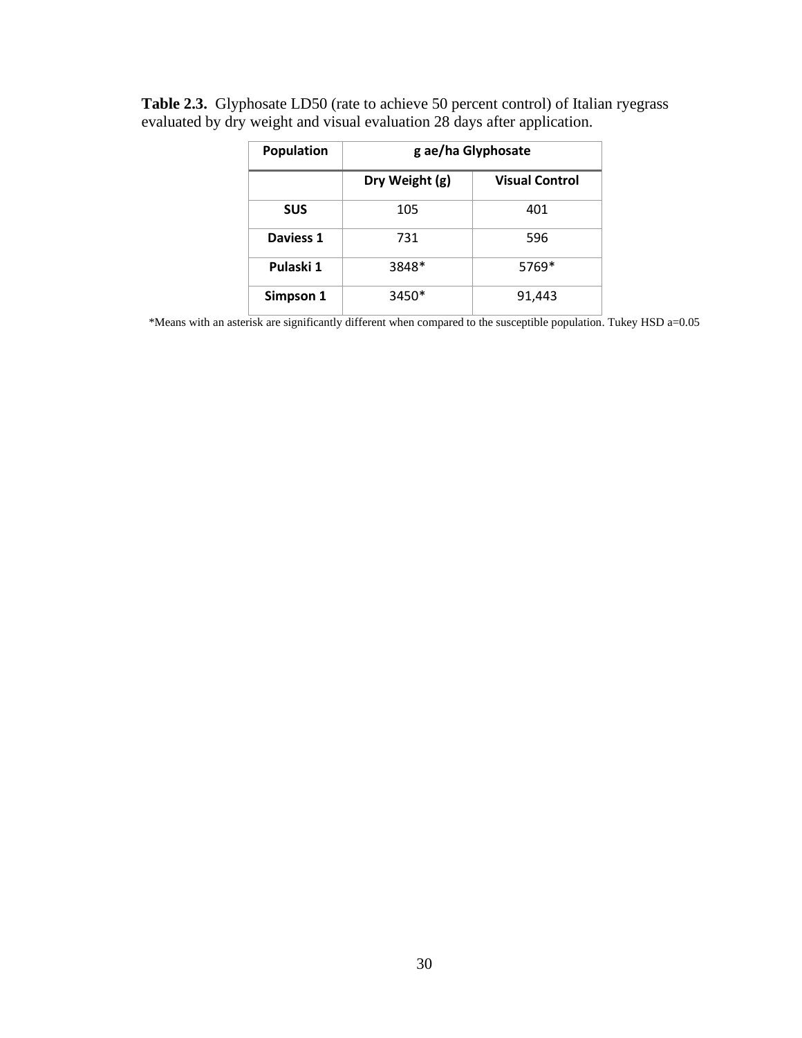**Table 2.3.** Glyphosate LD50 (rate to achieve 50 percent control) of Italian ryegrass evaluated by dry weight and visual evaluation 28 days after application.

| Population | g ae/ha Glyphosate | |
|---|---|---|
| | Dry Weight (g) | Visual Control |
| SUS | 105 | 401 |
| Daviess 1 | 731 | 596 |
| Pulaski 1 | 3848* | 5769* |
| Simpson 1 | 3450* | 91,443 |

*Means with an asterisk are significantly different when compared to the susceptible population. Tukey HSD a=0.05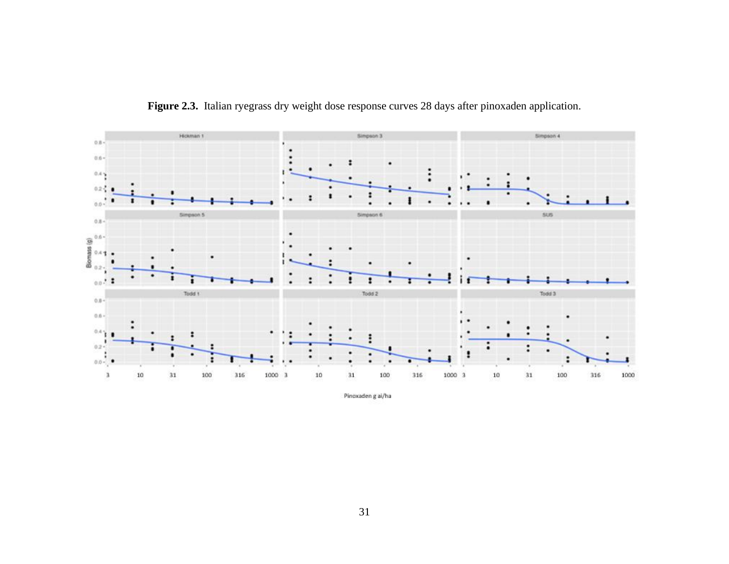**Figure 2.3.** Italian ryegrass dry weight dose response curves 28 days after pinoxaden application.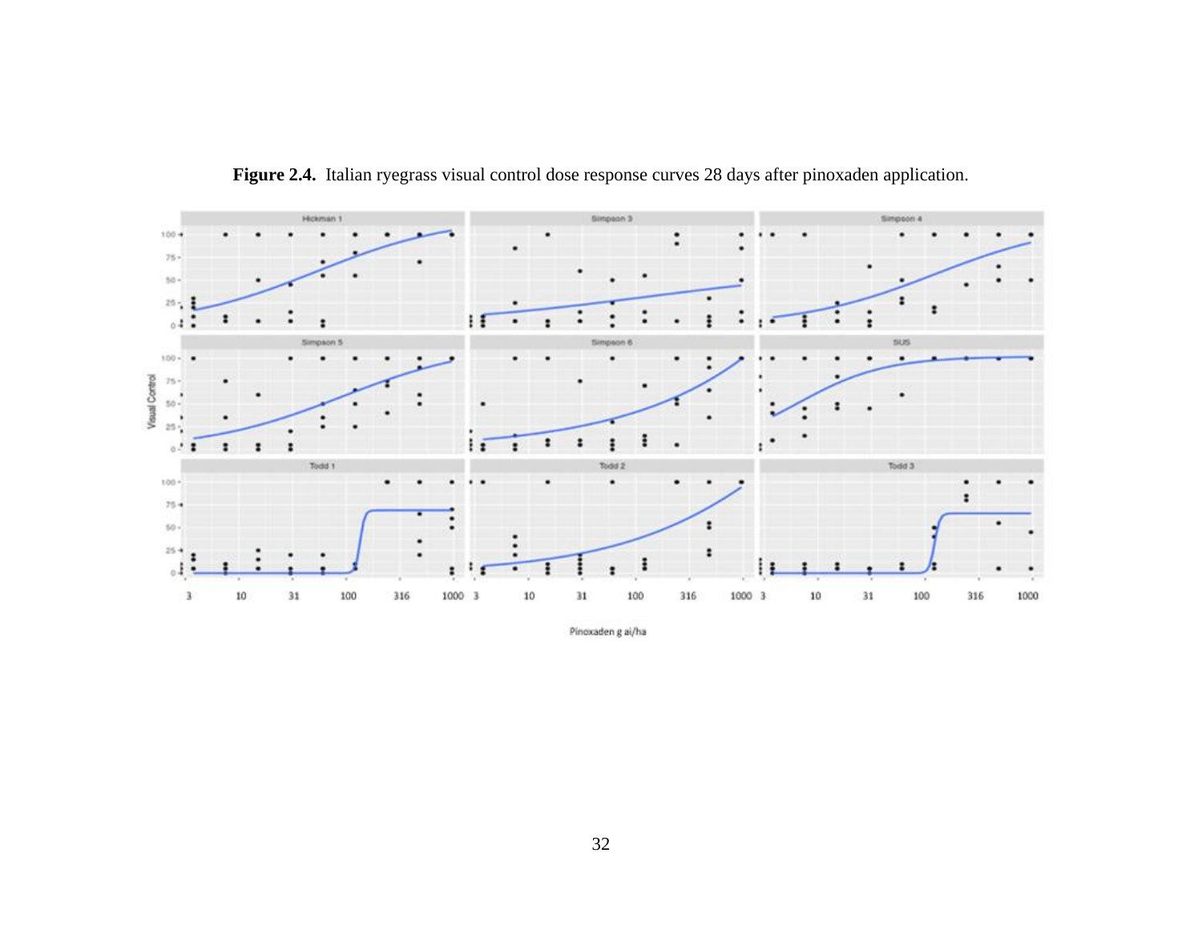**Figure 2.4.** Italian ryegrass visual control dose response curves 28 days after pinoxaden application.

Hickman 1
Simpson 3
Simpson 4
Simpson 5
Simpson 6
SUS
Todd 1
Todd 2
Todd 3

Visual Control

100
75
50
25
0

3
10
31
100
316
1000

Pinoxaden g ai/ha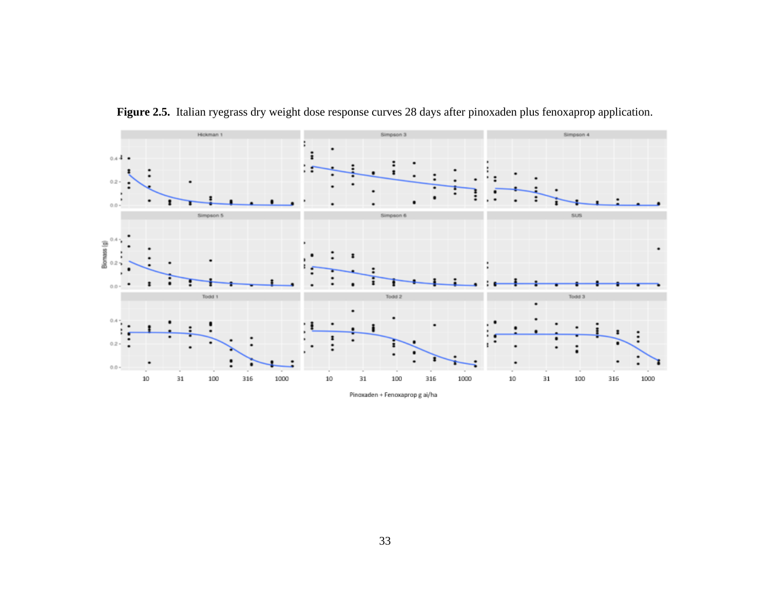**Figure 2.5.** Italian ryegrass dry weight dose response curves 28 days after pinoxaden plus fenoxaprop application.

Hickman 1

Simpson 3

Simpson 4

Simpson 5

Simpson 6

SUS

Todd 1

Todd 2

Todd 3

Biomass (g)

0.0
0.2
0.4

10
31
100
316
1000

Pinoxaden + Fenoxaprop g ai/ha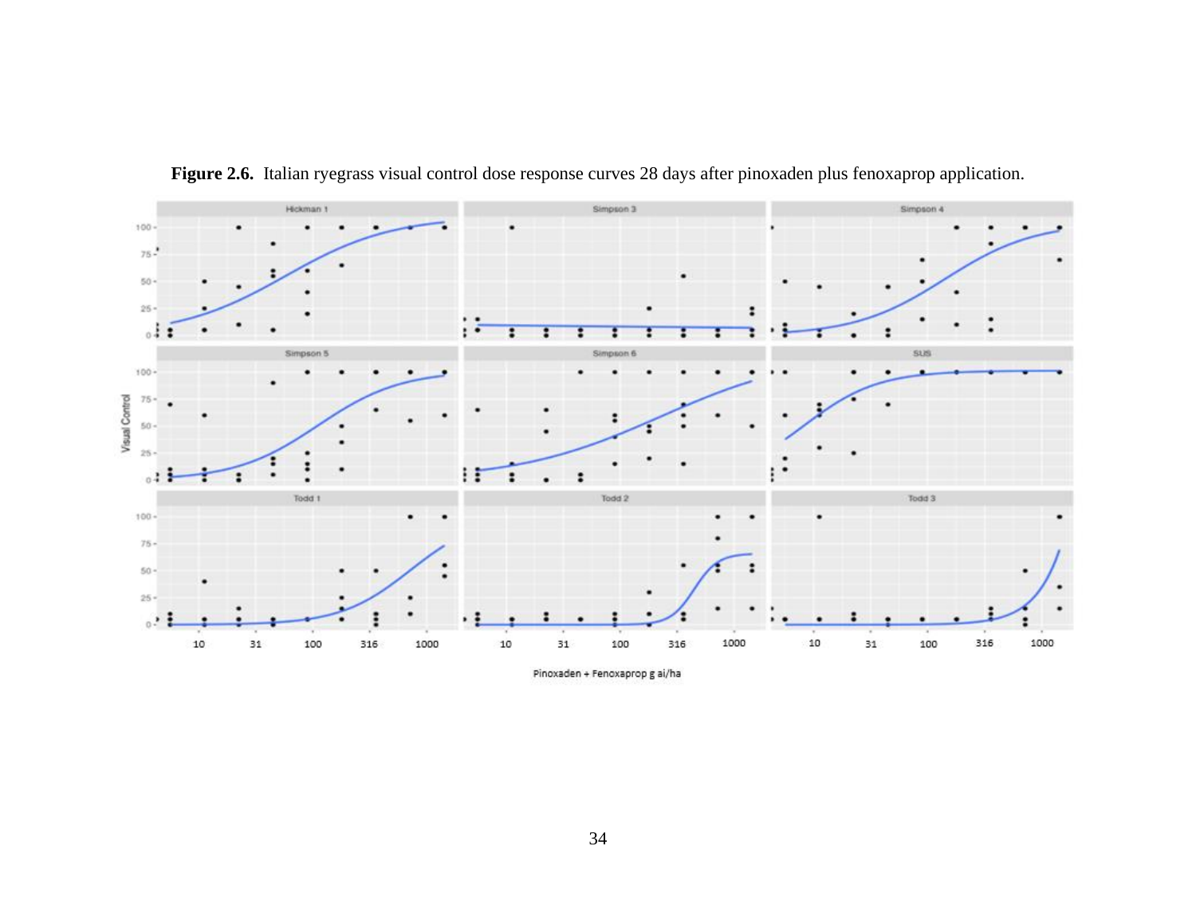**Figure 2.6.** Italian ryegrass visual control dose response curves 28 days after pinoxaden plus fenoxaprop application.

Hickman 1

Simpson 3

Simpson 4

Simpson 5

Simpson 6

SUS

Todd 1

Todd 2

Todd 3

Visual Control

0
25
50
75
100

10
31
100
316
1000

Pinoxaden + Fenoxaprop g ai/ha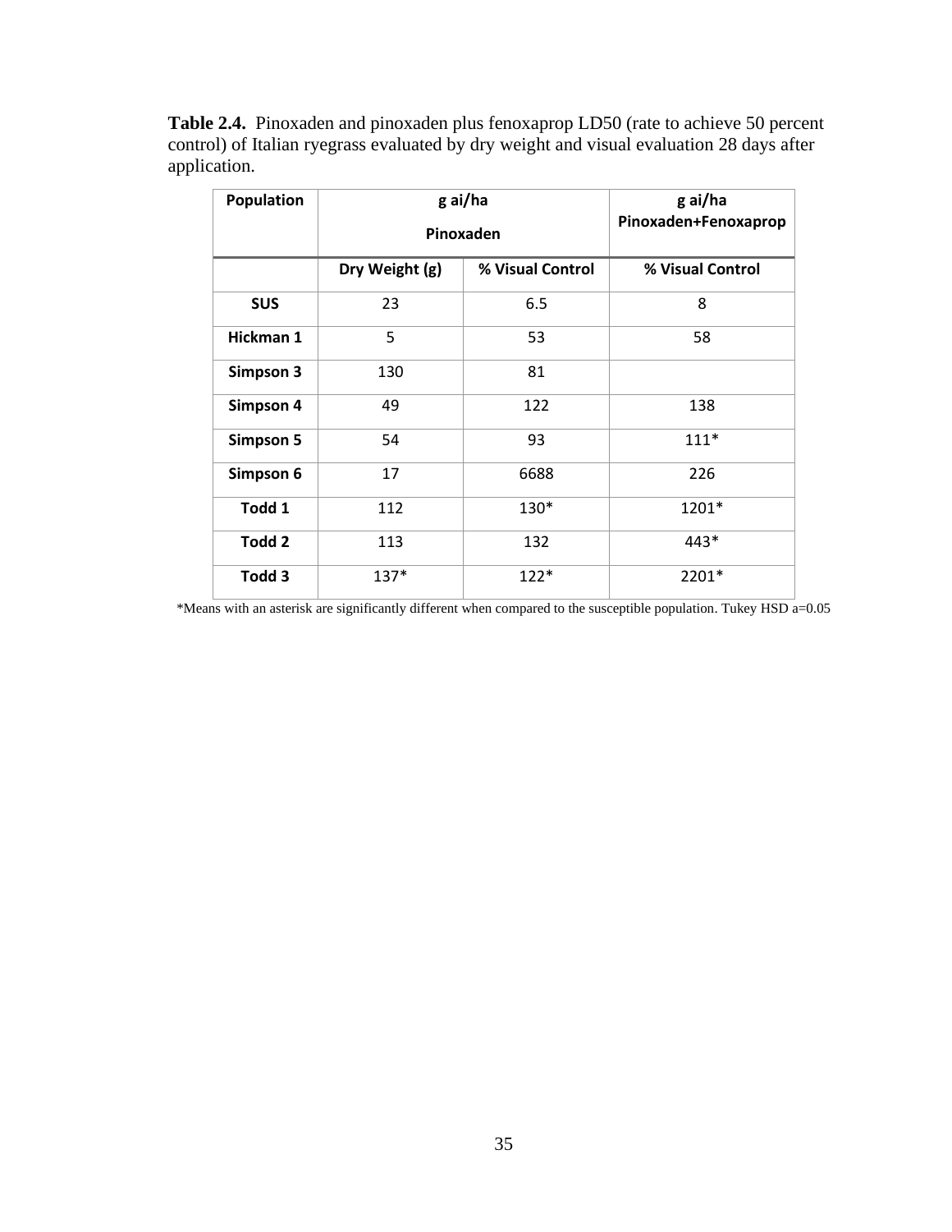**Table 2.4.** Pinoxaden and pinoxaden plus fenoxaprop LD50 (rate to achieve 50 percent control) of Italian ryegrass evaluated by dry weight and visual evaluation 28 days after application.

| Population | g ai/ha Pinoxaden | | g ai/ha Pinoxaden+Fenoxaprop |
|---|---|---|---|
| | Dry Weight (g) | % Visual Control | % Visual Control |
| **SUS** | 23 | 6.5 | 8 |
| **Hickman 1** | 5 | 53 | 58 |
| **Simpson 3** | 130 | 81 | |
| **Simpson 4** | 49 | 122 | 138 |
| **Simpson 5** | 54 | 93 | 111* |
| **Simpson 6** | 17 | 6688 | 226 |
| **Todd 1** | 112 | 130* | 1201* |
| **Todd 2** | 113 | 132 | 443* |
| **Todd 3** | 137* | 122* | 2201* |

*Means with an asterisk are significantly different when compared to the susceptible population. Tukey HSD a=0.05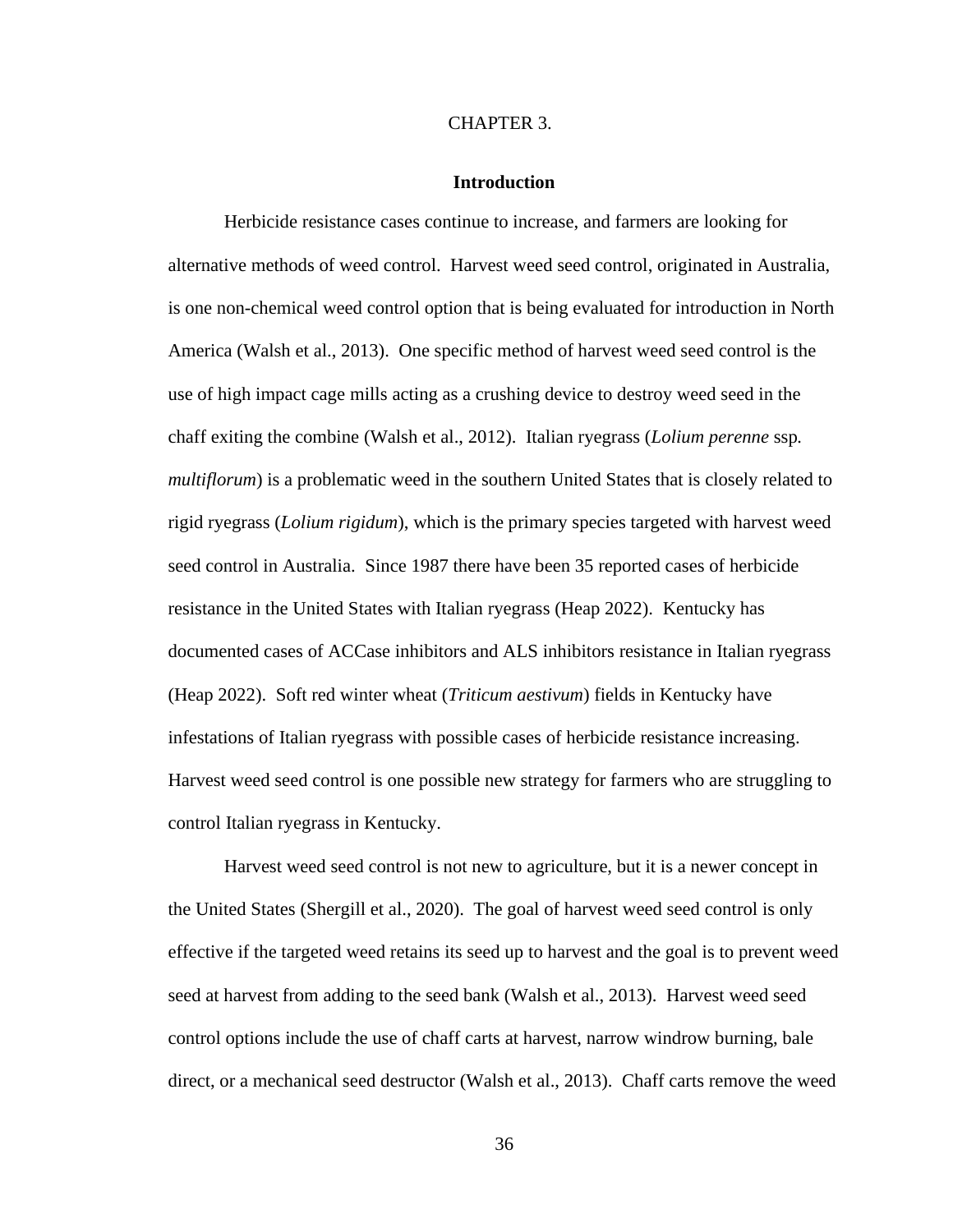# CHAPTER 3.

## Introduction

Herbicide resistance cases continue to increase, and farmers are looking for alternative methods of weed control. Harvest weed seed control, originated in Australia, is one non-chemical weed control option that is being evaluated for introduction in North America (Walsh et al., 2013). One specific method of harvest weed seed control is the use of high impact cage mills acting as a crushing device to destroy weed seed in the chaff exiting the combine (Walsh et al., 2012). Italian ryegrass (*Lolium perenne* ssp. *multiflorum*) is a problematic weed in the southern United States that is closely related to rigid ryegrass (*Lolium rigidum*), which is the primary species targeted with harvest weed seed control in Australia. Since 1987 there have been 35 reported cases of herbicide resistance in the United States with Italian ryegrass (Heap 2022). Kentucky has documented cases of ACCase inhibitors and ALS inhibitors resistance in Italian ryegrass (Heap 2022). Soft red winter wheat (*Triticum aestivum*) fields in Kentucky have infestations of Italian ryegrass with possible cases of herbicide resistance increasing. Harvest weed seed control is one possible new strategy for farmers who are struggling to control Italian ryegrass in Kentucky.

Harvest weed seed control is not new to agriculture, but it is a newer concept in the United States (Shergill et al., 2020). The goal of harvest weed seed control is only effective if the targeted weed retains its seed up to harvest and the goal is to prevent weed seed at harvest from adding to the seed bank (Walsh et al., 2013). Harvest weed seed control options include the use of chaff carts at harvest, narrow windrow burning, bale direct, or a mechanical seed destructor (Walsh et al., 2013). Chaff carts remove the weed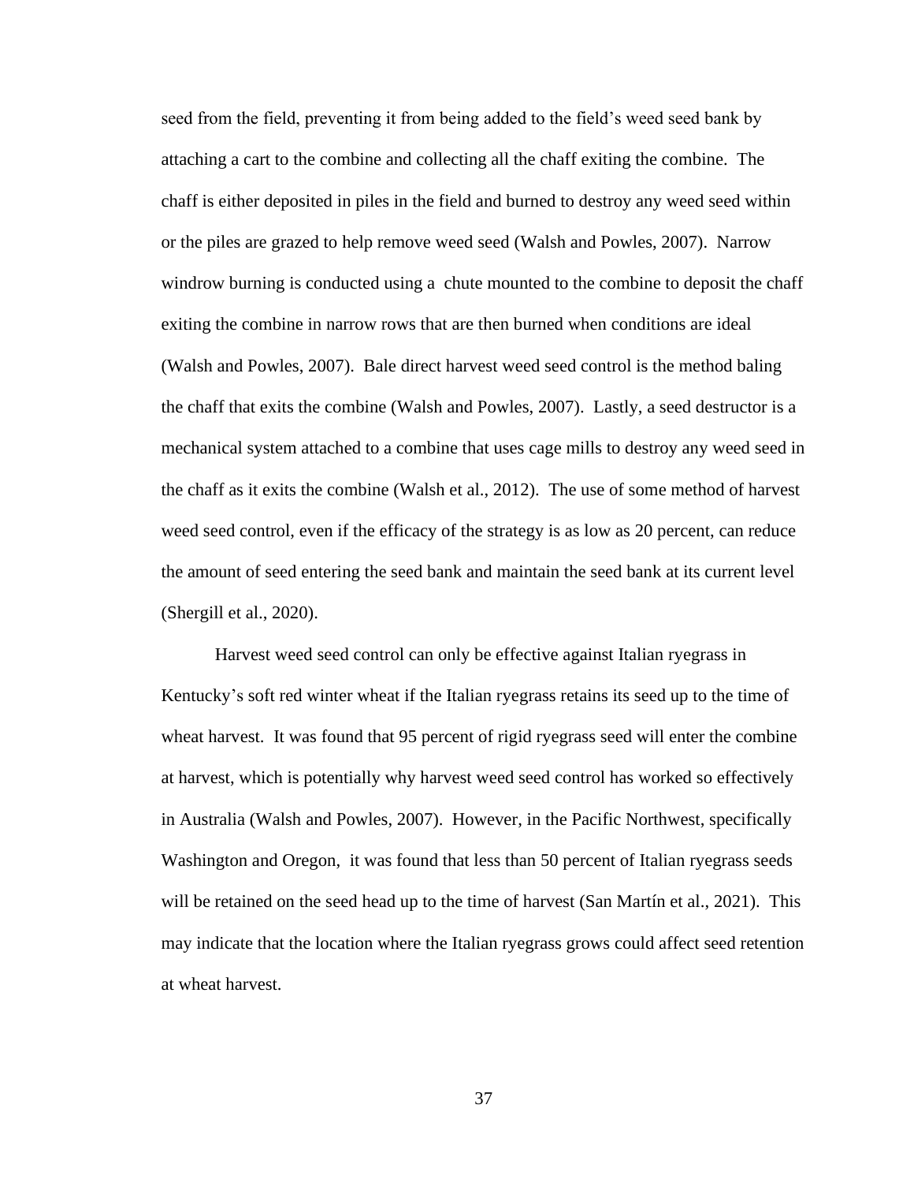seed from the field, preventing it from being added to the field's weed seed bank by attaching a cart to the combine and collecting all the chaff exiting the combine. The chaff is either deposited in piles in the field and burned to destroy any weed seed within or the piles are grazed to help remove weed seed (Walsh and Powles, 2007). Narrow windrow burning is conducted using a chute mounted to the combine to deposit the chaff exiting the combine in narrow rows that are then burned when conditions are ideal (Walsh and Powles, 2007). Bale direct harvest weed seed control is the method baling the chaff that exits the combine (Walsh and Powles, 2007). Lastly, a seed destructor is a mechanical system attached to a combine that uses cage mills to destroy any weed seed in the chaff as it exits the combine (Walsh et al., 2012). The use of some method of harvest weed seed control, even if the efficacy of the strategy is as low as 20 percent, can reduce the amount of seed entering the seed bank and maintain the seed bank at its current level (Shergill et al., 2020).

Harvest weed seed control can only be effective against Italian ryegrass in Kentucky's soft red winter wheat if the Italian ryegrass retains its seed up to the time of wheat harvest. It was found that 95 percent of rigid ryegrass seed will enter the combine at harvest, which is potentially why harvest weed seed control has worked so effectively in Australia (Walsh and Powles, 2007). However, in the Pacific Northwest, specifically Washington and Oregon, it was found that less than 50 percent of Italian ryegrass seeds will be retained on the seed head up to the time of harvest (San Martín et al., 2021). This may indicate that the location where the Italian ryegrass grows could affect seed retention at wheat harvest.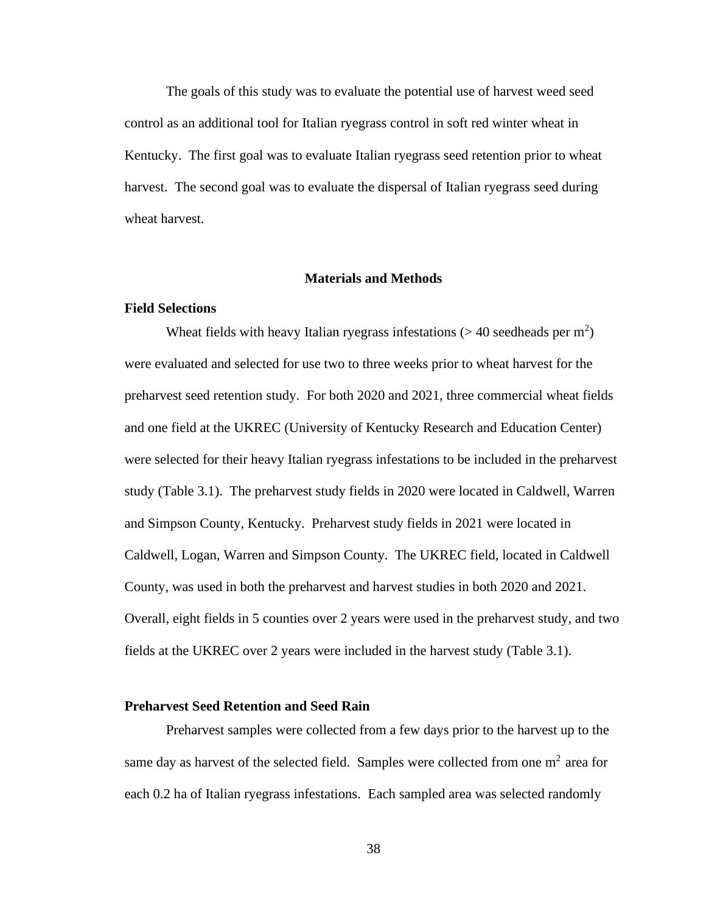The goals of this study was to evaluate the potential use of harvest weed seed control as an additional tool for Italian ryegrass control in soft red winter wheat in Kentucky. The first goal was to evaluate Italian ryegrass seed retention prior to wheat harvest. The second goal was to evaluate the dispersal of Italian ryegrass seed during wheat harvest.

## Materials and Methods

### Field Selections

Wheat fields with heavy Italian ryegrass infestations (> 40 seedheads per $m^2$) were evaluated and selected for use two to three weeks prior to wheat harvest for the preharvest seed retention study. For both 2020 and 2021, three commercial wheat fields and one field at the UKREC (University of Kentucky Research and Education Center) were selected for their heavy Italian ryegrass infestations to be included in the preharvest study (Table 3.1). The preharvest study fields in 2020 were located in Caldwell, Warren and Simpson County, Kentucky. Preharvest study fields in 2021 were located in Caldwell, Logan, Warren and Simpson County. The UKREC field, located in Caldwell County, was used in both the preharvest and harvest studies in both 2020 and 2021. Overall, eight fields in 5 counties over 2 years were used in the preharvest study, and two fields at the UKREC over 2 years were included in the harvest study (Table 3.1).

### Preharvest Seed Retention and Seed Rain

Preharvest samples were collected from a few days prior to the harvest up to the same day as harvest of the selected field. Samples were collected from one $m^2$ area for each 0.2 ha of Italian ryegrass infestations. Each sampled area was selected randomly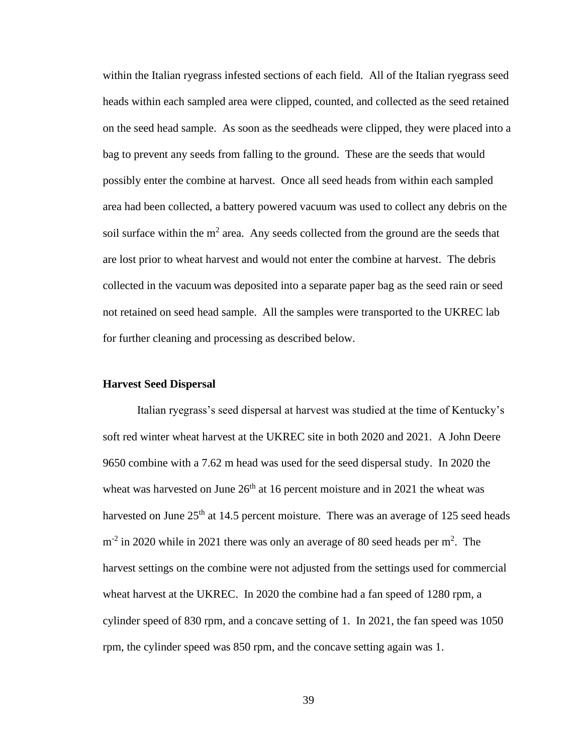within the Italian ryegrass infested sections of each field. All of the Italian ryegrass seed heads within each sampled area were clipped, counted, and collected as the seed retained on the seed head sample. As soon as the seedheads were clipped, they were placed into a bag to prevent any seeds from falling to the ground. These are the seeds that would possibly enter the combine at harvest. Once all seed heads from within each sampled area had been collected, a battery powered vacuum was used to collect any debris on the soil surface within the $m^2$ area. Any seeds collected from the ground are the seeds that are lost prior to wheat harvest and would not enter the combine at harvest. The debris collected in the vacuum was deposited into a separate paper bag as the seed rain or seed not retained on seed head sample. All the samples were transported to the UKREC lab for further cleaning and processing as described below.

**Harvest Seed Dispersal**

Italian ryegrass's seed dispersal at harvest was studied at the time of Kentucky's soft red winter wheat harvest at the UKREC site in both 2020 and 2021. A John Deere 9650 combine with a 7.62 m head was used for the seed dispersal study. In 2020 the wheat was harvested on June 26th at 16 percent moisture and in 2021 the wheat was harvested on June 25th at 14.5 percent moisture. There was an average of 125 seed heads $m^{-2}$ in 2020 while in 2021 there was only an average of 80 seed heads per $m^2$. The harvest settings on the combine were not adjusted from the settings used for commercial wheat harvest at the UKREC. In 2020 the combine had a fan speed of 1280 rpm, a cylinder speed of 830 rpm, and a concave setting of 1. In 2021, the fan speed was 1050 rpm, the cylinder speed was 850 rpm, and the concave setting again was 1.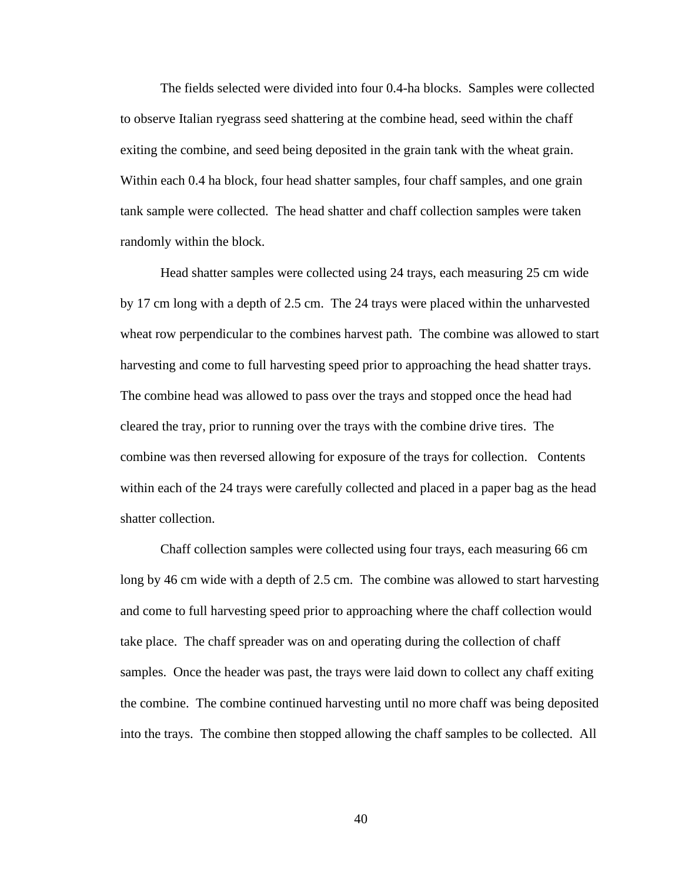The fields selected were divided into four 0.4-ha blocks. Samples were collected to observe Italian ryegrass seed shattering at the combine head, seed within the chaff exiting the combine, and seed being deposited in the grain tank with the wheat grain. Within each 0.4 ha block, four head shatter samples, four chaff samples, and one grain tank sample were collected. The head shatter and chaff collection samples were taken randomly within the block.

Head shatter samples were collected using 24 trays, each measuring 25 cm wide by 17 cm long with a depth of 2.5 cm. The 24 trays were placed within the unharvested wheat row perpendicular to the combines harvest path. The combine was allowed to start harvesting and come to full harvesting speed prior to approaching the head shatter trays. The combine head was allowed to pass over the trays and stopped once the head had cleared the tray, prior to running over the trays with the combine drive tires. The combine was then reversed allowing for exposure of the trays for collection. Contents within each of the 24 trays were carefully collected and placed in a paper bag as the head shatter collection.

Chaff collection samples were collected using four trays, each measuring 66 cm long by 46 cm wide with a depth of 2.5 cm. The combine was allowed to start harvesting and come to full harvesting speed prior to approaching where the chaff collection would take place. The chaff spreader was on and operating during the collection of chaff samples. Once the header was past, the trays were laid down to collect any chaff exiting the combine. The combine continued harvesting until no more chaff was being deposited into the trays. The combine then stopped allowing the chaff samples to be collected. All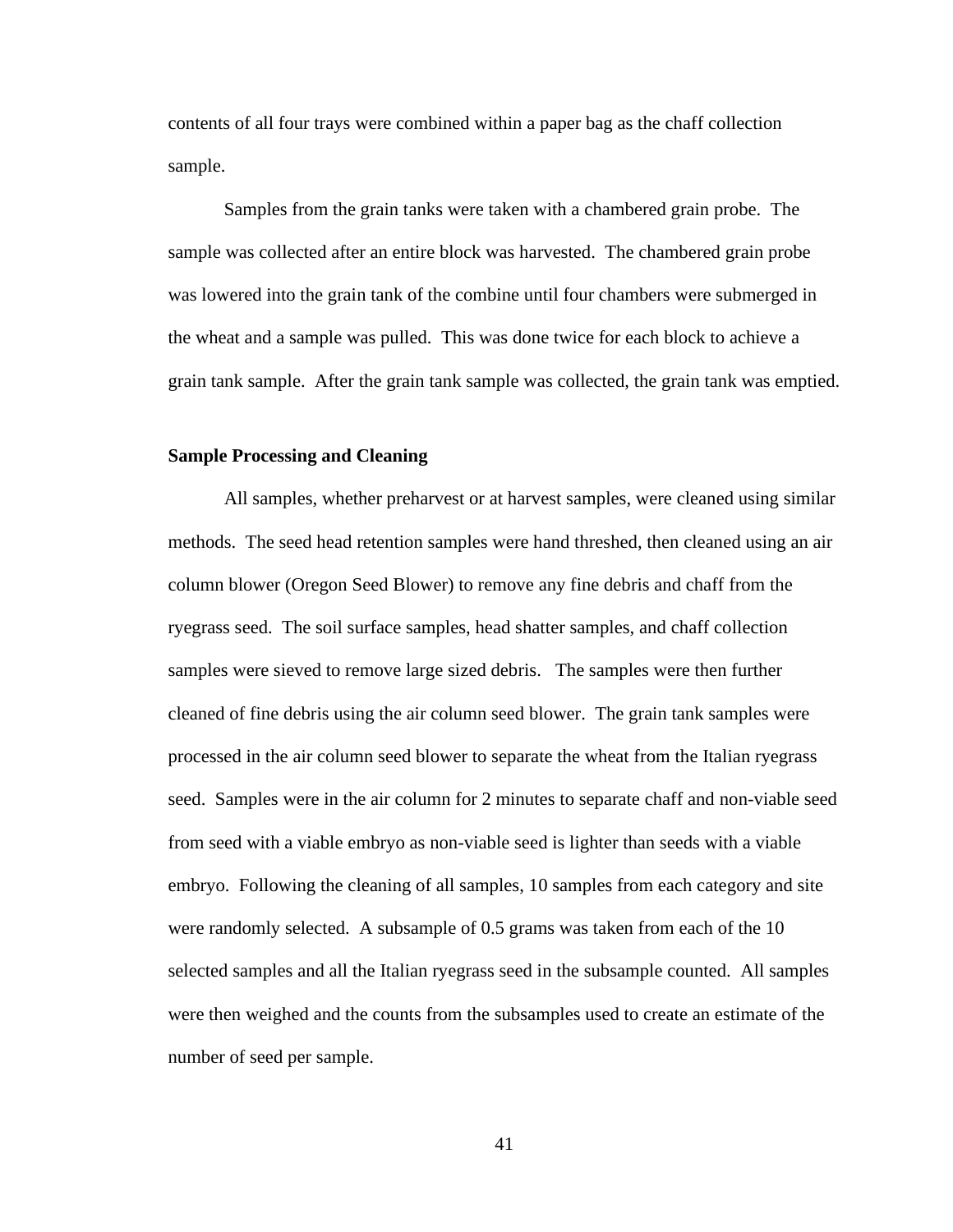contents of all four trays were combined within a paper bag as the chaff collection sample.

Samples from the grain tanks were taken with a chambered grain probe. The sample was collected after an entire block was harvested. The chambered grain probe was lowered into the grain tank of the combine until four chambers were submerged in the wheat and a sample was pulled. This was done twice for each block to achieve a grain tank sample. After the grain tank sample was collected, the grain tank was emptied.

**Sample Processing and Cleaning**

All samples, whether preharvest or at harvest samples, were cleaned using similar methods. The seed head retention samples were hand threshed, then cleaned using an air column blower (Oregon Seed Blower) to remove any fine debris and chaff from the ryegrass seed. The soil surface samples, head shatter samples, and chaff collection samples were sieved to remove large sized debris. The samples were then further cleaned of fine debris using the air column seed blower. The grain tank samples were processed in the air column seed blower to separate the wheat from the Italian ryegrass seed. Samples were in the air column for 2 minutes to separate chaff and non-viable seed from seed with a viable embryo as non-viable seed is lighter than seeds with a viable embryo. Following the cleaning of all samples, 10 samples from each category and site were randomly selected. A subsample of 0.5 grams was taken from each of the 10 selected samples and all the Italian ryegrass seed in the subsample counted. All samples were then weighed and the counts from the subsamples used to create an estimate of the number of seed per sample.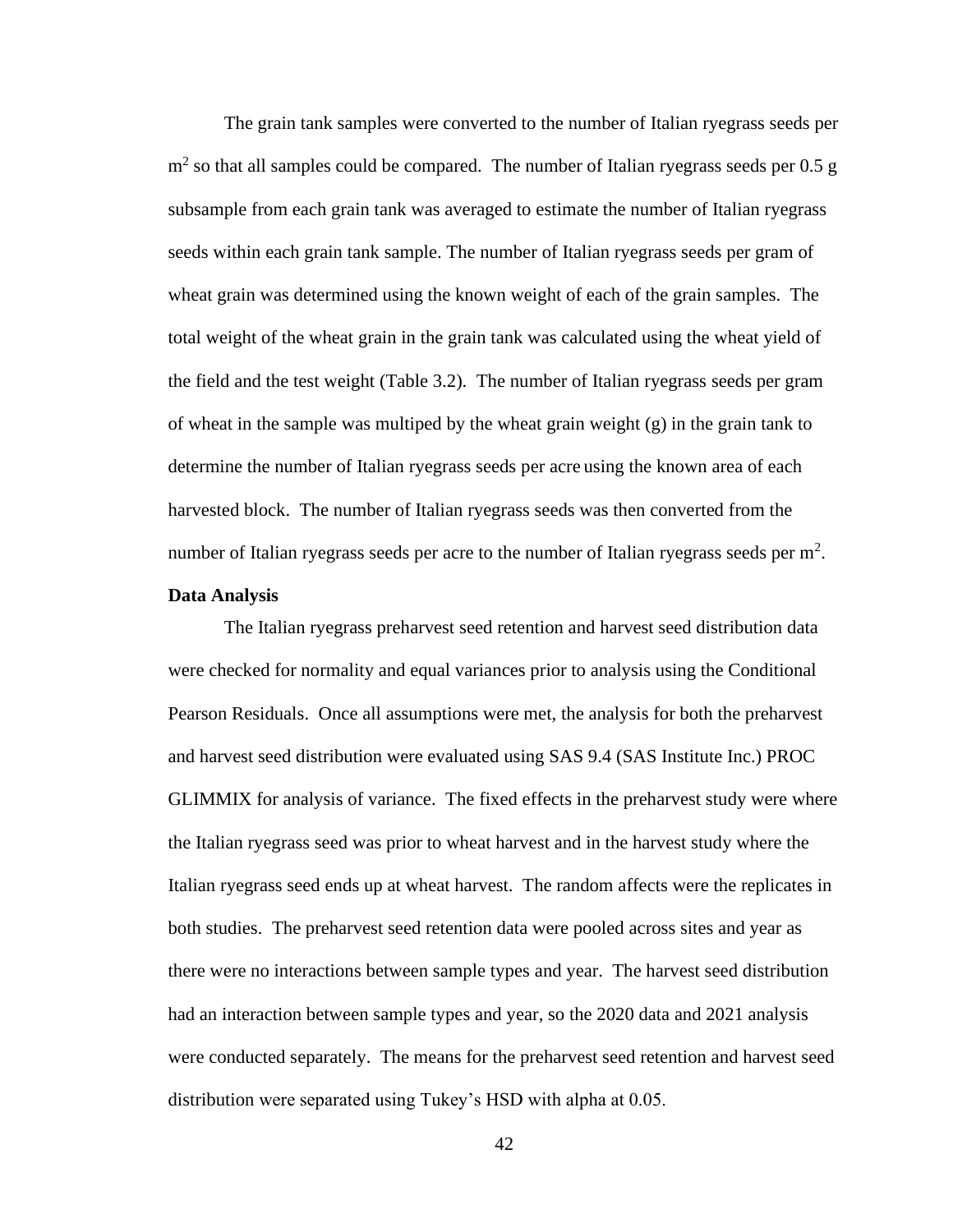The grain tank samples were converted to the number of Italian ryegrass seeds per $m^2$ so that all samples could be compared. The number of Italian ryegrass seeds per 0.5 g subsample from each grain tank was averaged to estimate the number of Italian ryegrass seeds within each grain tank sample. The number of Italian ryegrass seeds per gram of wheat grain was determined using the known weight of each of the grain samples. The total weight of the wheat grain in the grain tank was calculated using the wheat yield of the field and the test weight (Table 3.2). The number of Italian ryegrass seeds per gram of wheat in the sample was multiped by the wheat grain weight (g) in the grain tank to determine the number of Italian ryegrass seeds per acre using the known area of each harvested block. The number of Italian ryegrass seeds was then converted from the number of Italian ryegrass seeds per acre to the number of Italian ryegrass seeds per $m^2$.

**Data Analysis**

The Italian ryegrass preharvest seed retention and harvest seed distribution data were checked for normality and equal variances prior to analysis using the Conditional Pearson Residuals. Once all assumptions were met, the analysis for both the preharvest and harvest seed distribution were evaluated using SAS 9.4 (SAS Institute Inc.) PROC GLIMMIX for analysis of variance. The fixed effects in the preharvest study were where the Italian ryegrass seed was prior to wheat harvest and in the harvest study where the Italian ryegrass seed ends up at wheat harvest. The random affects were the replicates in both studies. The preharvest seed retention data were pooled across sites and year as there were no interactions between sample types and year. The harvest seed distribution had an interaction between sample types and year, so the 2020 data and 2021 analysis were conducted separately. The means for the preharvest seed retention and harvest seed distribution were separated using Tukey's HSD with alpha at 0.05.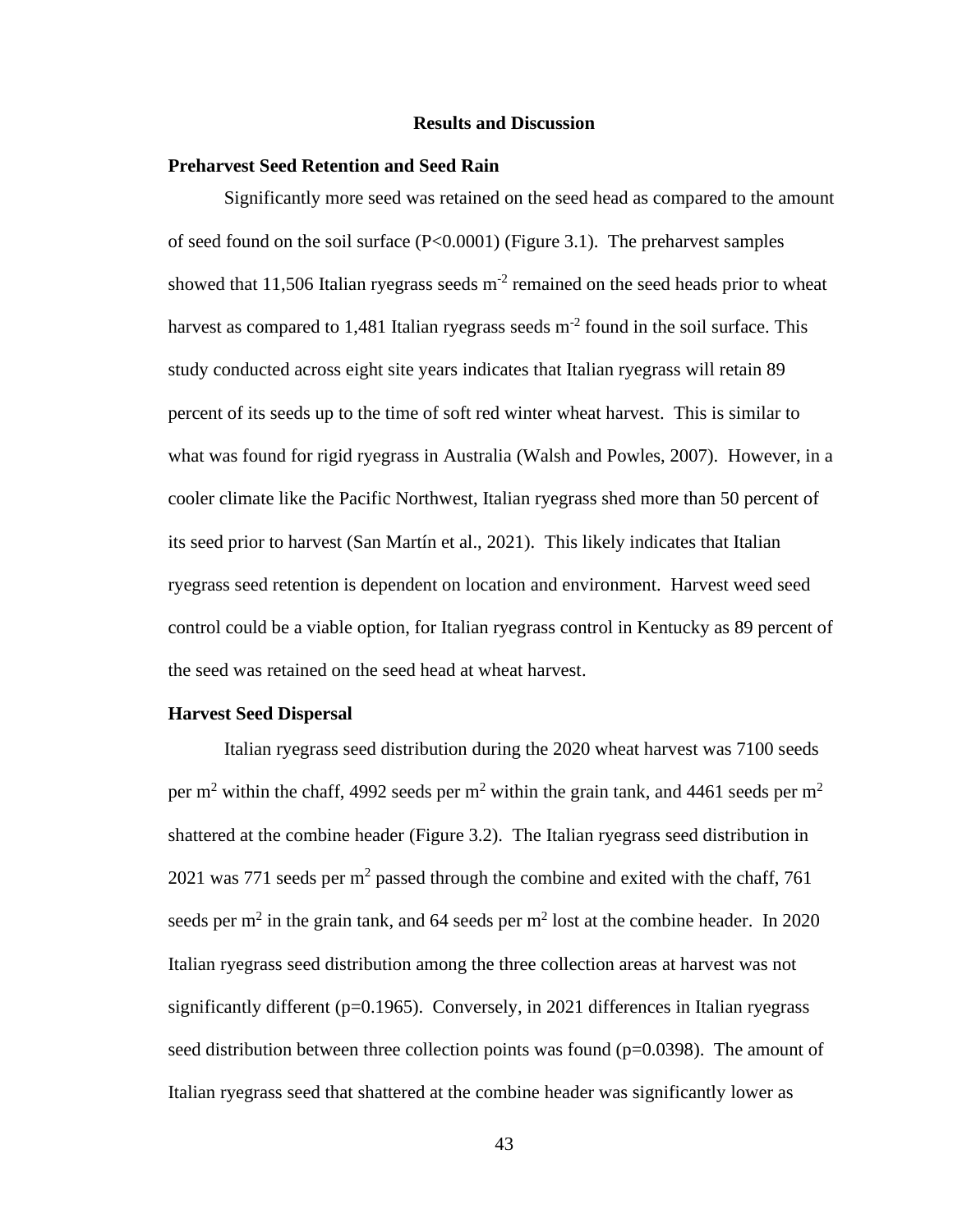## Results and Discussion

### Preharvest Seed Retention and Seed Rain

Significantly more seed was retained on the seed head as compared to the amount of seed found on the soil surface ($P<0.0001$) (Figure 3.1). The preharvest samples showed that 11,506 Italian ryegrass seeds $m^{-2}$ remained on the seed heads prior to wheat harvest as compared to 1,481 Italian ryegrass seeds $m^{-2}$ found in the soil surface. This study conducted across eight site years indicates that Italian ryegrass will retain 89 percent of its seeds up to the time of soft red winter wheat harvest. This is similar to what was found for rigid ryegrass in Australia (Walsh and Powles, 2007). However, in a cooler climate like the Pacific Northwest, Italian ryegrass shed more than 50 percent of its seed prior to harvest (San Martín et al., 2021). This likely indicates that Italian ryegrass seed retention is dependent on location and environment. Harvest weed seed control could be a viable option, for Italian ryegrass control in Kentucky as 89 percent of the seed was retained on the seed head at wheat harvest.

### Harvest Seed Dispersal

Italian ryegrass seed distribution during the 2020 wheat harvest was 7100 seeds per $m^2$ within the chaff, 4992 seeds per $m^2$ within the grain tank, and 4461 seeds per $m^2$ shattered at the combine header (Figure 3.2). The Italian ryegrass seed distribution in 2021 was 771 seeds per $m^2$ passed through the combine and exited with the chaff, 761 seeds per $m^2$ in the grain tank, and 64 seeds per $m^2$ lost at the combine header. In 2020 Italian ryegrass seed distribution among the three collection areas at harvest was not significantly different ($p=0.1965$). Conversely, in 2021 differences in Italian ryegrass seed distribution between three collection points was found ($p=0.0398$). The amount of Italian ryegrass seed that shattered at the combine header was significantly lower as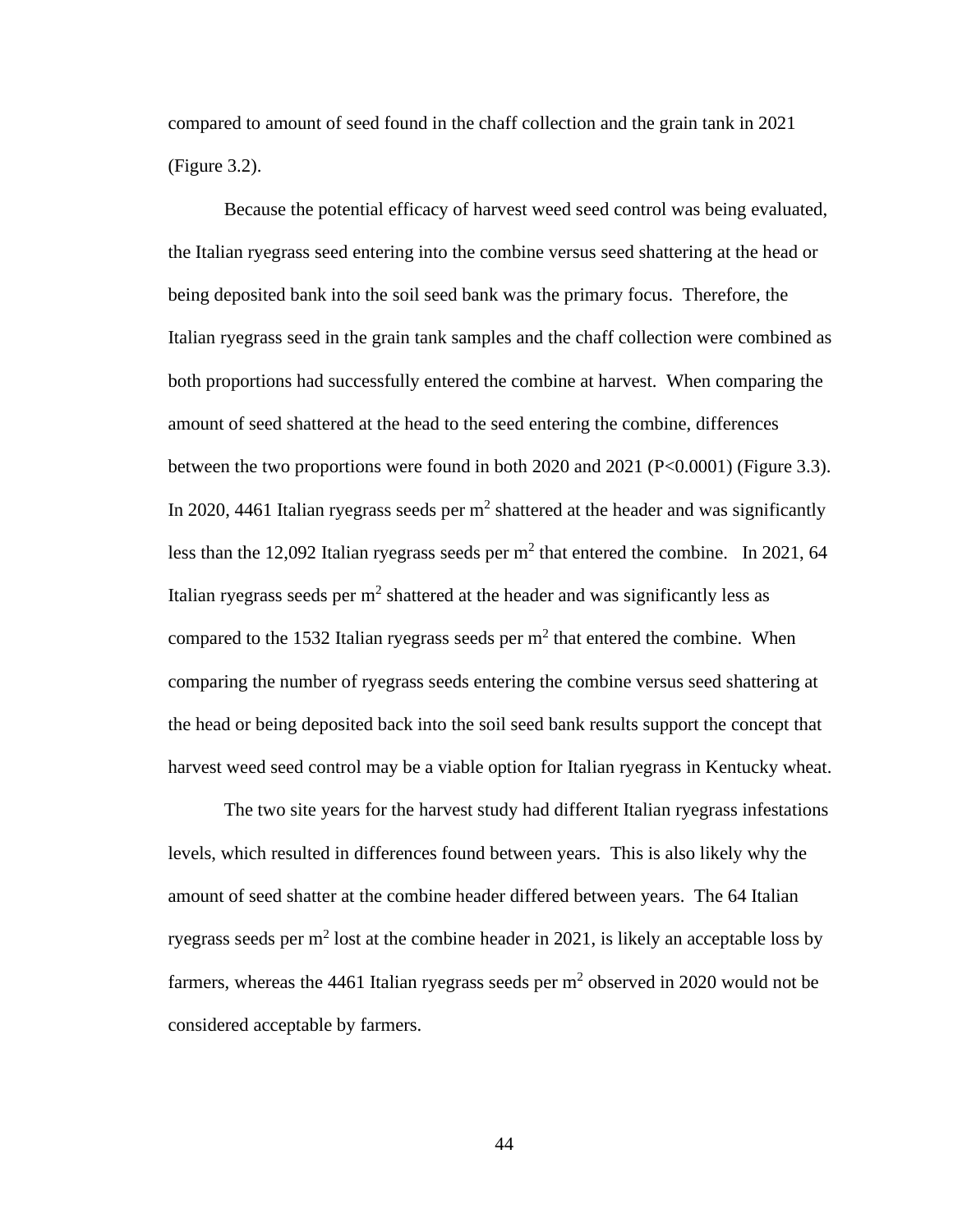compared to amount of seed found in the chaff collection and the grain tank in 2021 (Figure 3.2).

Because the potential efficacy of harvest weed seed control was being evaluated, the Italian ryegrass seed entering into the combine versus seed shattering at the head or being deposited bank into the soil seed bank was the primary focus. Therefore, the Italian ryegrass seed in the grain tank samples and the chaff collection were combined as both proportions had successfully entered the combine at harvest. When comparing the amount of seed shattered at the head to the seed entering the combine, differences between the two proportions were found in both 2020 and 2021 ($P<0.0001$) (Figure 3.3). In 2020, 4461 Italian ryegrass seeds per $m^2$ shattered at the header and was significantly less than the 12,092 Italian ryegrass seeds per $m^2$ that entered the combine. In 2021, 64 Italian ryegrass seeds per $m^2$ shattered at the header and was significantly less as compared to the 1532 Italian ryegrass seeds per $m^2$ that entered the combine. When comparing the number of ryegrass seeds entering the combine versus seed shattering at the head or being deposited back into the soil seed bank results support the concept that harvest weed seed control may be a viable option for Italian ryegrass in Kentucky wheat.

The two site years for the harvest study had different Italian ryegrass infestations levels, which resulted in differences found between years. This is also likely why the amount of seed shatter at the combine header differed between years. The 64 Italian ryegrass seeds per $m^2$ lost at the combine header in 2021, is likely an acceptable loss by farmers, whereas the 4461 Italian ryegrass seeds per $m^2$ observed in 2020 would not be considered acceptable by farmers.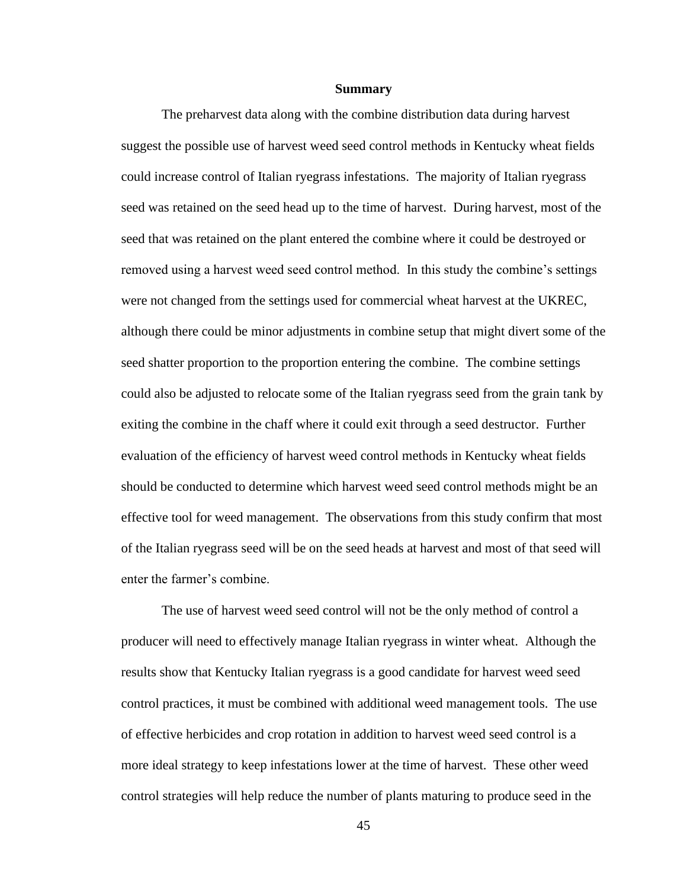## Summary

The preharvest data along with the combine distribution data during harvest suggest the possible use of harvest weed seed control methods in Kentucky wheat fields could increase control of Italian ryegrass infestations. The majority of Italian ryegrass seed was retained on the seed head up to the time of harvest. During harvest, most of the seed that was retained on the plant entered the combine where it could be destroyed or removed using a harvest weed seed control method. In this study the combine's settings were not changed from the settings used for commercial wheat harvest at the UKREC, although there could be minor adjustments in combine setup that might divert some of the seed shatter proportion to the proportion entering the combine. The combine settings could also be adjusted to relocate some of the Italian ryegrass seed from the grain tank by exiting the combine in the chaff where it could exit through a seed destructor. Further evaluation of the efficiency of harvest weed control methods in Kentucky wheat fields should be conducted to determine which harvest weed seed control methods might be an effective tool for weed management. The observations from this study confirm that most of the Italian ryegrass seed will be on the seed heads at harvest and most of that seed will enter the farmer's combine.

The use of harvest weed seed control will not be the only method of control a producer will need to effectively manage Italian ryegrass in winter wheat. Although the results show that Kentucky Italian ryegrass is a good candidate for harvest weed seed control practices, it must be combined with additional weed management tools. The use of effective herbicides and crop rotation in addition to harvest weed seed control is a more ideal strategy to keep infestations lower at the time of harvest. These other weed control strategies will help reduce the number of plants maturing to produce seed in the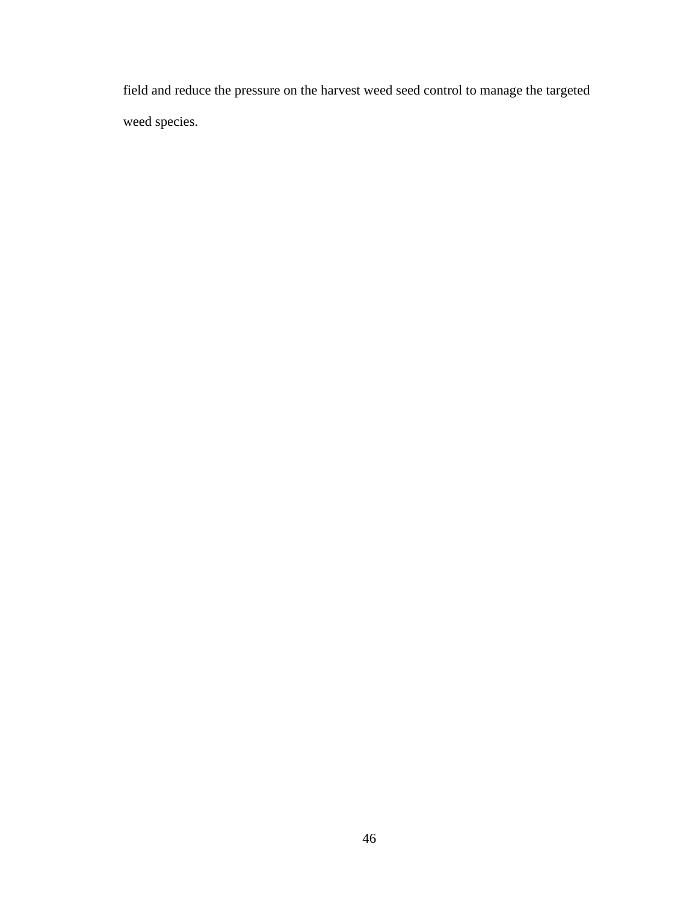field and reduce the pressure on the harvest weed seed control to manage the targeted weed species.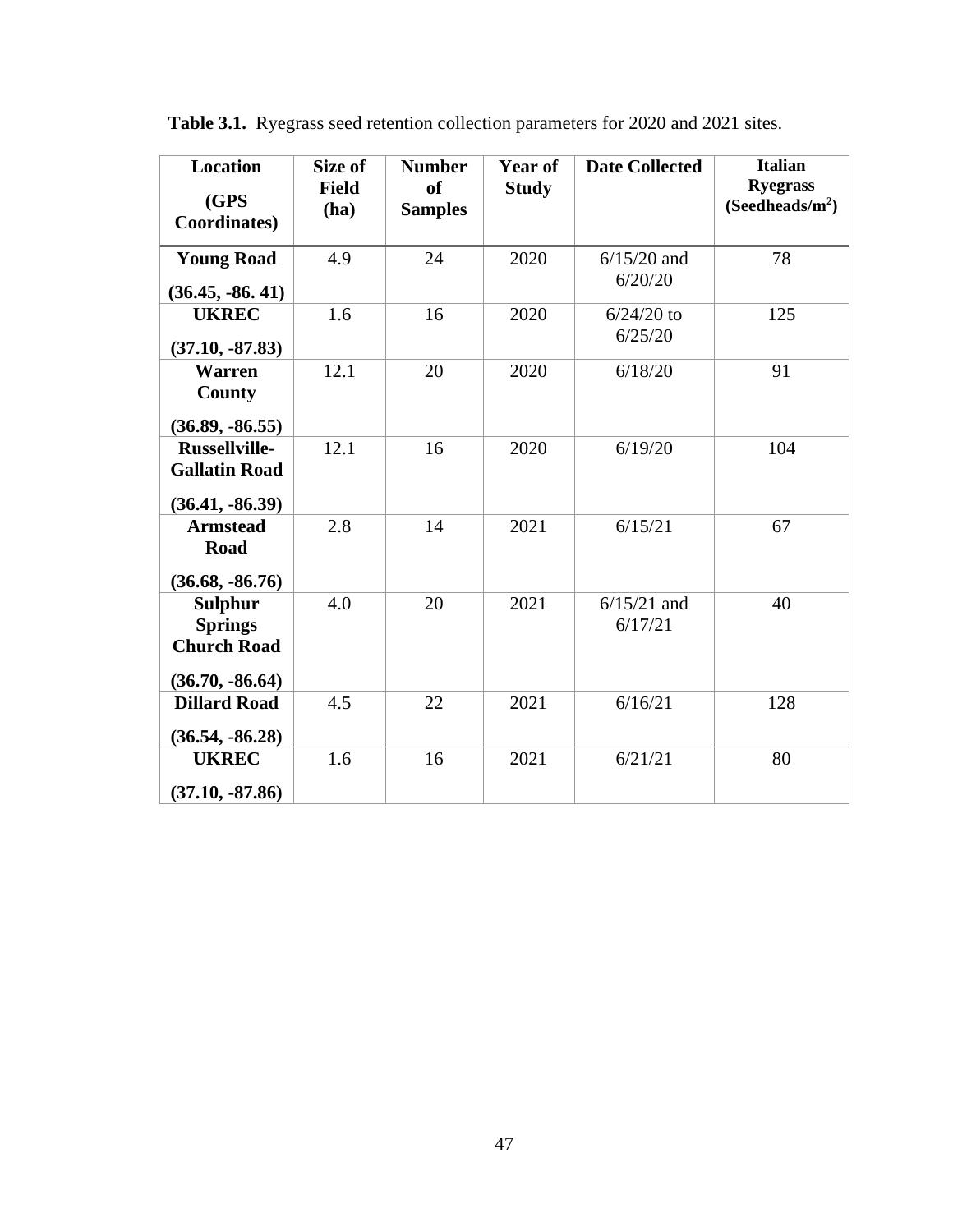**Table 3.1.** Ryegrass seed retention collection parameters for 2020 and 2021 sites.

| Location (GPS Coordinates) | Size of Field (ha) | Number of Samples | Year of Study | Date Collected | Italian Ryegrass (Seedheads/m$^2$) |
|---|---|---|---|---|---|
| **Young Road (36.45, -86. 41)** | 4.9 | 24 | 2020 | 6/15/20 and 6/20/20 | 78 |
| **UKREC (37.10, -87.83)** | 1.6 | 16 | 2020 | 6/24/20 to 6/25/20 | 125 |
| **Warren County (36.89, -86.55)** | 12.1 | 20 | 2020 | 6/18/20 | 91 |
| **Russellville-Gallatin Road (36.41, -86.39)** | 12.1 | 16 | 2020 | 6/19/20 | 104 |
| **Armstead Road (36.68, -86.76)** | 2.8 | 14 | 2021 | 6/15/21 | 67 |
| **Sulphur Springs Church Road (36.70, -86.64)** | 4.0 | 20 | 2021 | 6/15/21 and 6/17/21 | 40 |
| **Dillard Road (36.54, -86.28)** | 4.5 | 22 | 2021 | 6/16/21 | 128 |
| **UKREC (37.10, -87.86)** | 1.6 | 16 | 2021 | 6/21/21 | 80 |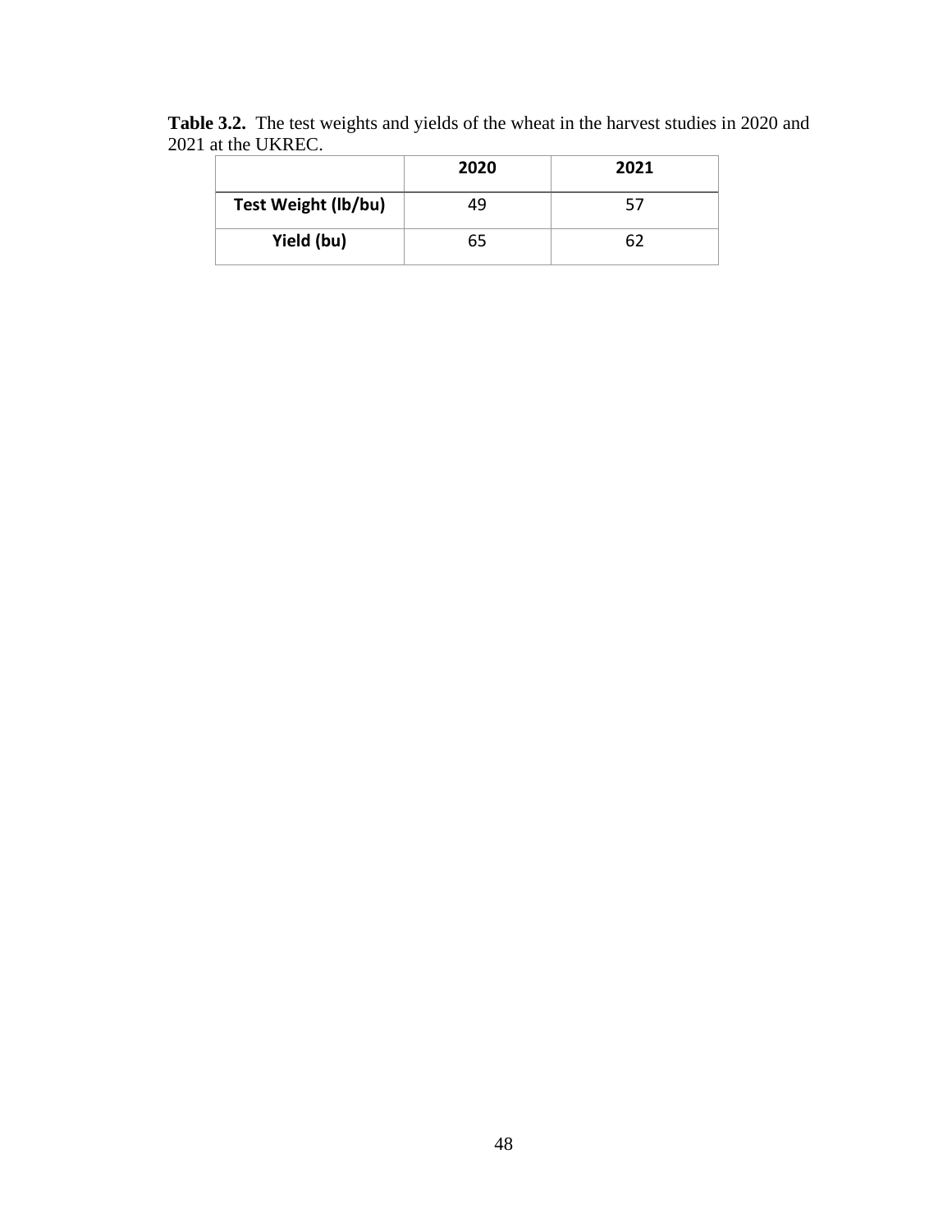**Table 3.2.** The test weights and yields of the wheat in the harvest studies in 2020 and 2021 at the UKREC.

| | 2020 | 2021 |
|---|---|---|
| **Test Weight (lb/bu)** | 49 | 57 |
| **Yield (bu)** | 65 | 62 |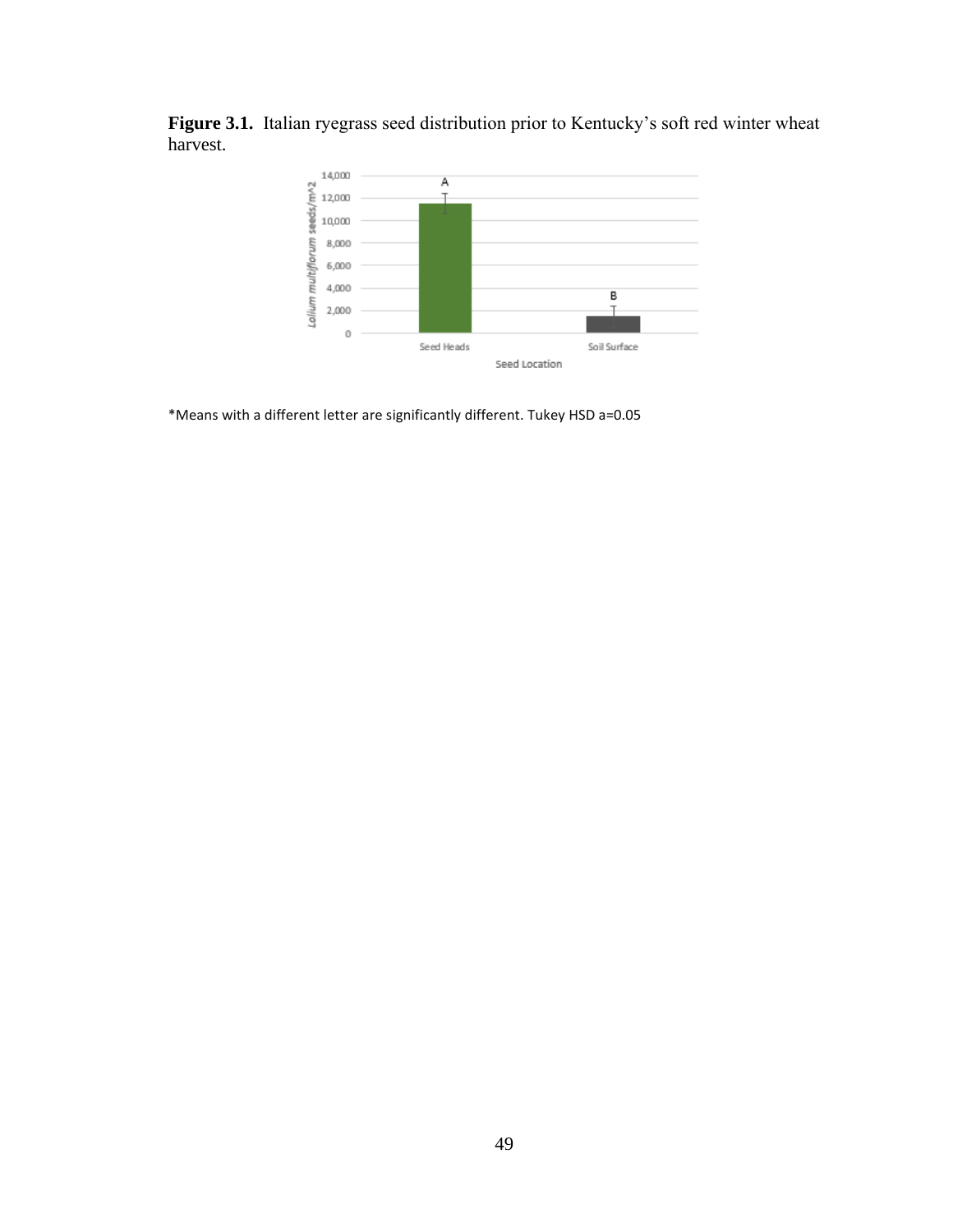**Figure 3.1.** Italian ryegrass seed distribution prior to Kentucky's soft red winter wheat harvest.

*Lolium multiflorum* seeds/m^2

14,000
12,000
10,000
8,000
6,000
4,000
2,000
0

A

B

Seed Heads

Soil Surface

Seed Location

*Means with a different letter are significantly different. Tukey HSD a=0.05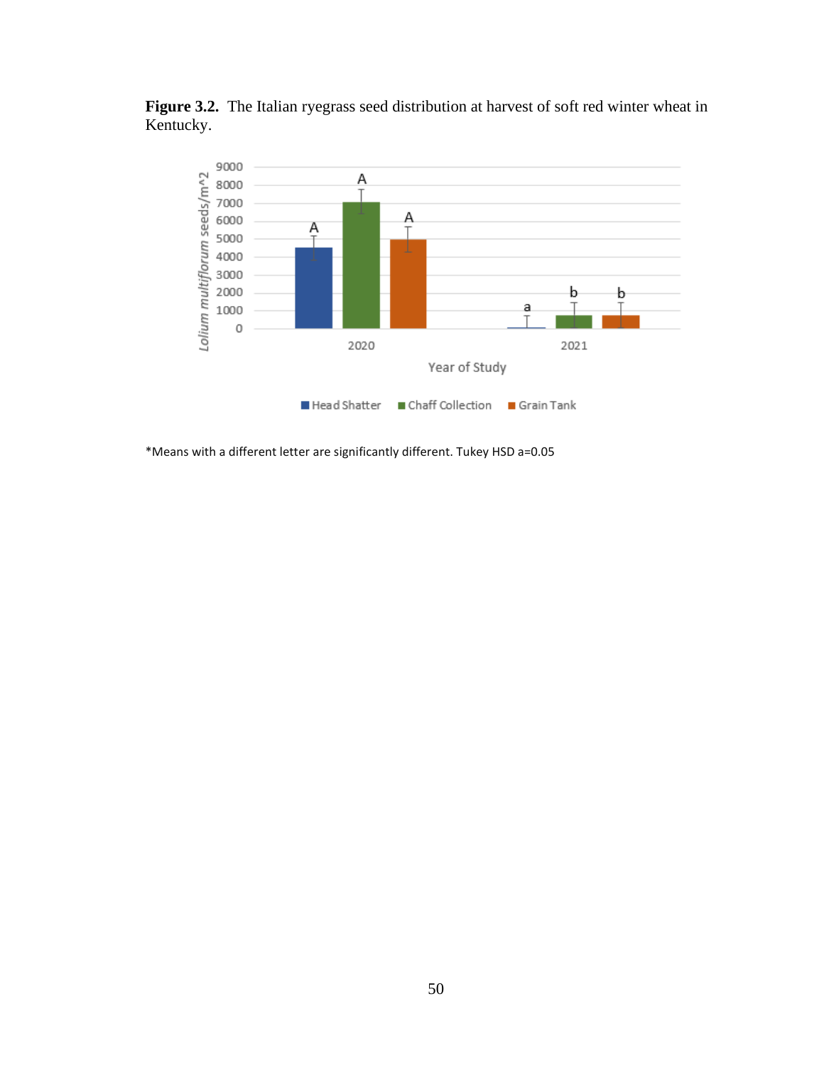**Figure 3.2.** The Italian ryegrass seed distribution at harvest of soft red winter wheat in Kentucky.

*Means with a different letter are significantly different. Tukey HSD a=0.05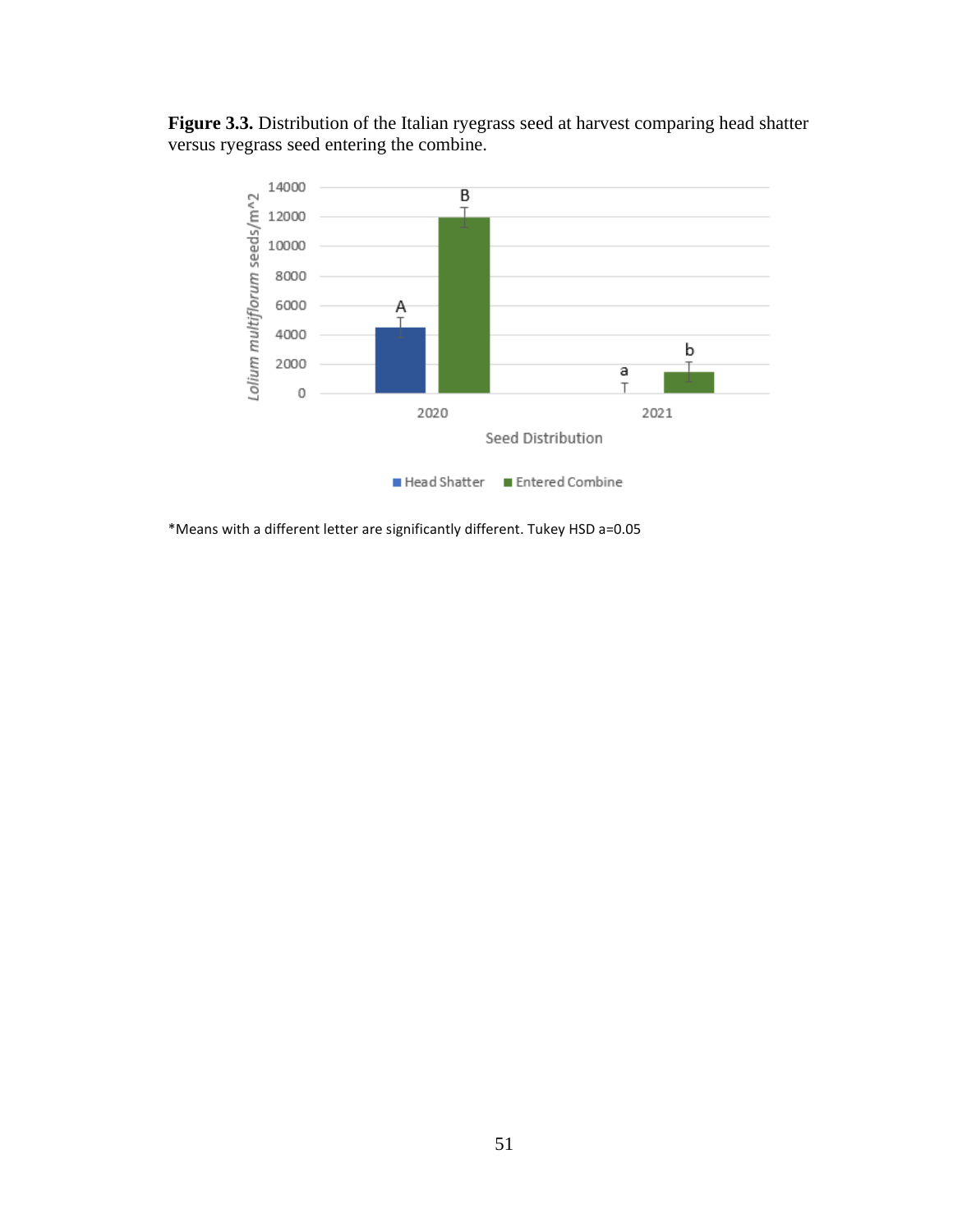**Figure 3.3.** Distribution of the Italian ryegrass seed at harvest comparing head shatter versus ryegrass seed entering the combine.

*Means with a different letter are significantly different. Tukey HSD a=0.05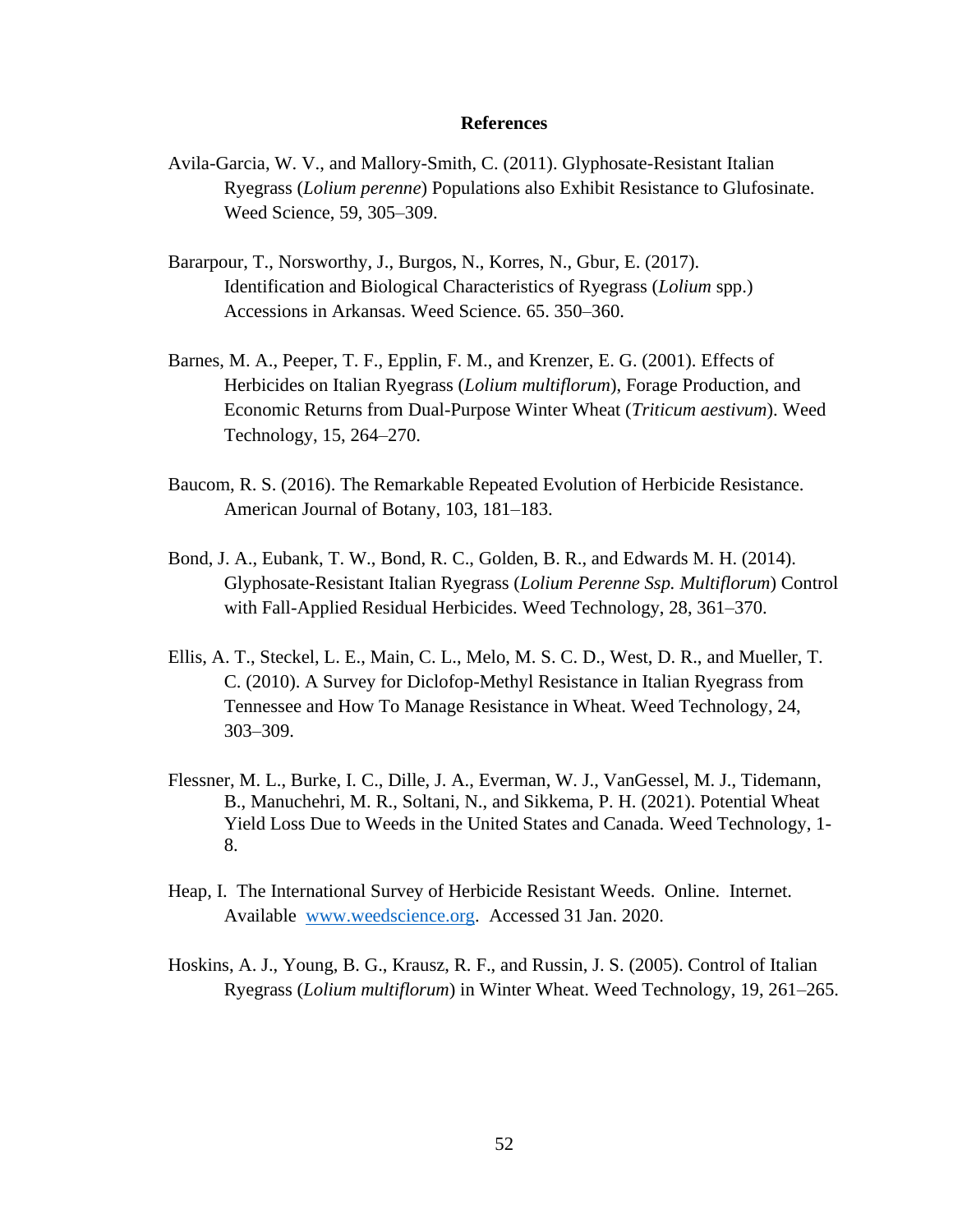# References

Avila-Garcia, W. V., and Mallory-Smith, C. (2011). Glyphosate-Resistant Italian Ryegrass (*Lolium perenne*) Populations also Exhibit Resistance to Glufosinate. Weed Science, 59, 305–309.

Bararpour, T., Norsworthy, J., Burgos, N., Korres, N., Gbur, E. (2017). Identification and Biological Characteristics of Ryegrass (*Lolium* spp.) Accessions in Arkansas. Weed Science. 65. 350–360.

Barnes, M. A., Peeper, T. F., Epplin, F. M., and Krenzer, E. G. (2001). Effects of Herbicides on Italian Ryegrass (*Lolium multiflorum*), Forage Production, and Economic Returns from Dual-Purpose Winter Wheat (*Triticum aestivum*). Weed Technology, 15, 264–270.

Baucom, R. S. (2016). The Remarkable Repeated Evolution of Herbicide Resistance. American Journal of Botany, 103, 181–183.

Bond, J. A., Eubank, T. W., Bond, R. C., Golden, B. R., and Edwards M. H. (2014). Glyphosate-Resistant Italian Ryegrass (*Lolium Perenne Ssp. Multiflorum*) Control with Fall-Applied Residual Herbicides. Weed Technology, 28, 361–370.

Ellis, A. T., Steckel, L. E., Main, C. L., Melo, M. S. C. D., West, D. R., and Mueller, T. C. (2010). A Survey for Diclofop-Methyl Resistance in Italian Ryegrass from Tennessee and How To Manage Resistance in Wheat. Weed Technology, 24, 303–309.

Flessner, M. L., Burke, I. C., Dille, J. A., Everman, W. J., VanGessel, M. J., Tidemann, B., Manuchehri, M. R., Soltani, N., and Sikkema, P. H. (2021). Potential Wheat Yield Loss Due to Weeds in the United States and Canada. Weed Technology, 1-8.

Heap, I. The International Survey of Herbicide Resistant Weeds. Online. Internet. Available www.weedscience.org. Accessed 31 Jan. 2020.

Hoskins, A. J., Young, B. G., Krausz, R. F., and Russin, J. S. (2005). Control of Italian Ryegrass (*Lolium multiflorum*) in Winter Wheat. Weed Technology, 19, 261–265.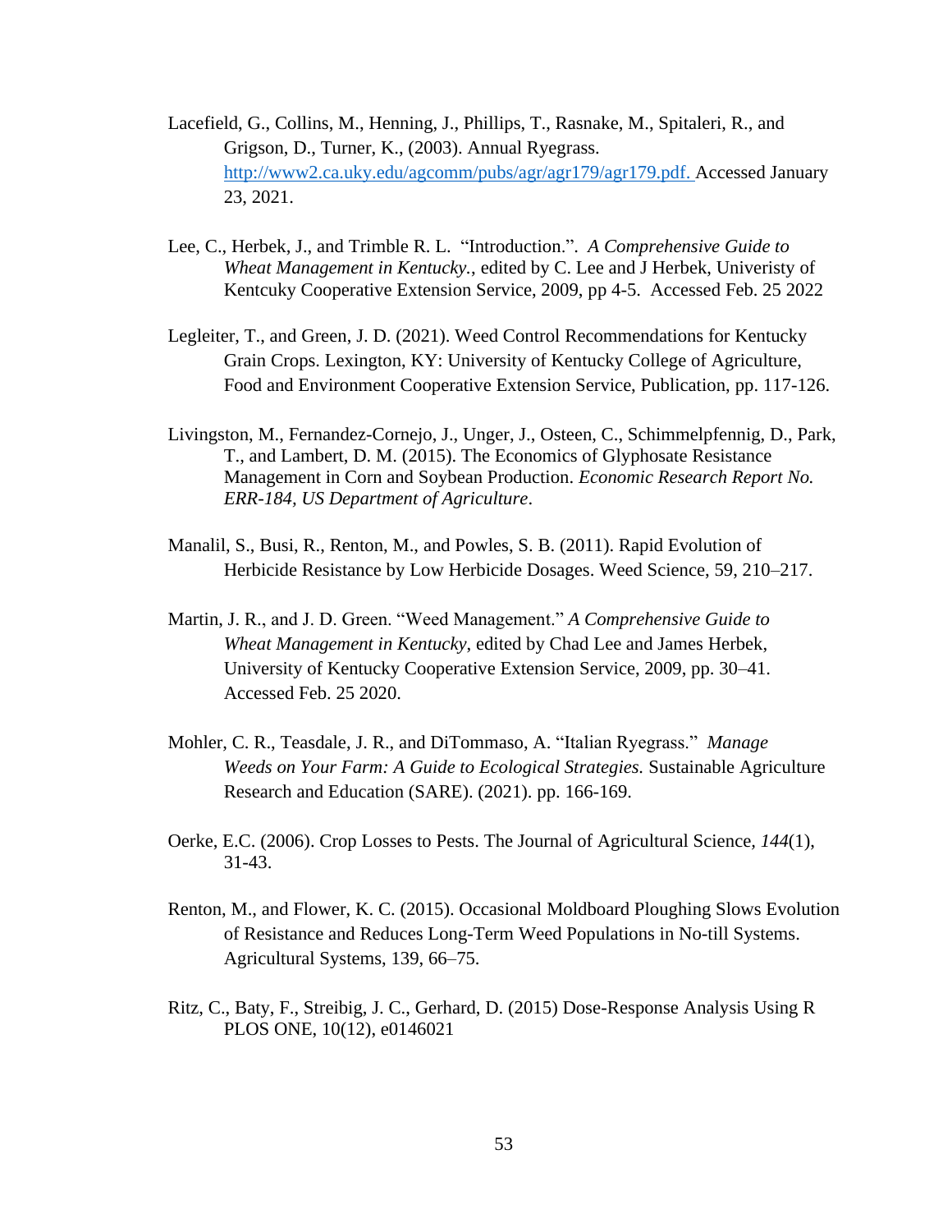Lacefield, G., Collins, M., Henning, J., Phillips, T., Rasnake, M., Spitaleri, R., and Grigson, D., Turner, K., (2003). Annual Ryegrass. http://www2.ca.uky.edu/agcomm/pubs/agr/agr179/agr179.pdf. Accessed January 23, 2021.

Lee, C., Herbek, J., and Trimble R. L. "Introduction.". *A Comprehensive Guide to Wheat Management in Kentucky.*, edited by C. Lee and J Herbek, Univeristy of Kentcuky Cooperative Extension Service, 2009, pp 4-5. Accessed Feb. 25 2022

Legleiter, T., and Green, J. D. (2021). Weed Control Recommendations for Kentucky Grain Crops. Lexington, KY: University of Kentucky College of Agriculture, Food and Environment Cooperative Extension Service, Publication, pp. 117-126.

Livingston, M., Fernandez-Cornejo, J., Unger, J., Osteen, C., Schimmelpfennig, D., Park, T., and Lambert, D. M. (2015). The Economics of Glyphosate Resistance Management in Corn and Soybean Production. *Economic Research Report No. ERR-184, US Department of Agriculture*.

Manalil, S., Busi, R., Renton, M., and Powles, S. B. (2011). Rapid Evolution of Herbicide Resistance by Low Herbicide Dosages. Weed Science, 59, 210–217.

Martin, J. R., and J. D. Green. "Weed Management." *A Comprehensive Guide to Wheat Management in Kentucky*, edited by Chad Lee and James Herbek, University of Kentucky Cooperative Extension Service, 2009, pp. 30–41. Accessed Feb. 25 2020.

Mohler, C. R., Teasdale, J. R., and DiTommaso, A. "Italian Ryegrass." *Manage Weeds on Your Farm: A Guide to Ecological Strategies.* Sustainable Agriculture Research and Education (SARE). (2021). pp. 166-169.

Oerke, E.C. (2006). Crop Losses to Pests. The Journal of Agricultural Science*, 144*(1), 31-43.

Renton, M., and Flower, K. C. (2015). Occasional Moldboard Ploughing Slows Evolution of Resistance and Reduces Long-Term Weed Populations in No-till Systems. Agricultural Systems, 139, 66–75.

Ritz, C., Baty, F., Streibig, J. C., Gerhard, D. (2015) Dose-Response Analysis Using R PLOS ONE, 10(12), e0146021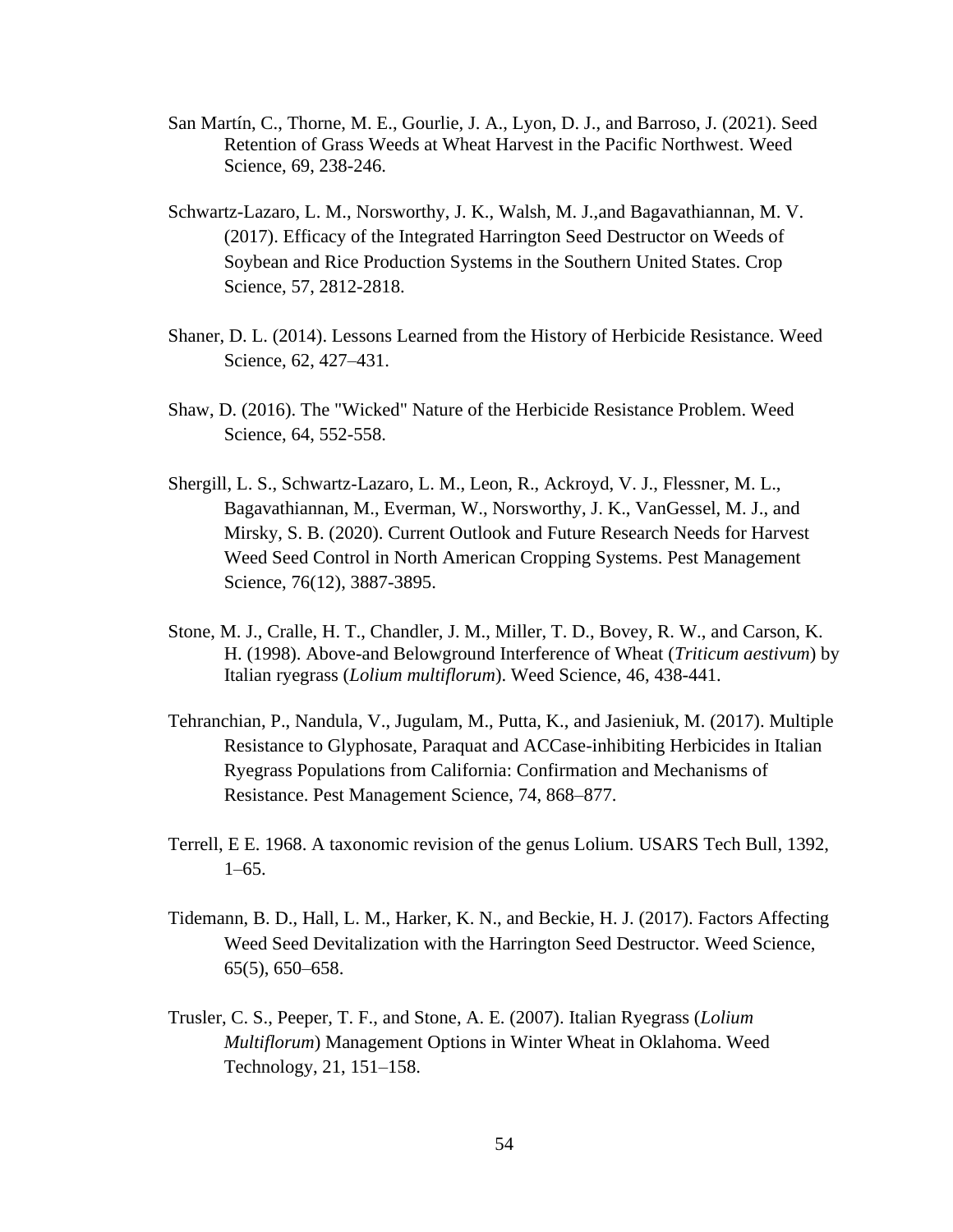San Martín, C., Thorne, M. E., Gourlie, J. A., Lyon, D. J., and Barroso, J. (2021). Seed Retention of Grass Weeds at Wheat Harvest in the Pacific Northwest. Weed Science, 69, 238-246.

Schwartz-Lazaro, L. M., Norsworthy, J. K., Walsh, M. J.,and Bagavathiannan, M. V. (2017). Efficacy of the Integrated Harrington Seed Destructor on Weeds of Soybean and Rice Production Systems in the Southern United States. Crop Science, 57, 2812-2818.

Shaner, D. L. (2014). Lessons Learned from the History of Herbicide Resistance. Weed Science, 62, 427–431.

Shaw, D. (2016). The "Wicked" Nature of the Herbicide Resistance Problem. Weed Science, 64, 552-558.

Shergill, L. S., Schwartz-Lazaro, L. M., Leon, R., Ackroyd, V. J., Flessner, M. L., Bagavathiannan, M., Everman, W., Norsworthy, J. K., VanGessel, M. J., and Mirsky, S. B. (2020). Current Outlook and Future Research Needs for Harvest Weed Seed Control in North American Cropping Systems. Pest Management Science, 76(12), 3887-3895.

Stone, M. J., Cralle, H. T., Chandler, J. M., Miller, T. D., Bovey, R. W., and Carson, K. H. (1998). Above-and Belowground Interference of Wheat (*Triticum aestivum*) by Italian ryegrass (*Lolium multiflorum*). Weed Science, 46, 438-441.

Tehranchian, P., Nandula, V., Jugulam, M., Putta, K., and Jasieniuk, M. (2017). Multiple Resistance to Glyphosate, Paraquat and ACCase-inhibiting Herbicides in Italian Ryegrass Populations from California: Confirmation and Mechanisms of Resistance. Pest Management Science, 74, 868–877.

Terrell, E E. 1968. A taxonomic revision of the genus Lolium. USARS Tech Bull, 1392, 1–65.

Tidemann, B. D., Hall, L. M., Harker, K. N., and Beckie, H. J. (2017). Factors Affecting Weed Seed Devitalization with the Harrington Seed Destructor. Weed Science, 65(5), 650–658.

Trusler, C. S., Peeper, T. F., and Stone, A. E. (2007). Italian Ryegrass (*Lolium Multiflorum*) Management Options in Winter Wheat in Oklahoma. Weed Technology, 21, 151–158.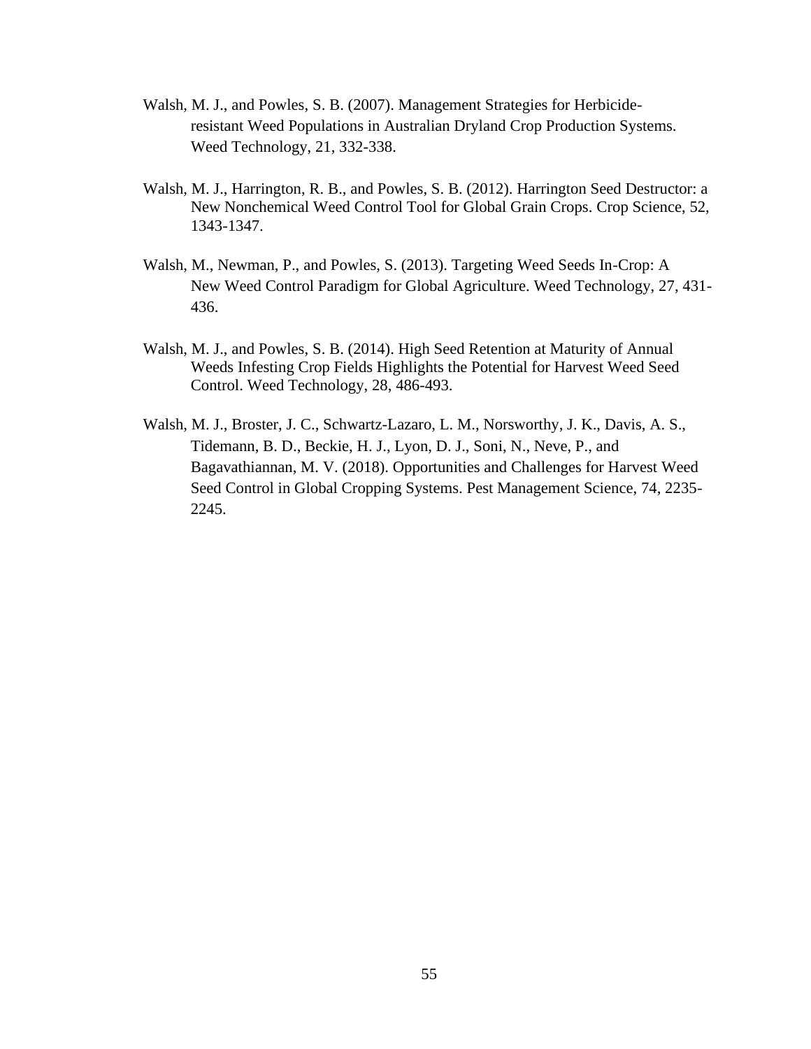Walsh, M. J., and Powles, S. B. (2007). Management Strategies for Herbicide-resistant Weed Populations in Australian Dryland Crop Production Systems. Weed Technology, 21, 332-338.

Walsh, M. J., Harrington, R. B., and Powles, S. B. (2012). Harrington Seed Destructor: a New Nonchemical Weed Control Tool for Global Grain Crops. Crop Science, 52, 1343-1347.

Walsh, M., Newman, P., and Powles, S. (2013). Targeting Weed Seeds In-Crop: A New Weed Control Paradigm for Global Agriculture. Weed Technology, 27, 431-436.

Walsh, M. J., and Powles, S. B. (2014). High Seed Retention at Maturity of Annual Weeds Infesting Crop Fields Highlights the Potential for Harvest Weed Seed Control. Weed Technology, 28, 486-493.

Walsh, M. J., Broster, J. C., Schwartz-Lazaro, L. M., Norsworthy, J. K., Davis, A. S., Tidemann, B. D., Beckie, H. J., Lyon, D. J., Soni, N., Neve, P., and Bagavathiannan, M. V. (2018). Opportunities and Challenges for Harvest Weed Seed Control in Global Cropping Systems. Pest Management Science, 74, 2235-2245.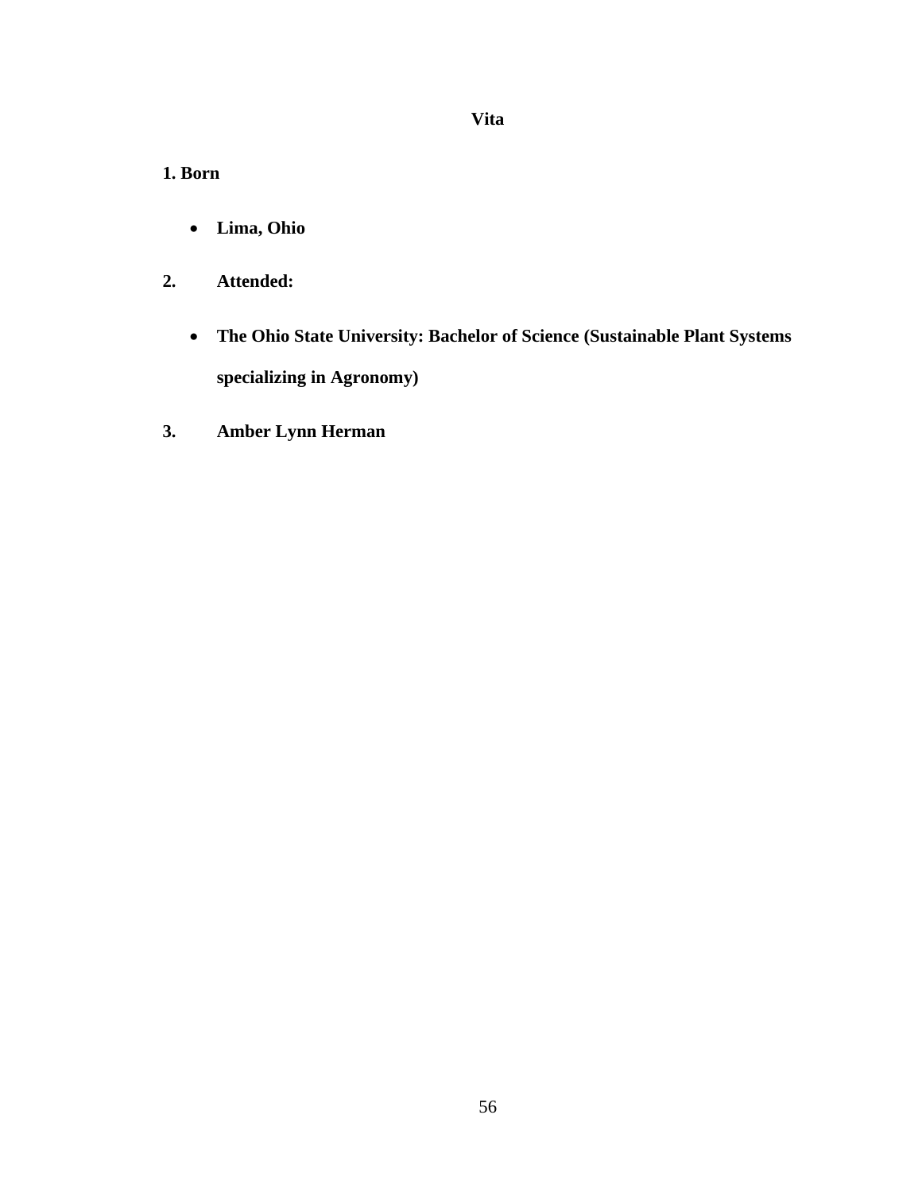# Vita

**1. Born**

- **Lima, Ohio**

**2. Attended:**

- **The Ohio State University: Bachelor of Science (Sustainable Plant Systems specializing in Agronomy)**

**3. Amber Lynn Herman**